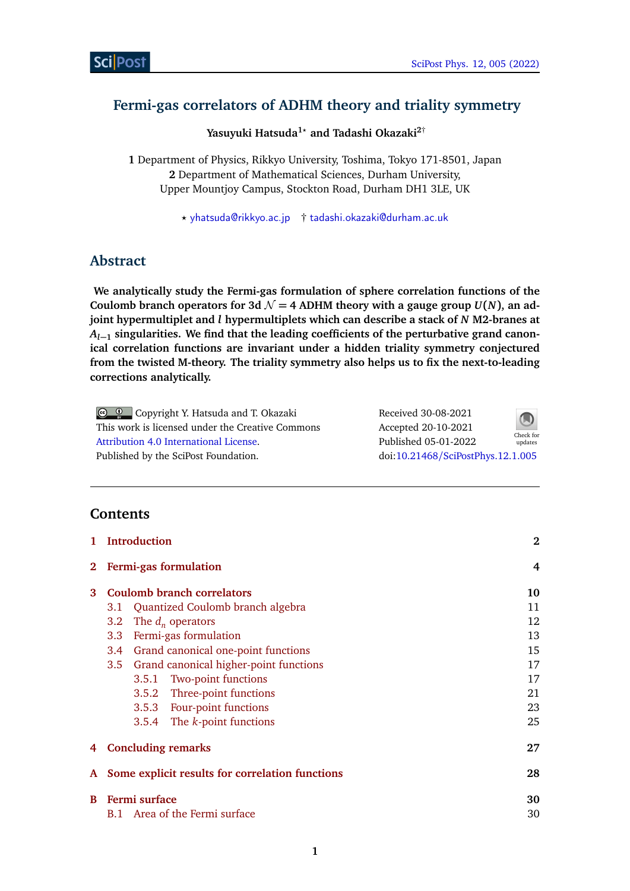# Fermi-gas correlators of ADHM theory and triality symmetry

**Yasuyuki Hatsuda[1⋆] and Tadashi Okazaki[2†]**

**1** Department of Physics, Rikkyo University, Toshima, Tokyo 171-8501, Japan
**2** Department of Mathematical Sciences, Durham University,
Upper Mountjoy Campus, Stockton Road, Durham DH1 3LE, UK

⋆ yhatsuda@rikkyo.ac.jp † tadashi.okazaki@durham.ac.uk

## Abstract

**We analytically study the Fermi-gas formulation of sphere correlation functions of the Coulomb branch operators for 3d $\mathcal{N} = 4$ ADHM theory with a gauge group $U(N)$, an adjoint hypermultiplet and $l$ hypermultiplets which can describe a stack of $N$ M2-branes at $A_{l-1}$ singularities. We find that the leading coefficients of the perturbative grand canonical correlation functions are invariant under a hidden triality symmetry conjectured from the twisted M-theory. The triality symmetry also helps us to fix the next-to-leading corrections analytically.**

Copyright Y. Hatsuda and T. Okazaki
This work is licensed under the Creative Commons
Attribution 4.0 International License.
Published by the SciPost Foundation.

Received 30-08-2021
Accepted 20-10-2021
Published 05-01-2022
doi:10.21468/SciPostPhys.12.1.005

---

## Contents

1 Introduction 2

2 Fermi-gas formulation 4

3 Coulomb branch correlators 10
- 3.1 Quantized Coulomb branch algebra 11
- 3.2 The $d_n$ operators 12
- 3.3 Fermi-gas formulation 13
- 3.4 Grand canonical one-point functions 15
- 3.5 Grand canonical higher-point functions 17
  - 3.5.1 Two-point functions 17
  - 3.5.2 Three-point functions 21
  - 3.5.3 Four-point functions 23
  - 3.5.4 The $k$-point functions 25

4 Concluding remarks 27

A Some explicit results for correlation functions 28

B Fermi surface 30
- B.1 Area of the Fermi surface 30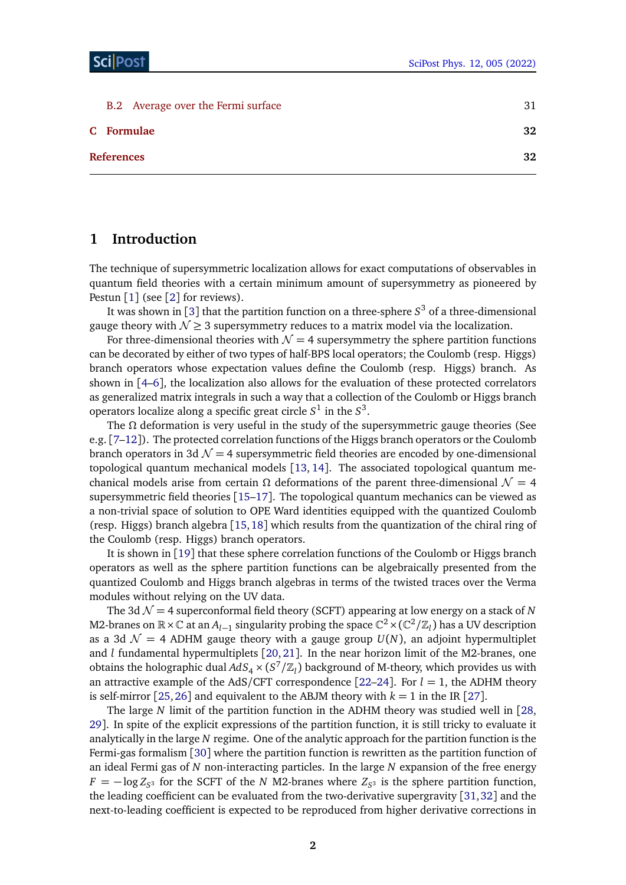B.2 Average over the Fermi surface 31

**C Formulae** **32**

**References** **32**

## 1 Introduction

The technique of supersymmetric localization allows for exact computations of observables in quantum field theories with a certain minimum amount of supersymmetry as pioneered by Pestun [1] (see [2] for reviews).

It was shown in [3] that the partition function on a three-sphere $S^3$ of a three-dimensional gauge theory with $\mathcal{N} \geq 3$ supersymmetry reduces to a matrix model via the localization.

For three-dimensional theories with $\mathcal{N} = 4$ supersymmetry the sphere partition functions can be decorated by either of two types of half-BPS local operators; the Coulomb (resp. Higgs) branch operators whose expectation values define the Coulomb (resp. Higgs) branch. As shown in [4–6], the localization also allows for the evaluation of these protected correlators as generalized matrix integrals in such a way that a collection of the Coulomb or Higgs branch operators localize along a specific great circle $S^1$ in the $S^3$.

The $\Omega$ deformation is very useful in the study of the supersymmetric gauge theories (See e.g. [7–12]). The protected correlation functions of the Higgs branch operators or the Coulomb branch operators in 3d $\mathcal{N} = 4$ supersymmetric field theories are encoded by one-dimensional topological quantum mechanical models [13, 14]. The associated topological quantum mechanical models arise from certain $\Omega$ deformations of the parent three-dimensional $\mathcal{N} = 4$ supersymmetric field theories [15–17]. The topological quantum mechanics can be viewed as a non-trivial space of solution to OPE Ward identities equipped with the quantized Coulomb (resp. Higgs) branch algebra [15, 18] which results from the quantization of the chiral ring of the Coulomb (resp. Higgs) branch operators.

It is shown in [19] that these sphere correlation functions of the Coulomb or Higgs branch operators as well as the sphere partition functions can be algebraically presented from the quantized Coulomb and Higgs branch algebras in terms of the twisted traces over the Verma modules without relying on the UV data.

The 3d $\mathcal{N} = 4$ superconformal field theory (SCFT) appearing at low energy on a stack of $N$ M2-branes on $\mathbb{R} \times \mathbb{C}$ at an $A_{l-1}$ singularity probing the space $\mathbb{C}^2 \times (\mathbb{C}^2/\mathbb{Z}_l)$ has a UV description as a 3d $\mathcal{N} = 4$ ADHM gauge theory with a gauge group $U(N)$, an adjoint hypermultiplet and $l$ fundamental hypermultiplets [20, 21]. In the near horizon limit of the M2-branes, one obtains the holographic dual $AdS_4 \times (S^7/\mathbb{Z}_l)$ background of M-theory, which provides us with an attractive example of the AdS/CFT correspondence [22–24]. For $l = 1$, the ADHM theory is self-mirror [25, 26] and equivalent to the ABJM theory with $k = 1$ in the IR [27].

The large $N$ limit of the partition function in the ADHM theory was studied well in [28, 29]. In spite of the explicit expressions of the partition function, it is still tricky to evaluate it analytically in the large $N$ regime. One of the analytic approach for the partition function is the Fermi-gas formalism [30] where the partition function is rewritten as the partition function of an ideal Fermi gas of $N$ non-interacting particles. In the large $N$ expansion of the free energy $F = -\log Z_{S^3}$ for the SCFT of the $N$ M2-branes where $Z_{S^3}$ is the sphere partition function, the leading coefficient can be evaluated from the two-derivative supergravity [31, 32] and the next-to-leading coefficient is expected to be reproduced from higher derivative corrections in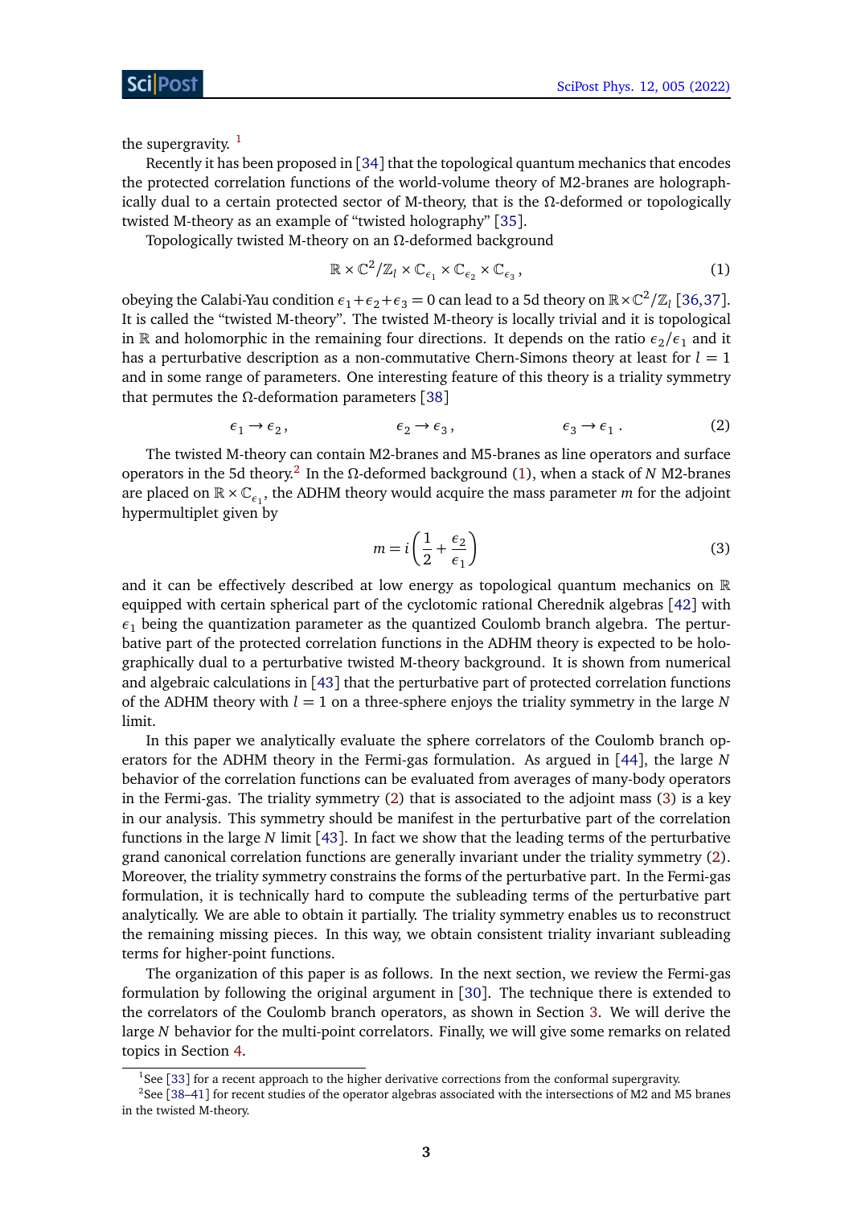the supergravity. [1]

Recently it has been proposed in [34] that the topological quantum mechanics that encodes the protected correlation functions of the world-volume theory of M2-branes are holographically dual to a certain protected sector of M-theory, that is the Ω-deformed or topologically twisted M-theory as an example of "twisted holography" [35].

Topologically twisted M-theory on an Ω-deformed background

$$\mathbb{R}\times\mathbb{C}^2/\mathbb{Z}_l\times\mathbb{C}_{\epsilon_1}\times\mathbb{C}_{\epsilon_2}\times\mathbb{C}_{\epsilon_3}\,, \tag{1}$$

obeying the Calabi-Yau condition $\epsilon_1+\epsilon_2+\epsilon_3=0$ can lead to a 5d theory on $\mathbb{R}\times\mathbb{C}^2/\mathbb{Z}_l$ [36,37]. It is called the "twisted M-theory". The twisted M-theory is locally trivial and it is topological in $\mathbb{R}$ and holomorphic in the remaining four directions. It depends on the ratio $\epsilon_2/\epsilon_1$ and it has a perturbative description as a non-commutative Chern-Simons theory at least for $l=1$ and in some range of parameters. One interesting feature of this theory is a triality symmetry that permutes the Ω-deformation parameters [38]

$$\epsilon_1\to\epsilon_2\,,\qquad\qquad \epsilon_2\to\epsilon_3\,,\qquad\qquad \epsilon_3\to\epsilon_1\,. \tag{2}$$

The twisted M-theory can contain M2-branes and M5-branes as line operators and surface operators in the 5d theory.[2] In the Ω-deformed background (1), when a stack of $N$ M2-branes are placed on $\mathbb{R}\times\mathbb{C}_{\epsilon_1}$, the ADHM theory would acquire the mass parameter $m$ for the adjoint hypermultiplet given by

$$m=i\left(\frac{1}{2}+\frac{\epsilon_2}{\epsilon_1}\right) \tag{3}$$

and it can be effectively described at low energy as topological quantum mechanics on $\mathbb{R}$ equipped with certain spherical part of the cyclotomic rational Cherednik algebras [42] with $\epsilon_1$ being the quantization parameter as the quantized Coulomb branch algebra. The perturbative part of the protected correlation functions in the ADHM theory is expected to be holographically dual to a perturbative twisted M-theory background. It is shown from numerical and algebraic calculations in [43] that the perturbative part of protected correlation functions of the ADHM theory with $l=1$ on a three-sphere enjoys the triality symmetry in the large $N$ limit.

In this paper we analytically evaluate the sphere correlators of the Coulomb branch operators for the ADHM theory in the Fermi-gas formulation. As argued in [44], the large $N$ behavior of the correlation functions can be evaluated from averages of many-body operators in the Fermi-gas. The triality symmetry (2) that is associated to the adjoint mass (3) is a key in our analysis. This symmetry should be manifest in the perturbative part of the correlation functions in the large $N$ limit [43]. In fact we show that the leading terms of the perturbative grand canonical correlation functions are generally invariant under the triality symmetry (2). Moreover, the triality symmetry constrains the forms of the perturbative part. In the Fermi-gas formulation, it is technically hard to compute the subleading terms of the perturbative part analytically. We are able to obtain it partially. The triality symmetry enables us to reconstruct the remaining missing pieces. In this way, we obtain consistent triality invariant subleading terms for higher-point functions.

The organization of this paper is as follows. In the next section, we review the Fermi-gas formulation by following the original argument in [30]. The technique there is extended to the correlators of the Coulomb branch operators, as shown in Section 3. We will derive the large $N$ behavior for the multi-point correlators. Finally, we will give some remarks on related topics in Section 4.

[1] See [33] for a recent approach to the higher derivative corrections from the conformal supergravity.

[2] See [38–41] for recent studies of the operator algebras associated with the intersections of M2 and M5 branes in the twisted M-theory.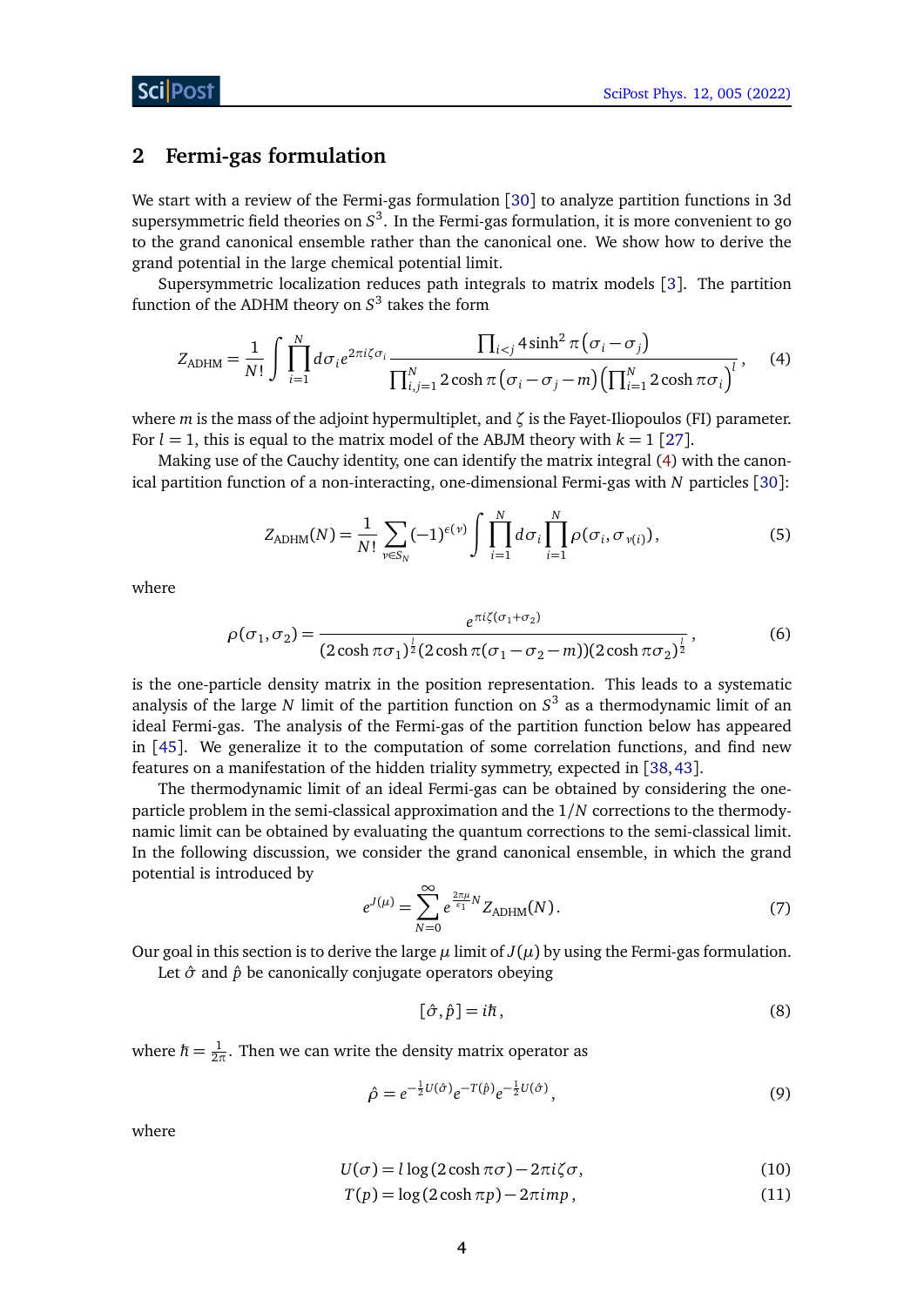## 2 Fermi-gas formulation

We start with a review of the Fermi-gas formulation [30] to analyze partition functions in 3d supersymmetric field theories on $S^3$. In the Fermi-gas formulation, it is more convenient to go to the grand canonical ensemble rather than the canonical one. We show how to derive the grand potential in the large chemical potential limit.

Supersymmetric localization reduces path integrals to matrix models [3]. The partition function of the ADHM theory on $S^3$ takes the form

$$Z_{\text{ADHM}} = \frac{1}{N!} \int \prod_{i=1}^{N} d\sigma_i e^{2\pi i \zeta \sigma_i} \frac{\prod_{i<j} 4\sinh^2 \pi\left(\sigma_i - \sigma_j\right)}{\prod_{i,j=1}^{N} 2\cosh \pi\left(\sigma_i - \sigma_j - m\right) \left(\prod_{i=1}^{N} 2\cosh \pi \sigma_i\right)^l}, \tag{4}$$

where $m$ is the mass of the adjoint hypermultiplet, and $\zeta$ is the Fayet-Iliopoulos (FI) parameter. For $l = 1$, this is equal to the matrix model of the ABJM theory with $k = 1$ [27].

Making use of the Cauchy identity, one can identify the matrix integral (4) with the canonical partition function of a non-interacting, one-dimensional Fermi-gas with $N$ particles [30]:

$$Z_{\text{ADHM}}(N) = \frac{1}{N!} \sum_{\nu \in S_N} (-1)^{\epsilon(\nu)} \int \prod_{i=1}^{N} d\sigma_i \prod_{i=1}^{N} \rho(\sigma_i, \sigma_{\nu(i)}), \tag{5}$$

where

$$\rho(\sigma_1, \sigma_2) = \frac{e^{\pi i \zeta (\sigma_1 + \sigma_2)}}{(2\cosh \pi \sigma_1)^{\frac{l}{2}} (2\cosh \pi(\sigma_1 - \sigma_2 - m))(2\cosh \pi \sigma_2)^{\frac{l}{2}}}, \tag{6}$$

is the one-particle density matrix in the position representation. This leads to a systematic analysis of the large $N$ limit of the partition function on $S^3$ as a thermodynamic limit of an ideal Fermi-gas. The analysis of the Fermi-gas of the partition function below has appeared in [45]. We generalize it to the computation of some correlation functions, and find new features on a manifestation of the hidden triality symmetry, expected in [38, 43].

The thermodynamic limit of an ideal Fermi-gas can be obtained by considering the one-particle problem in the semi-classical approximation and the $1/N$ corrections to the thermodynamic limit can be obtained by evaluating the quantum corrections to the semi-classical limit. In the following discussion, we consider the grand canonical ensemble, in which the grand potential is introduced by

$$e^{J(\mu)} = \sum_{N=0}^{\infty} e^{\frac{2\pi\mu}{\epsilon_1} N} Z_{\text{ADHM}}(N). \tag{7}$$

Our goal in this section is to derive the large $\mu$ limit of $J(\mu)$ by using the Fermi-gas formulation.

Let $\hat{\sigma}$ and $\hat{p}$ be canonically conjugate operators obeying

$$[\hat{\sigma}, \hat{p}] = i\hbar, \tag{8}$$

where $\hbar = \frac{1}{2\pi}$. Then we can write the density matrix operator as

$$\hat{\rho} = e^{-\frac{1}{2}U(\hat{\sigma})} e^{-T(\hat{p})} e^{-\frac{1}{2}U(\hat{\sigma})}, \tag{9}$$

where

$$U(\sigma) = l \log(2\cosh \pi\sigma) - 2\pi i \zeta \sigma, \tag{10}$$

$$T(p) = \log(2\cosh \pi p) - 2\pi i m p, \tag{11}$$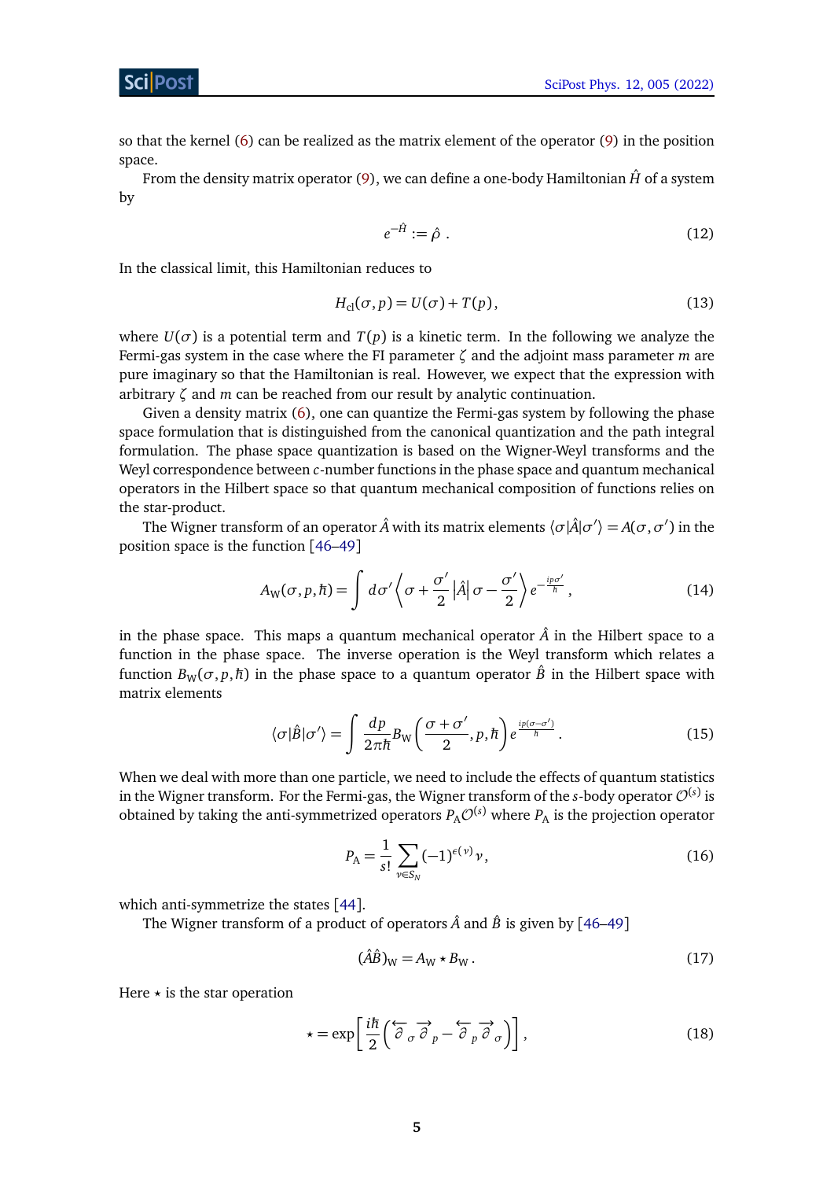so that the kernel (6) can be realized as the matrix element of the operator (9) in the position space.

From the density matrix operator (9), we can define a one-body Hamiltonian $\hat{H}$ of a system by

$$
e^{-\hat{H}} := \hat{\rho} \, . \tag{12}
$$

In the classical limit, this Hamiltonian reduces to

$$
H_{\text{cl}}(\sigma, p) = U(\sigma) + T(p) , \tag{13}
$$

where $U(\sigma)$ is a potential term and $T(p)$ is a kinetic term. In the following we analyze the Fermi-gas system in the case where the FI parameter $\zeta$ and the adjoint mass parameter $m$ are pure imaginary so that the Hamiltonian is real. However, we expect that the expression with arbitrary $\zeta$ and $m$ can be reached from our result by analytic continuation.

Given a density matrix (6), one can quantize the Fermi-gas system by following the phase space formulation that is distinguished from the canonical quantization and the path integral formulation. The phase space quantization is based on the Wigner-Weyl transforms and the Weyl correspondence between $c$-number functions in the phase space and quantum mechanical operators in the Hilbert space so that quantum mechanical composition of functions relies on the star-product.

The Wigner transform of an operator $\hat{A}$ with its matrix elements $\langle \sigma | \hat{A} | \sigma' \rangle = A(\sigma, \sigma')$ in the position space is the function [46–49]

$$
A_{\text{W}}(\sigma, p, \hbar) = \int d\sigma' \left\langle \sigma + \frac{\sigma'}{2} \middle| \hat{A} \middle| \sigma - \frac{\sigma'}{2} \right\rangle e^{-\frac{ip\sigma'}{\hbar}} , \tag{14}
$$

in the phase space. This maps a quantum mechanical operator $\hat{A}$ in the Hilbert space to a function in the phase space. The inverse operation is the Weyl transform which relates a function $B_{\text{W}}(\sigma, p, \hbar)$ in the phase space to a quantum operator $\hat{B}$ in the Hilbert space with matrix elements

$$
\langle \sigma | \hat{B} | \sigma' \rangle = \int \frac{dp}{2\pi\hbar} B_{\text{W}}\left( \frac{\sigma + \sigma'}{2}, p, \hbar \right) e^{\frac{ip(\sigma - \sigma')}{\hbar}} . \tag{15}
$$

When we deal with more than one particle, we need to include the effects of quantum statistics in the Wigner transform. For the Fermi-gas, the Wigner transform of the $s$-body operator $\mathcal{O}^{(s)}$ is obtained by taking the anti-symmetrized operators $P_{\text{A}} \mathcal{O}^{(s)}$ where $P_{\text{A}}$ is the projection operator

$$
P_{\text{A}} = \frac{1}{s!} \sum_{\nu \in S_N} (-1)^{\epsilon(\nu)} \nu , \tag{16}
$$

which anti-symmetrize the states [44].

The Wigner transform of a product of operators $\hat{A}$ and $\hat{B}$ is given by [46–49]

$$
(\hat{A}\hat{B})_{\text{W}} = A_{\text{W}} \star B_{\text{W}} \, . \tag{17}
$$

Here $\star$ is the star operation

$$
\star = \exp\left[ \frac{i\hbar}{2} \left( \overleftarrow{\partial}_{\sigma} \overrightarrow{\partial}_{p} - \overleftarrow{\partial}_{p} \overrightarrow{\partial}_{\sigma} \right) \right] , \tag{18}
$$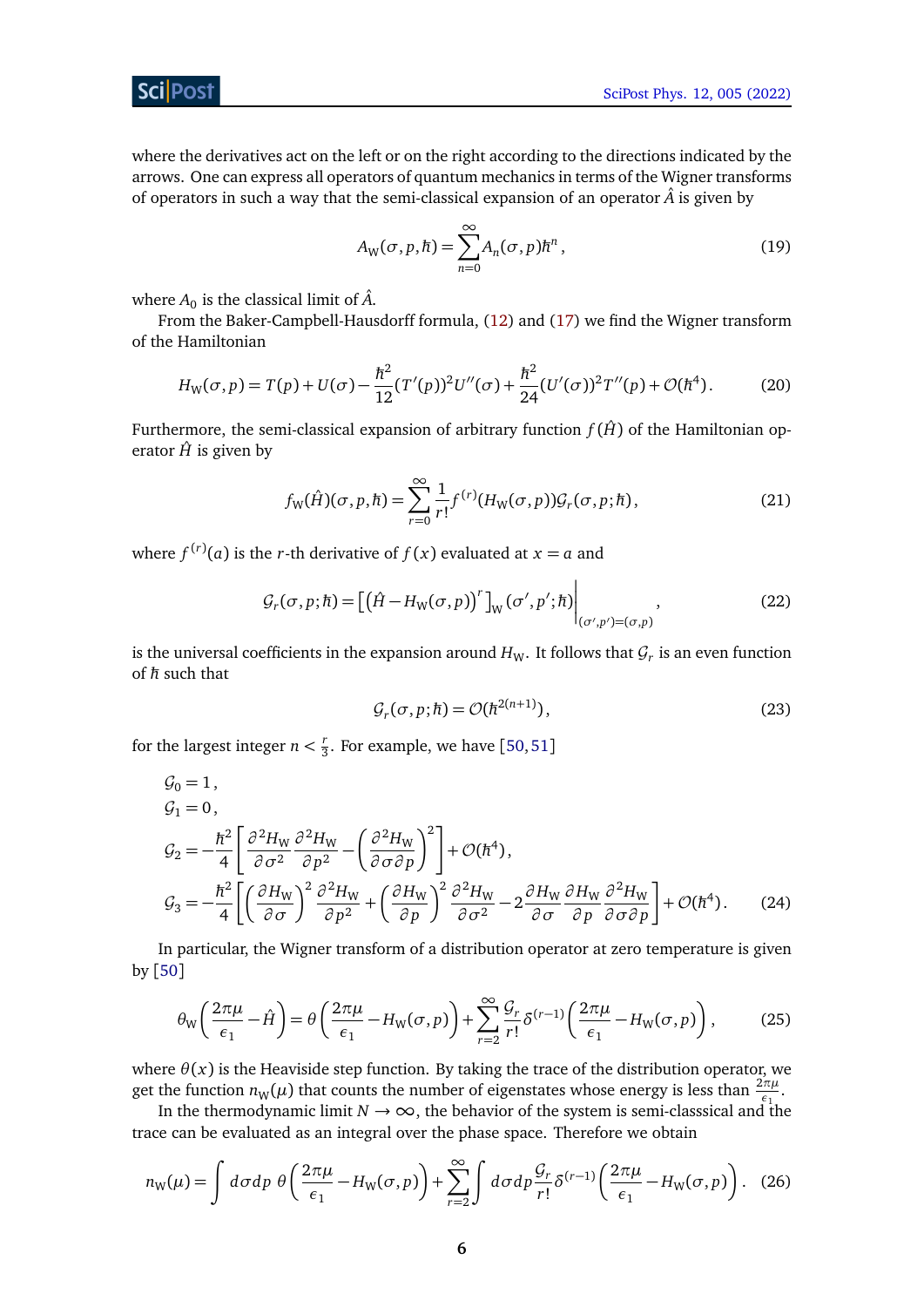where the derivatives act on the left or on the right according to the directions indicated by the arrows. One can express all operators of quantum mechanics in terms of the Wigner transforms of operators in such a way that the semi-classical expansion of an operator $\hat{A}$ is given by

$$A_{\rm W}(\sigma, p, \hbar) = \sum_{n=0}^{\infty} A_n(\sigma, p)\hbar^n \,, \tag{19}$$

where $A_0$ is the classical limit of $\hat{A}$.

From the Baker-Campbell-Hausdorff formula, (12) and (17) we find the Wigner transform of the Hamiltonian

$$H_{\rm W}(\sigma, p) = T(p) + U(\sigma) - \frac{\hbar^2}{12}(T'(p))^2 U''(\sigma) + \frac{\hbar^2}{24}(U'(\sigma))^2 T''(p) + \mathcal{O}(\hbar^4)\,. \tag{20}$$

Furthermore, the semi-classical expansion of arbitrary function $f(\hat{H})$ of the Hamiltonian operator $\hat{H}$ is given by

$$f_{\rm W}(\hat{H})(\sigma, p, \hbar) = \sum_{r=0}^{\infty} \frac{1}{r!} f^{(r)}(H_{\rm W}(\sigma, p))\mathcal{G}_r(\sigma, p; \hbar)\,, \tag{21}$$

where $f^{(r)}(a)$ is the $r$-th derivative of $f(x)$ evaluated at $x = a$ and

$$\mathcal{G}_r(\sigma, p; \hbar) = \left[\left(\hat{H} - H_{\rm W}(\sigma, p)\right)^r\right]_{\rm W}(\sigma', p'; \hbar)\Big|_{(\sigma',p')=(\sigma,p)}\,, \tag{22}$$

is the universal coefficients in the expansion around $H_{\rm W}$. It follows that $\mathcal{G}_r$ is an even function of $\hbar$ such that

$$\mathcal{G}_r(\sigma, p; \hbar) = \mathcal{O}(\hbar^{2(n+1)})\,, \tag{23}$$

for the largest integer $n < \frac{r}{3}$. For example, we have [50, 51]

$$\begin{aligned}
\mathcal{G}_0 &= 1\,,\\
\mathcal{G}_1 &= 0\,,\\
\mathcal{G}_2 &= -\frac{\hbar^2}{4}\left[\frac{\partial^2 H_{\rm W}}{\partial \sigma^2}\frac{\partial^2 H_{\rm W}}{\partial p^2} - \left(\frac{\partial^2 H_{\rm W}}{\partial \sigma \partial p}\right)^2\right] + \mathcal{O}(\hbar^4)\,,\\
\mathcal{G}_3 &= -\frac{\hbar^2}{4}\left[\left(\frac{\partial H_{\rm W}}{\partial \sigma}\right)^2\frac{\partial^2 H_{\rm W}}{\partial p^2} + \left(\frac{\partial H_{\rm W}}{\partial p}\right)^2\frac{\partial^2 H_{\rm W}}{\partial \sigma^2} - 2\frac{\partial H_{\rm W}}{\partial \sigma}\frac{\partial H_{\rm W}}{\partial p}\frac{\partial^2 H_{\rm W}}{\partial \sigma \partial p}\right] + \mathcal{O}(\hbar^4)\,.
\end{aligned} \tag{24}$$

In particular, the Wigner transform of a distribution operator at zero temperature is given by [50]

$$\theta_{\rm W}\left(\frac{2\pi\mu}{\epsilon_1} - \hat{H}\right) = \theta\left(\frac{2\pi\mu}{\epsilon_1} - H_{\rm W}(\sigma, p)\right) + \sum_{r=2}^{\infty}\frac{\mathcal{G}_r}{r!}\delta^{(r-1)}\left(\frac{2\pi\mu}{\epsilon_1} - H_{\rm W}(\sigma, p)\right)\,, \tag{25}$$

where $\theta(x)$ is the Heaviside step function. By taking the trace of the distribution operator, we get the function $n_{\rm W}(\mu)$ that counts the number of eigenstates whose energy is less than $\frac{2\pi\mu}{\epsilon_1}$.

In the thermodynamic limit $N \to \infty$, the behavior of the system is semi-classsical and the trace can be evaluated as an integral over the phase space. Therefore we obtain

$$n_{\rm W}(\mu) = \int d\sigma dp\; \theta\left(\frac{2\pi\mu}{\epsilon_1} - H_{\rm W}(\sigma, p)\right) + \sum_{r=2}^{\infty}\int d\sigma dp \frac{\mathcal{G}_r}{r!}\delta^{(r-1)}\left(\frac{2\pi\mu}{\epsilon_1} - H_{\rm W}(\sigma, p)\right)\,. \tag{26}$$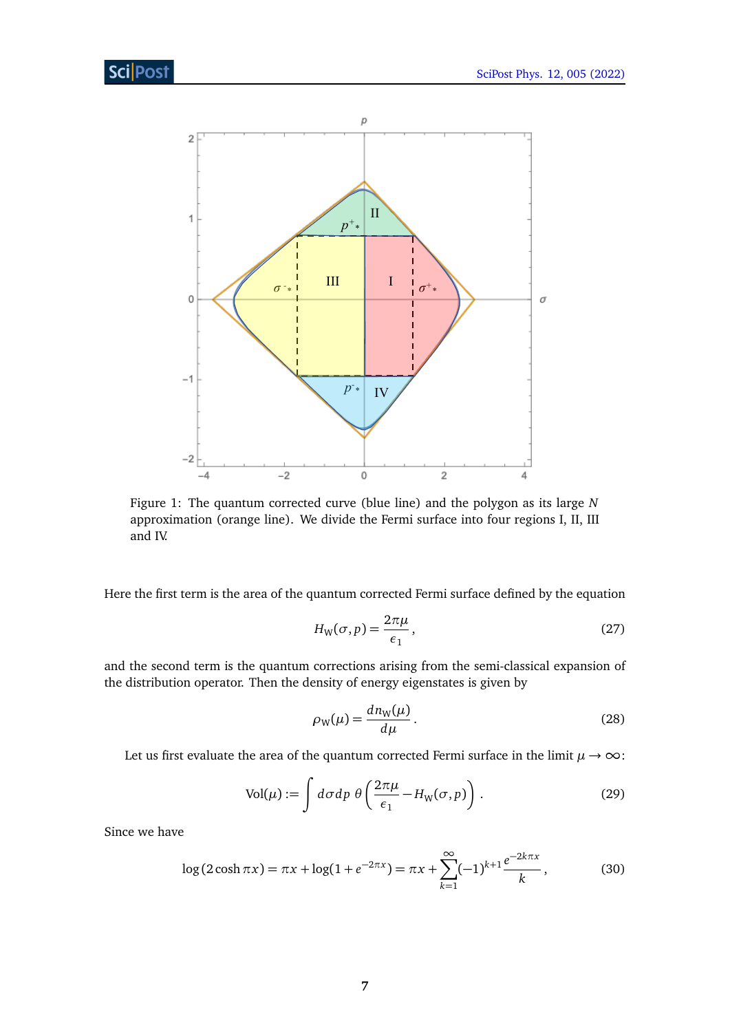Figure 1: The quantum corrected curve (blue line) and the polygon as its large $N$ approximation (orange line). We divide the Fermi surface into four regions I, II, III and IV.

Here the first term is the area of the quantum corrected Fermi surface defined by the equation

$$H_{\mathrm{W}}(\sigma, p) = \frac{2\pi\mu}{\epsilon_1}, \tag{27}$$

and the second term is the quantum corrections arising from the semi-classical expansion of the distribution operator. Then the density of energy eigenstates is given by

$$\rho_{\mathrm{W}}(\mu) = \frac{dn_{\mathrm{W}}(\mu)}{d\mu}. \tag{28}$$

Let us first evaluate the area of the quantum corrected Fermi surface in the limit $\mu \to \infty$:

$$\mathrm{Vol}(\mu) := \int d\sigma dp \; \theta\left(\frac{2\pi\mu}{\epsilon_1} - H_{\mathrm{W}}(\sigma, p)\right). \tag{29}$$

Since we have

$$\log(2\cosh \pi x) = \pi x + \log(1 + e^{-2\pi x}) = \pi x + \sum_{k=1}^{\infty} (-1)^{k+1} \frac{e^{-2k\pi x}}{k}, \tag{30}$$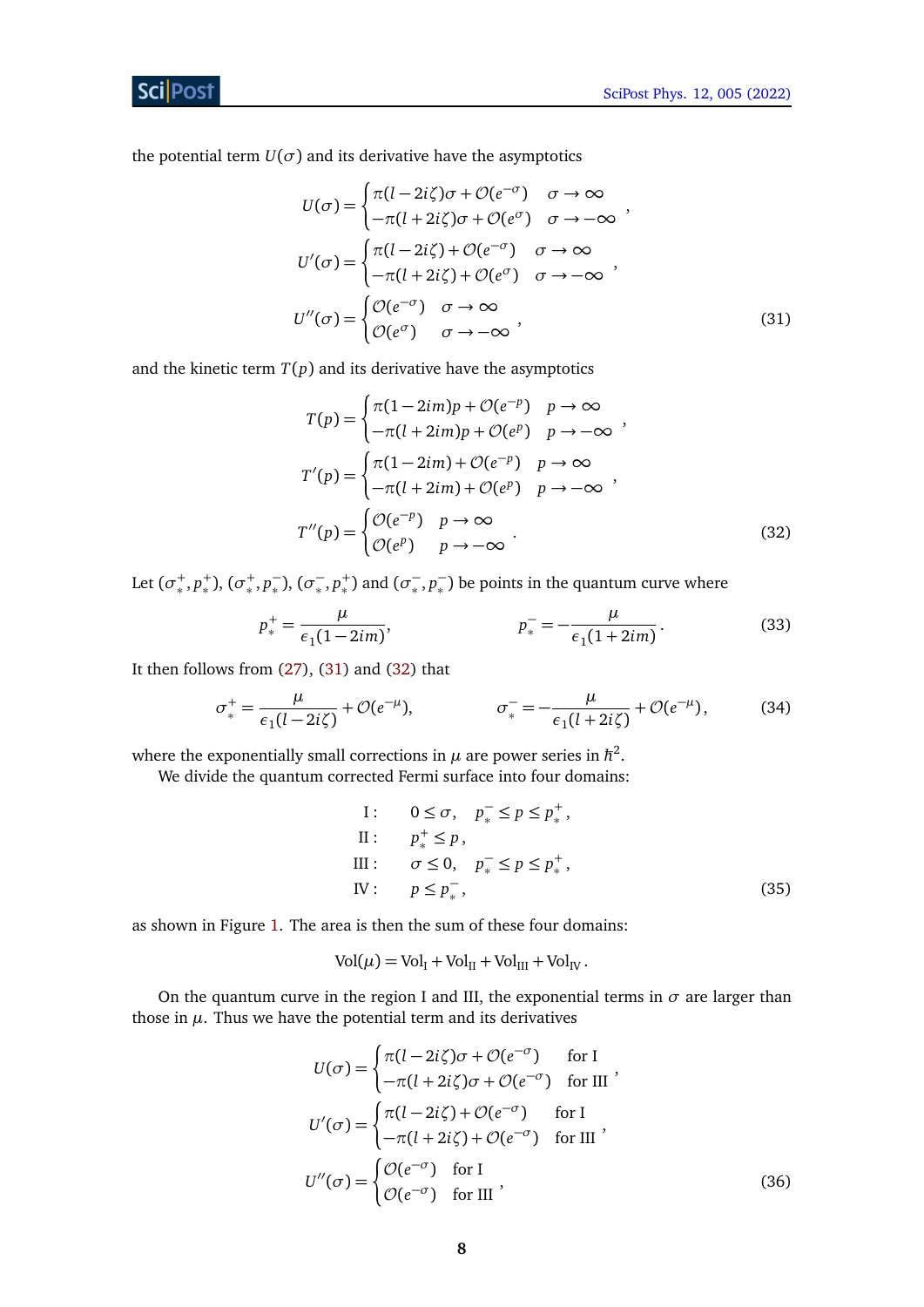the potential term $U(\sigma)$ and its derivative have the asymptotics

$$U(\sigma) = \begin{cases} \pi(l - 2i\zeta)\sigma + \mathcal{O}(e^{-\sigma}) & \sigma \to \infty \\ -\pi(l + 2i\zeta)\sigma + \mathcal{O}(e^{\sigma}) & \sigma \to -\infty \end{cases},$$
$$U'(\sigma) = \begin{cases} \pi(l - 2i\zeta) + \mathcal{O}(e^{-\sigma}) & \sigma \to \infty \\ -\pi(l + 2i\zeta) + \mathcal{O}(e^{\sigma}) & \sigma \to -\infty \end{cases},$$
$$U''(\sigma) = \begin{cases} \mathcal{O}(e^{-\sigma}) & \sigma \to \infty \\ \mathcal{O}(e^{\sigma}) & \sigma \to -\infty \end{cases}, \tag{31}$$

and the kinetic term $T(p)$ and its derivative have the asymptotics

$$T(p) = \begin{cases} \pi(1 - 2im)p + \mathcal{O}(e^{-p}) & p \to \infty \\ -\pi(l + 2im)p + \mathcal{O}(e^{p}) & p \to -\infty \end{cases},$$
$$T'(p) = \begin{cases} \pi(1 - 2im) + \mathcal{O}(e^{-p}) & p \to \infty \\ -\pi(l + 2im) + \mathcal{O}(e^{p}) & p \to -\infty \end{cases},$$
$$T''(p) = \begin{cases} \mathcal{O}(e^{-p}) & p \to \infty \\ \mathcal{O}(e^{p}) & p \to -\infty \end{cases}. \tag{32}$$

Let $(\sigma_*^+, p_*^+)$, $(\sigma_*^+, p_*^-)$, $(\sigma_*^-, p_*^+)$ and $(\sigma_*^-, p_*^-)$ be points in the quantum curve where

$$p_*^+ = \frac{\mu}{\epsilon_1(1 - 2im)}, \qquad\qquad p_*^- = -\frac{\mu}{\epsilon_1(1 + 2im)}. \tag{33}$$

It then follows from (27), (31) and (32) that

$$\sigma_*^+ = \frac{\mu}{\epsilon_1(l - 2i\zeta)} + \mathcal{O}(e^{-\mu}), \qquad\qquad \sigma_*^- = -\frac{\mu}{\epsilon_1(l + 2i\zeta)} + \mathcal{O}(e^{-\mu}), \tag{34}$$

where the exponentially small corrections in $\mu$ are power series in $\hbar^2$.

We divide the quantum corrected Fermi surface into four domains:

$$\begin{aligned} \text{I}: &\quad 0 \le \sigma, \quad p_*^- \le p \le p_*^+, \\ \text{II}: &\quad p_*^+ \le p, \\ \text{III}: &\quad \sigma \le 0, \quad p_*^- \le p \le p_*^+, \\ \text{IV}: &\quad p \le p_*^-, \end{aligned} \tag{35}$$

as shown in Figure 1. The area is then the sum of these four domains:

$$\text{Vol}(\mu) = \text{Vol}_{\text{I}} + \text{Vol}_{\text{II}} + \text{Vol}_{\text{III}} + \text{Vol}_{\text{IV}}.$$

On the quantum curve in the region I and III, the exponential terms in $\sigma$ are larger than those in $\mu$. Thus we have the potential term and its derivatives

$$U(\sigma) = \begin{cases} \pi(l - 2i\zeta)\sigma + \mathcal{O}(e^{-\sigma}) & \text{for I} \\ -\pi(l + 2i\zeta)\sigma + \mathcal{O}(e^{-\sigma}) & \text{for III} \end{cases},$$
$$U'(\sigma) = \begin{cases} \pi(l - 2i\zeta) + \mathcal{O}(e^{-\sigma}) & \text{for I} \\ -\pi(l + 2i\zeta) + \mathcal{O}(e^{-\sigma}) & \text{for III} \end{cases},$$
$$U''(\sigma) = \begin{cases} \mathcal{O}(e^{-\sigma}) & \text{for I} \\ \mathcal{O}(e^{-\sigma}) & \text{for III} \end{cases}, \tag{36}$$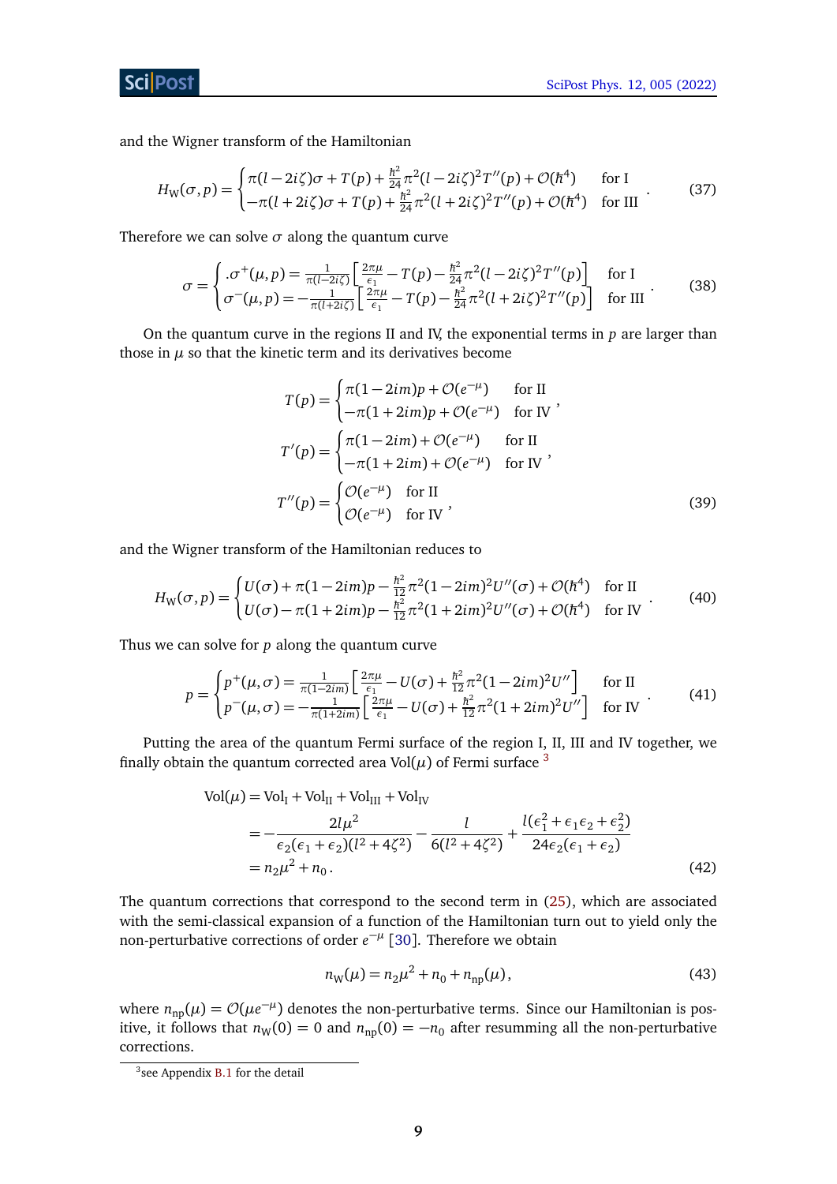and the Wigner transform of the Hamiltonian

$$
H_{\mathrm{W}}(\sigma,p)=\begin{cases}\pi(l-2i\zeta)\sigma+T(p)+\frac{\hbar^2}{24}\pi^2(l-2i\zeta)^2T''(p)+\mathcal{O}(\hbar^4) & \text{for I}\\ -\pi(l+2i\zeta)\sigma+T(p)+\frac{\hbar^2}{24}\pi^2(l+2i\zeta)^2T''(p)+\mathcal{O}(\hbar^4) & \text{for III}\end{cases}. \tag{37}
$$

Therefore we can solve $\sigma$ along the quantum curve

$$
\sigma=\begin{cases}.\sigma^+(\mu,p)=\frac{1}{\pi(l-2i\zeta)}\left[\frac{2\pi\mu}{\epsilon_1}-T(p)-\frac{\hbar^2}{24}\pi^2(l-2i\zeta)^2T''(p)\right] & \text{for I}\\ \sigma^-(\mu,p)=-\frac{1}{\pi(l+2i\zeta)}\left[\frac{2\pi\mu}{\epsilon_1}-T(p)-\frac{\hbar^2}{24}\pi^2(l+2i\zeta)^2T''(p)\right] & \text{for III}\end{cases}. \tag{38}
$$

On the quantum curve in the regions II and IV, the exponential terms in $p$ are larger than those in $\mu$ so that the kinetic term and its derivatives become

$$
\begin{aligned}
T(p)&=\begin{cases}\pi(1-2im)p+\mathcal{O}(e^{-\mu}) & \text{for II}\\ -\pi(1+2im)p+\mathcal{O}(e^{-\mu}) & \text{for IV}\end{cases},\\
T'(p)&=\begin{cases}\pi(1-2im)+\mathcal{O}(e^{-\mu}) & \text{for II}\\ -\pi(1+2im)+\mathcal{O}(e^{-\mu}) & \text{for IV}\end{cases},\\
T''(p)&=\begin{cases}\mathcal{O}(e^{-\mu}) & \text{for II}\\ \mathcal{O}(e^{-\mu}) & \text{for IV}\end{cases},
\end{aligned} \tag{39}
$$

and the Wigner transform of the Hamiltonian reduces to

$$
H_{\mathrm{W}}(\sigma,p)=\begin{cases}U(\sigma)+\pi(1-2im)p-\frac{\hbar^2}{12}\pi^2(1-2im)^2U''(\sigma)+\mathcal{O}(\hbar^4) & \text{for II}\\ U(\sigma)-\pi(1+2im)p-\frac{\hbar^2}{12}\pi^2(1+2im)^2U''(\sigma)+\mathcal{O}(\hbar^4) & \text{for IV}\end{cases}. \tag{40}
$$

Thus we can solve for $p$ along the quantum curve

$$
p=\begin{cases}p^+(\mu,\sigma)=\frac{1}{\pi(1-2im)}\left[\frac{2\pi\mu}{\epsilon_1}-U(\sigma)+\frac{\hbar^2}{12}\pi^2(1-2im)^2U''\right] & \text{for II}\\ p^-(\mu,\sigma)=-\frac{1}{\pi(1+2im)}\left[\frac{2\pi\mu}{\epsilon_1}-U(\sigma)+\frac{\hbar^2}{12}\pi^2(1+2im)^2U''\right] & \text{for IV}\end{cases}. \tag{41}
$$

Putting the area of the quantum Fermi surface of the region I, II, III and IV together, we finally obtain the quantum corrected area $\mathrm{Vol}(\mu)$ of Fermi surface [3]

$$
\begin{aligned}
\mathrm{Vol}(\mu)&=\mathrm{Vol}_{\mathrm{I}}+\mathrm{Vol}_{\mathrm{II}}+\mathrm{Vol}_{\mathrm{III}}+\mathrm{Vol}_{\mathrm{IV}}\\
&=-\frac{2l\mu^2}{\epsilon_2(\epsilon_1+\epsilon_2)(l^2+4\zeta^2)}-\frac{l}{6(l^2+4\zeta^2)}+\frac{l(\epsilon_1^2+\epsilon_1\epsilon_2+\epsilon_2^2)}{24\epsilon_2(\epsilon_1+\epsilon_2)}\\
&=n_2\mu^2+n_0\,.
\end{aligned} \tag{42}
$$

The quantum corrections that correspond to the second term in (25), which are associated with the semi-classical expansion of a function of the Hamiltonian turn out to yield only the non-perturbative corrections of order $e^{-\mu}$ [30]. Therefore we obtain

$$
n_{\mathrm{W}}(\mu)=n_2\mu^2+n_0+n_{\mathrm{np}}(\mu), \tag{43}
$$

where $n_{\mathrm{np}}(\mu)=\mathcal{O}(\mu e^{-\mu})$ denotes the non-perturbative terms. Since our Hamiltonian is positive, it follows that $n_{\mathrm{W}}(0)=0$ and $n_{\mathrm{np}}(0)=-n_0$ after resumming all the non-perturbative corrections.

[3] see Appendix B.1 for the detail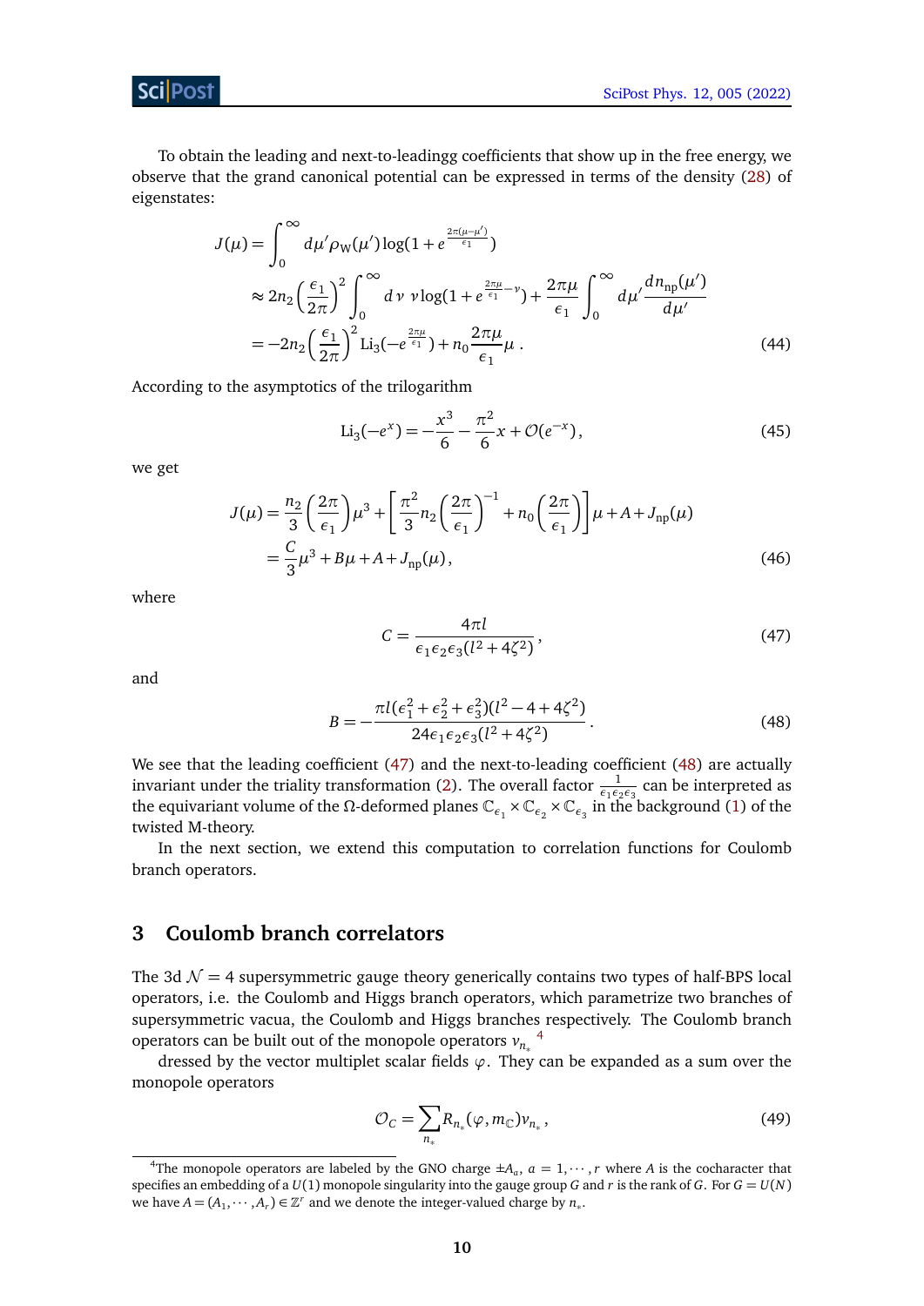To obtain the leading and next-to-leadingg coefficients that show up in the free energy, we observe that the grand canonical potential can be expressed in terms of the density (28) of eigenstates:

$$
\begin{aligned}
J(\mu) &= \int_0^\infty d\mu' \rho_{\mathrm{W}}(\mu') \log(1 + e^{\frac{2\pi(\mu-\mu')}{\epsilon_1}}) \\
&\approx 2n_2 \left(\frac{\epsilon_1}{2\pi}\right)^2 \int_0^\infty d\nu\, \nu \log(1 + e^{\frac{2\pi\mu}{\epsilon_1} - \nu}) + \frac{2\pi\mu}{\epsilon_1} \int_0^\infty d\mu' \frac{dn_{\mathrm{np}}(\mu')}{d\mu'} \\
&= -2n_2 \left(\frac{\epsilon_1}{2\pi}\right)^2 \mathrm{Li}_3(-e^{\frac{2\pi\mu}{\epsilon_1}}) + n_0 \frac{2\pi\mu}{\epsilon_1}\mu \,. 
\end{aligned}
\tag{44}
$$

According to the asymptotics of the trilogarithm

$$
\mathrm{Li}_3(-e^x) = -\frac{x^3}{6} - \frac{\pi^2}{6}x + \mathcal{O}(e^{-x}) \,, \tag{45}
$$

we get

$$
\begin{aligned}
J(\mu) &= \frac{n_2}{3}\left(\frac{2\pi}{\epsilon_1}\right)\mu^3 + \left[\frac{\pi^2}{3} n_2 \left(\frac{2\pi}{\epsilon_1}\right)^{-1} + n_0 \left(\frac{2\pi}{\epsilon_1}\right)\right]\mu + A + J_{\mathrm{np}}(\mu) \\
&= \frac{C}{3}\mu^3 + B\mu + A + J_{\mathrm{np}}(\mu) \,,
\end{aligned}
\tag{46}
$$

where

$$
C = \frac{4\pi l}{\epsilon_1 \epsilon_2 \epsilon_3 (l^2 + 4\zeta^2)} \,, \tag{47}
$$

and

$$
B = -\frac{\pi l (\epsilon_1^2 + \epsilon_2^2 + \epsilon_3^2)(l^2 - 4 + 4\zeta^2)}{24 \epsilon_1 \epsilon_2 \epsilon_3 (l^2 + 4\zeta^2)} \,. \tag{48}
$$

We see that the leading coefficient (47) and the next-to-leading coefficient (48) are actually invariant under the triality transformation (2). The overall factor $\frac{1}{\epsilon_1\epsilon_2\epsilon_3}$ can be interpreted as the equivariant volume of the Ω-deformed planes $\mathbb{C}_{\epsilon_1} \times \mathbb{C}_{\epsilon_2} \times \mathbb{C}_{\epsilon_3}$ in the background (1) of the twisted M-theory.

In the next section, we extend this computation to correlation functions for Coulomb branch operators.

## 3 Coulomb branch correlators

The 3d $\mathcal{N} = 4$ supersymmetric gauge theory generically contains two types of half-BPS local operators, i.e. the Coulomb and Higgs branch operators, which parametrize two branches of supersymmetric vacua, the Coulomb and Higgs branches respectively. The Coulomb branch operators can be built out of the monopole operators $v_{n_*}$ [4]

dressed by the vector multiplet scalar fields $\varphi$. They can be expanded as a sum over the monopole operators

$$
\mathcal{O}_C = \sum_{n_*} R_{n_*}(\varphi, m_{\mathbb{C}}) v_{n_*} \,, \tag{49}
$$

[4] The monopole operators are labeled by the GNO charge $\pm A_a$, $a = 1, \cdots, r$ where $A$ is the cocharacter that specifies an embedding of a $U(1)$ monopole singularity into the gauge group $G$ and $r$ is the rank of $G$. For $G = U(N)$ we have $A = (A_1, \cdots, A_r) \in \mathbb{Z}^r$ and we denote the integer-valued charge by $n_*$.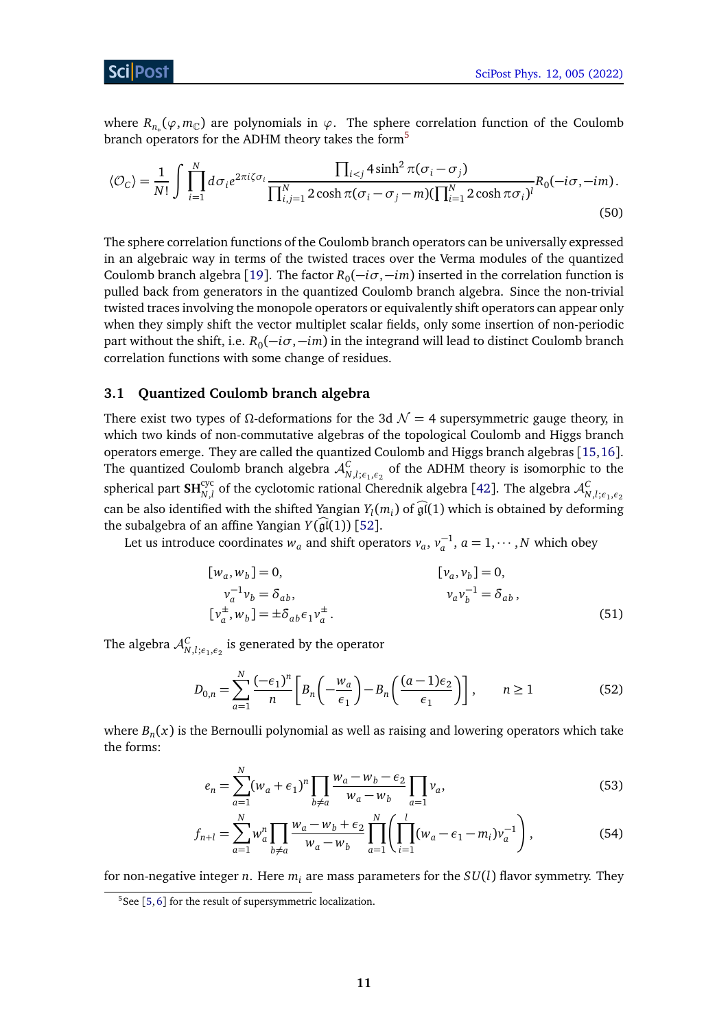where $R_{n_*}(\varphi, m_{\mathbb{C}})$ are polynomials in $\varphi$. The sphere correlation function of the Coulomb branch operators for the ADHM theory takes the form[5]

$$\langle \mathcal{O}_C \rangle = \frac{1}{N!} \int \prod_{i=1}^{N} d\sigma_i e^{2\pi i \zeta \sigma_i} \frac{\prod_{i<j} 4 \sinh^2 \pi(\sigma_i - \sigma_j)}{\prod_{i,j=1}^{N} 2\cosh \pi(\sigma_i - \sigma_j - m)(\prod_{i=1}^{N} 2\cosh \pi \sigma_i)^l} R_0(-i\sigma, -im). \tag{50}$$

The sphere correlation functions of the Coulomb branch operators can be universally expressed in an algebraic way in terms of the twisted traces over the Verma modules of the quantized Coulomb branch algebra [19]. The factor $R_0(-i\sigma, -im)$ inserted in the correlation function is pulled back from generators in the quantized Coulomb branch algebra. Since the non-trivial twisted traces involving the monopole operators or equivalently shift operators can appear only when they simply shift the vector multiplet scalar fields, only some insertion of non-periodic part without the shift, i.e. $R_0(-i\sigma, -im)$ in the integrand will lead to distinct Coulomb branch correlation functions with some change of residues.

### 3.1 Quantized Coulomb branch algebra

There exist two types of $\Omega$-deformations for the 3d $\mathcal{N} = 4$ supersymmetric gauge theory, in which two kinds of non-commutative algebras of the topological Coulomb and Higgs branch operators emerge. They are called the quantized Coulomb and Higgs branch algebras [15,16]. The quantized Coulomb branch algebra $\mathcal{A}^C_{N,l;\epsilon_1,\epsilon_2}$ of the ADHM theory is isomorphic to the spherical part $\mathbf{SH}^{\text{cyc}}_{N,l}$ of the cyclotomic rational Cherednik algebra [42]. The algebra $\mathcal{A}^C_{N,l;\epsilon_1,\epsilon_2}$ can be also identified with the shifted Yangian $Y_l(m_i)$ of $\widehat{\mathfrak{gl}}(1)$ which is obtained by deforming the subalgebra of an affine Yangian $Y(\widehat{\mathfrak{gl}}(1))$ [52].

Let us introduce coordinates $w_a$ and shift operators $v_a$, $v_a^{-1}$, $a = 1, \cdots, N$ which obey

$$\begin{aligned}
&[w_a, w_b] = 0, & &[v_a, v_b] = 0, \\
&v_a^{-1} v_b = \delta_{ab}, & &v_a v_b^{-1} = \delta_{ab}, \\
&[v_a^{\pm}, w_b] = \pm \delta_{ab} \epsilon_1 v_a^{\pm}. & &
\end{aligned} \tag{51}$$

The algebra $\mathcal{A}^C_{N,l;\epsilon_1,\epsilon_2}$ is generated by the operator

$$D_{0,n} = \sum_{a=1}^{N} \frac{(-\epsilon_1)^n}{n} \left[ B_n \left( -\frac{w_a}{\epsilon_1} \right) - B_n \left( \frac{(a-1)\epsilon_2}{\epsilon_1} \right) \right], \qquad n \geq 1 \tag{52}$$

where $B_n(x)$ is the Bernoulli polynomial as well as raising and lowering operators which take the forms:

$$e_n = \sum_{a=1}^{N} (w_a + \epsilon_1)^n \prod_{b \neq a} \frac{w_a - w_b - \epsilon_2}{w_a - w_b} \prod_{a=1} v_a, \tag{53}$$

$$f_{n+l} = \sum_{a=1}^{N} w_a^n \prod_{b \neq a} \frac{w_a - w_b + \epsilon_2}{w_a - w_b} \prod_{a=1}^{N} \left( \prod_{i=1}^{l} (w_a - \epsilon_1 - m_i) v_a^{-1} \right), \tag{54}$$

for non-negative integer $n$. Here $m_i$ are mass parameters for the $SU(l)$ flavor symmetry. They

[5] See [5, 6] for the result of supersymmetric localization.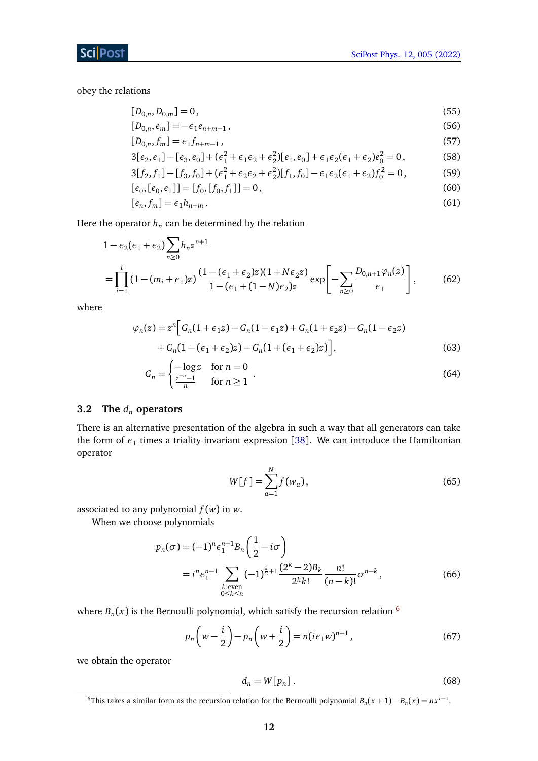obey the relations

$$[D_{0,n}, D_{0,m}] = 0\,, \tag{55}$$

$$[D_{0,n}, e_m] = -\epsilon_1 e_{n+m-1}\,, \tag{56}$$

$$[D_{0,n}, f_m] = \epsilon_1 f_{n+m-1}\,, \tag{57}$$

$$3[e_2, e_1] - [e_3, e_0] + (\epsilon_1^2 + \epsilon_1\epsilon_2 + \epsilon_2^2)[e_1, e_0] + \epsilon_1\epsilon_2(\epsilon_1+\epsilon_2)e_0^2 = 0\,, \tag{58}$$

$$3[f_2, f_1] - [f_3, f_0] + (\epsilon_1^2 + \epsilon_2\epsilon_2 + \epsilon_2^2)[f_1, f_0] - \epsilon_1\epsilon_2(\epsilon_1+\epsilon_2)f_0^2 = 0\,, \tag{59}$$

$$[e_0,[e_0,e_1]] = [f_0,[f_0,f_1]] = 0\,, \tag{60}$$

$$[e_n, f_m] = \epsilon_1 h_{n+m}\,. \tag{61}$$

Here the operator $h_n$ can be determined by the relation

$$\begin{aligned}
&1 - \epsilon_2(\epsilon_1+\epsilon_2)\sum_{n\geq 0} h_n z^{n+1} \\
&= \prod_{i=1}^{l}(1-(m_i+\epsilon_1)z)\,\frac{(1-(\epsilon_1+\epsilon_2)z)(1+N\epsilon_2 z)}{1-(\epsilon_1+(1-N)\epsilon_2)z}\exp\left[-\sum_{n\geq 0}\frac{D_{0,n+1}\varphi_n(z)}{\epsilon_1}\right],
\end{aligned} \tag{62}$$

where

$$\begin{aligned}
\varphi_n(z) = z^n\Big[&G_n(1+\epsilon_1 z) - G_n(1-\epsilon_1 z) + G_n(1+\epsilon_2 z) - G_n(1-\epsilon_2 z) \\
&+ G_n(1-(\epsilon_1+\epsilon_2)z) - G_n(1+(\epsilon_1+\epsilon_2)z)\Big],
\end{aligned} \tag{63}$$

$$G_n = \begin{cases} -\log z & \text{for } n=0 \\ \frac{z^{-n}-1}{n} & \text{for } n\geq 1 \end{cases}. \tag{64}$$

### 3.2 The $d_n$ operators

There is an alternative presentation of the algebra in such a way that all generators can take the form of $\epsilon_1$ times a triality-invariant expression [38]. We can introduce the Hamiltonian operator

$$W[f] = \sum_{a=1}^{N} f(w_a)\,, \tag{65}$$

associated to any polynomial $f(w)$ in $w$.

When we choose polynomials

$$\begin{aligned}
p_n(\sigma) &= (-1)^n \epsilon_1^{n-1} B_n\left(\frac{1}{2} - i\sigma\right) \\
&= i^n \epsilon_1^{n-1} \sum_{\substack{k:\text{even} \\ 0\leq k\leq n}} (-1)^{\frac{k}{2}+1}\frac{(2^k-2)B_k}{2^k k!}\frac{n!}{(n-k)!}\sigma^{n-k}\,,
\end{aligned} \tag{66}$$

where $B_n(x)$ is the Bernoulli polynomial, which satisfy the recursion relation [6]

$$p_n\left(w - \frac{i}{2}\right) - p_n\left(w + \frac{i}{2}\right) = n(i\epsilon_1 w)^{n-1}\,, \tag{67}$$

we obtain the operator

$$d_n = W[p_n]\,. \tag{68}$$

[6] This takes a similar form as the recursion relation for the Bernoulli polynomial $B_n(x+1) - B_n(x) = nx^{n-1}$.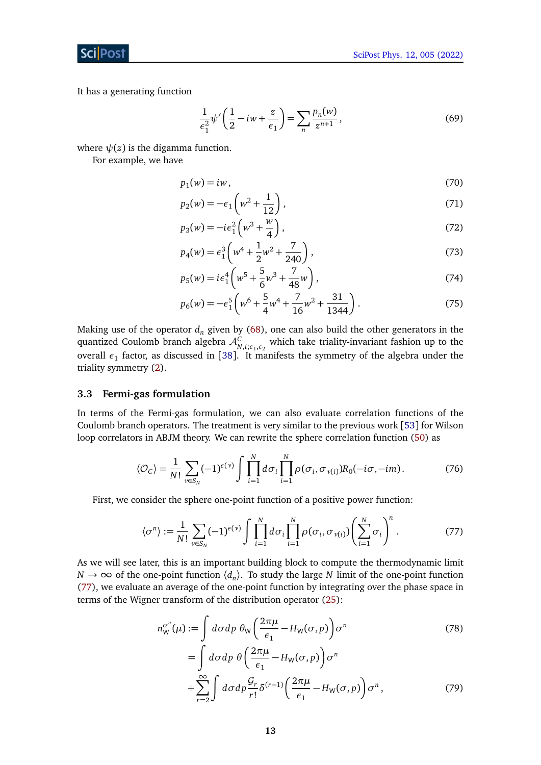It has a generating function

$$\frac{1}{\epsilon_1^2}\psi'\left(\frac{1}{2}-iw+\frac{z}{\epsilon_1}\right)=\sum_n \frac{p_n(w)}{z^{n+1}}\,, \tag{69}$$

where $\psi(z)$ is the digamma function.

For example, we have

$$p_1(w)=iw\,, \tag{70}$$

$$p_2(w)=-\epsilon_1\left(w^2+\frac{1}{12}\right), \tag{71}$$

$$p_3(w)=-i\epsilon_1^2\left(w^3+\frac{w}{4}\right), \tag{72}$$

$$p_4(w)=\epsilon_1^3\left(w^4+\frac{1}{2}w^2+\frac{7}{240}\right), \tag{73}$$

$$p_5(w)=i\epsilon_1^4\left(w^5+\frac{5}{6}w^3+\frac{7}{48}w\right), \tag{74}$$

$$p_6(w)=-\epsilon_1^5\left(w^6+\frac{5}{4}w^4+\frac{7}{16}w^2+\frac{31}{1344}\right). \tag{75}$$

Making use of the operator $d_n$ given by (68), one can also build the other generators in the quantized Coulomb branch algebra $\mathcal{A}^C_{N,l;\epsilon_1,\epsilon_2}$ which take triality-invariant fashion up to the overall $\epsilon_1$ factor, as discussed in [38]. It manifests the symmetry of the algebra under the triality symmetry (2).

### 3.3 Fermi-gas formulation

In terms of the Fermi-gas formulation, we can also evaluate correlation functions of the Coulomb branch operators. The treatment is very similar to the previous work [53] for Wilson loop correlators in ABJM theory. We can rewrite the sphere correlation function (50) as

$$\langle \mathcal{O}_C\rangle=\frac{1}{N!}\sum_{\nu\in S_N}(-1)^{\epsilon(\nu)}\int\prod_{i=1}^N d\sigma_i\prod_{i=1}^N\rho(\sigma_i,\sigma_{\nu(i)})R_0(-i\sigma,-im)\,. \tag{76}$$

First, we consider the sphere one-point function of a positive power function:

$$\langle \sigma^n\rangle:=\frac{1}{N!}\sum_{\nu\in S_N}(-1)^{\epsilon(\nu)}\int\prod_{i=1}^N d\sigma_i\prod_{i=1}^N\rho(\sigma_i,\sigma_{\nu(i)})\left(\sum_{i=1}^N\sigma_i\right)^n\,. \tag{77}$$

As we will see later, this is an important building block to compute the thermodynamic limit $N\to\infty$ of the one-point function $\langle d_n\rangle$. To study the large $N$ limit of the one-point function (77), we evaluate an average of the one-point function by integrating over the phase space in terms of the Wigner transform of the distribution operator (25):

$$n_{\mathrm{W}}^{\sigma^n}(\mu):=\int d\sigma dp\;\theta_{\mathrm{W}}\left(\frac{2\pi\mu}{\epsilon_1}-H_{\mathrm{W}}(\sigma,p)\right)\sigma^n \tag{78}$$

$$=\int d\sigma dp\;\theta\left(\frac{2\pi\mu}{\epsilon_1}-H_{\mathrm{W}}(\sigma,p)\right)\sigma^n$$
$$+\sum_{r=2}^{\infty}\int d\sigma dp\frac{\mathcal{G}_r}{r!}\delta^{(r-1)}\left(\frac{2\pi\mu}{\epsilon_1}-H_{\mathrm{W}}(\sigma,p)\right)\sigma^n\,, \tag{79}$$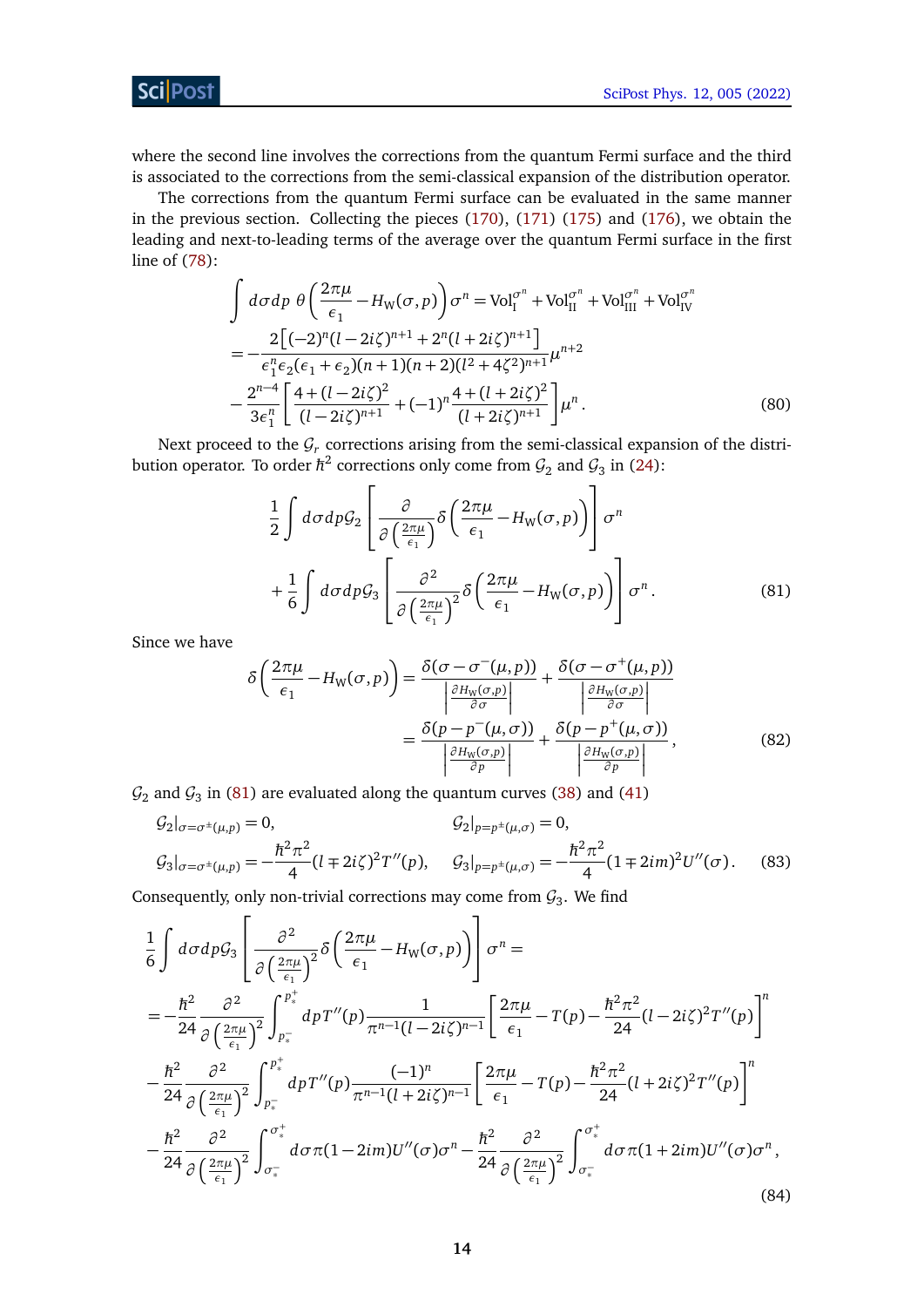where the second line involves the corrections from the quantum Fermi surface and the third is associated to the corrections from the semi-classical expansion of the distribution operator.

The corrections from the quantum Fermi surface can be evaluated in the same manner in the previous section. Collecting the pieces (170), (171) (175) and (176), we obtain the leading and next-to-leading terms of the average over the quantum Fermi surface in the first line of (78):

$$
\begin{aligned}
\int d\sigma dp \; \theta\left(\frac{2\pi\mu}{\epsilon_1} - H_{\mathrm{W}}(\sigma,p)\right)\sigma^n &= \mathrm{Vol}_{\mathrm{I}}^{\sigma^n} + \mathrm{Vol}_{\mathrm{II}}^{\sigma^n} + \mathrm{Vol}_{\mathrm{III}}^{\sigma^n} + \mathrm{Vol}_{\mathrm{IV}}^{\sigma^n} \\
&= -\frac{2\left[(-2)^n(l-2i\zeta)^{n+1} + 2^n(l+2i\zeta)^{n+1}\right]}{\epsilon_1^n\epsilon_2(\epsilon_1+\epsilon_2)(n+1)(n+2)(l^2+4\zeta^2)^{n+1}}\mu^{n+2} \\
&\quad - \frac{2^{n-4}}{3\epsilon_1^n}\left[\frac{4+(l-2i\zeta)^2}{(l-2i\zeta)^{n+1}} + (-1)^n\frac{4+(l+2i\zeta)^2}{(l+2i\zeta)^{n+1}}\right]\mu^n \,.
\end{aligned}
\tag{80}
$$

Next proceed to the $\mathcal{G}_r$ corrections arising from the semi-classical expansion of the distribution operator. To order $\hbar^2$ corrections only come from $\mathcal{G}_2$ and $\mathcal{G}_3$ in (24):

$$
\begin{aligned}
&\frac{1}{2}\int d\sigma dp \mathcal{G}_2\left[\frac{\partial}{\partial\left(\frac{2\pi\mu}{\epsilon_1}\right)}\delta\left(\frac{2\pi\mu}{\epsilon_1} - H_{\mathrm{W}}(\sigma,p)\right)\right]\sigma^n \\
&+ \frac{1}{6}\int d\sigma dp \mathcal{G}_3\left[\frac{\partial^2}{\partial\left(\frac{2\pi\mu}{\epsilon_1}\right)^2}\delta\left(\frac{2\pi\mu}{\epsilon_1} - H_{\mathrm{W}}(\sigma,p)\right)\right]\sigma^n \,.
\end{aligned}
\tag{81}
$$

Since we have

$$
\begin{aligned}
\delta\left(\frac{2\pi\mu}{\epsilon_1} - H_{\mathrm{W}}(\sigma,p)\right) &= \frac{\delta(\sigma-\sigma^-(\mu,p))}{\left|\frac{\partial H_{\mathrm{W}}(\sigma,p)}{\partial\sigma}\right|} + \frac{\delta(\sigma-\sigma^+(\mu,p))}{\left|\frac{\partial H_{\mathrm{W}}(\sigma,p)}{\partial\sigma}\right|} \\
&= \frac{\delta(p-p^-(\mu,\sigma))}{\left|\frac{\partial H_{\mathrm{W}}(\sigma,p)}{\partial p}\right|} + \frac{\delta(p-p^+(\mu,\sigma))}{\left|\frac{\partial H_{\mathrm{W}}(\sigma,p)}{\partial p}\right|} \,,
\end{aligned}
\tag{82}
$$

$\mathcal{G}_2$ and $\mathcal{G}_3$ in (81) are evaluated along the quantum curves (38) and (41)

$$
\begin{aligned}
&\mathcal{G}_2|_{\sigma=\sigma^\pm(\mu,p)} = 0, && \mathcal{G}_2|_{p=p^\pm(\mu,\sigma)} = 0, \\
&\mathcal{G}_3|_{\sigma=\sigma^\pm(\mu,p)} = -\frac{\hbar^2\pi^2}{4}(l\mp 2i\zeta)^2 T''(p), && \mathcal{G}_3|_{p=p^\pm(\mu,\sigma)} = -\frac{\hbar^2\pi^2}{4}(1\mp 2im)^2 U''(\sigma) \,.
\end{aligned}
\tag{83}
$$

Consequently, only non-trivial corrections may come from $\mathcal{G}_3$. We find

$$
\begin{aligned}
&\frac{1}{6}\int d\sigma dp \mathcal{G}_3\left[\frac{\partial^2}{\partial\left(\frac{2\pi\mu}{\epsilon_1}\right)^2}\delta\left(\frac{2\pi\mu}{\epsilon_1} - H_{\mathrm{W}}(\sigma,p)\right)\right]\sigma^n = \\
&= -\frac{\hbar^2}{24}\frac{\partial^2}{\partial\left(\frac{2\pi\mu}{\epsilon_1}\right)^2}\int_{p_*^-}^{p_*^+} dp T''(p)\frac{1}{\pi^{n-1}(l-2i\zeta)^{n-1}}\left[\frac{2\pi\mu}{\epsilon_1} - T(p) - \frac{\hbar^2\pi^2}{24}(l-2i\zeta)^2 T''(p)\right]^n \\
&\quad - \frac{\hbar^2}{24}\frac{\partial^2}{\partial\left(\frac{2\pi\mu}{\epsilon_1}\right)^2}\int_{p_*^-}^{p_*^+} dp T''(p)\frac{(-1)^n}{\pi^{n-1}(l+2i\zeta)^{n-1}}\left[\frac{2\pi\mu}{\epsilon_1} - T(p) - \frac{\hbar^2\pi^2}{24}(l+2i\zeta)^2 T''(p)\right]^n \\
&\quad - \frac{\hbar^2}{24}\frac{\partial^2}{\partial\left(\frac{2\pi\mu}{\epsilon_1}\right)^2}\int_{\sigma_*^-}^{\sigma_*^+} d\sigma \pi(1-2im)U''(\sigma)\sigma^n - \frac{\hbar^2}{24}\frac{\partial^2}{\partial\left(\frac{2\pi\mu}{\epsilon_1}\right)^2}\int_{\sigma_*^-}^{\sigma_*^+} d\sigma \pi(1+2im)U''(\sigma)\sigma^n \,,
\end{aligned}
\tag{84}
$$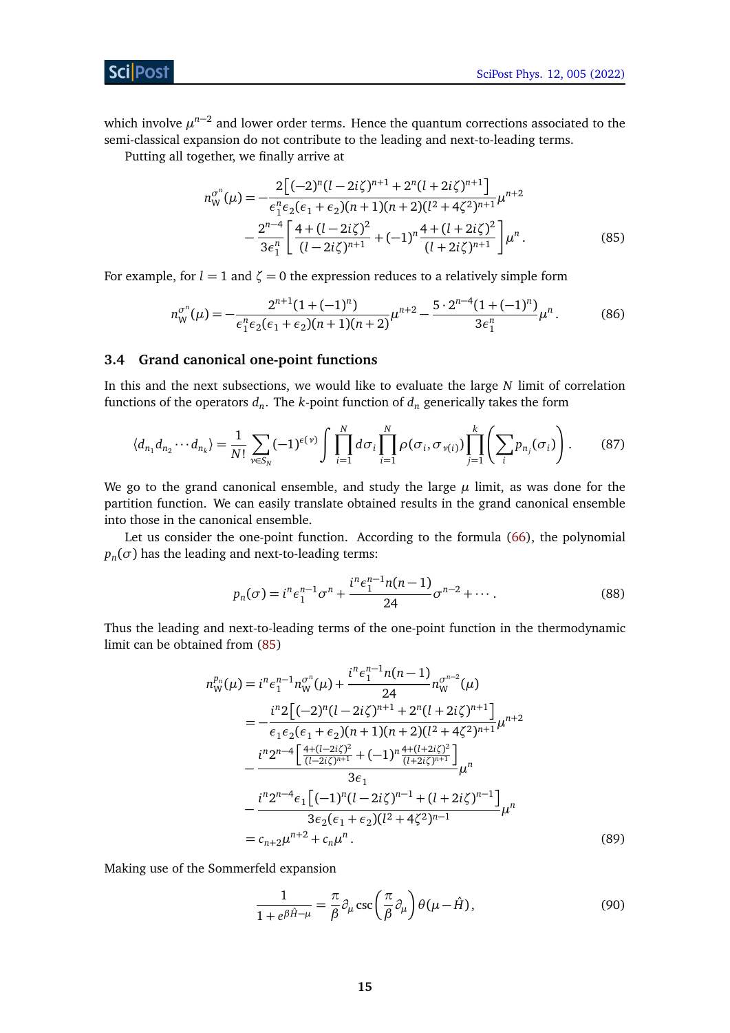which involve $\mu^{n-2}$ and lower order terms. Hence the quantum corrections associated to the semi-classical expansion do not contribute to the leading and next-to-leading terms.

Putting all together, we finally arrive at

$$
\begin{aligned}
n_{\rm W}^{\sigma^n}(\mu) = &-\frac{2\left[(-2)^n(l-2i\zeta)^{n+1}+2^n(l+2i\zeta)^{n+1}\right]}{\epsilon_1^n\epsilon_2(\epsilon_1+\epsilon_2)(n+1)(n+2)(l^2+4\zeta^2)^{n+1}}\mu^{n+2} \\
&-\frac{2^{n-4}}{3\epsilon_1^n}\left[\frac{4+(l-2i\zeta)^2}{(l-2i\zeta)^{n+1}}+(-1)^n\frac{4+(l+2i\zeta)^2}{(l+2i\zeta)^{n+1}}\right]\mu^n\,.
\end{aligned}
\tag{85}
$$

For example, for $l=1$ and $\zeta=0$ the expression reduces to a relatively simple form

$$
n_{\rm W}^{\sigma^n}(\mu) = -\frac{2^{n+1}(1+(-1)^n)}{\epsilon_1^n\epsilon_2(\epsilon_1+\epsilon_2)(n+1)(n+2)}\mu^{n+2}-\frac{5\cdot 2^{n-4}(1+(-1)^n)}{3\epsilon_1^n}\mu^n\,.
\tag{86}
$$

### 3.4 Grand canonical one-point functions

In this and the next subsections, we would like to evaluate the large $N$ limit of correlation functions of the operators $d_n$. The $k$-point function of $d_n$ generically takes the form

$$
\langle d_{n_1}d_{n_2}\cdots d_{n_k}\rangle = \frac{1}{N!}\sum_{\nu\in S_N}(-1)^{\epsilon(\nu)}\int\prod_{i=1}^N d\sigma_i\prod_{i=1}^N\rho(\sigma_i,\sigma_{\nu(i)})\prod_{j=1}^k\left(\sum_i p_{n_j}(\sigma_i)\right).
\tag{87}
$$

We go to the grand canonical ensemble, and study the large $\mu$ limit, as was done for the partition function. We can easily translate obtained results in the grand canonical ensemble into those in the canonical ensemble.

Let us consider the one-point function. According to the formula (66), the polynomial $p_n(\sigma)$ has the leading and next-to-leading terms:

$$
p_n(\sigma) = i^n\epsilon_1^{n-1}\sigma^n+\frac{i^n\epsilon_1^{n-1}n(n-1)}{24}\sigma^{n-2}+\cdots\,.
\tag{88}
$$

Thus the leading and next-to-leading terms of the one-point function in the thermodynamic limit can be obtained from (85)

$$
\begin{aligned}
n_{\rm W}^{p_n}(\mu) &= i^n\epsilon_1^{n-1}n_{\rm W}^{\sigma^n}(\mu)+\frac{i^n\epsilon_1^{n-1}n(n-1)}{24}n_{\rm W}^{\sigma^{n-2}}(\mu) \\
&= -\frac{i^n 2\left[(-2)^n(l-2i\zeta)^{n+1}+2^n(l+2i\zeta)^{n+1}\right]}{\epsilon_1\epsilon_2(\epsilon_1+\epsilon_2)(n+1)(n+2)(l^2+4\zeta^2)^{n+1}}\mu^{n+2} \\
&\quad -\frac{i^n2^{n-4}\left[\frac{4+(l-2i\zeta)^2}{(l-2i\zeta)^{n+1}}+(-1)^n\frac{4+(l+2i\zeta)^2}{(l+2i\zeta)^{n+1}}\right]}{3\epsilon_1}\mu^n \\
&\quad -\frac{i^n2^{n-4}\epsilon_1\left[(-1)^n(l-2i\zeta)^{n-1}+(l+2i\zeta)^{n-1}\right]}{3\epsilon_2(\epsilon_1+\epsilon_2)(l^2+4\zeta^2)^{n-1}}\mu^n \\
&= c_{n+2}\mu^{n+2}+c_n\mu^n\,.
\end{aligned}
\tag{89}
$$

Making use of the Sommerfeld expansion

$$
\frac{1}{1+e^{\beta\hat{H}-\mu}} = \frac{\pi}{\beta}\partial_\mu\csc\left(\frac{\pi}{\beta}\partial_\mu\right)\theta(\mu-\hat{H}),
\tag{90}
$$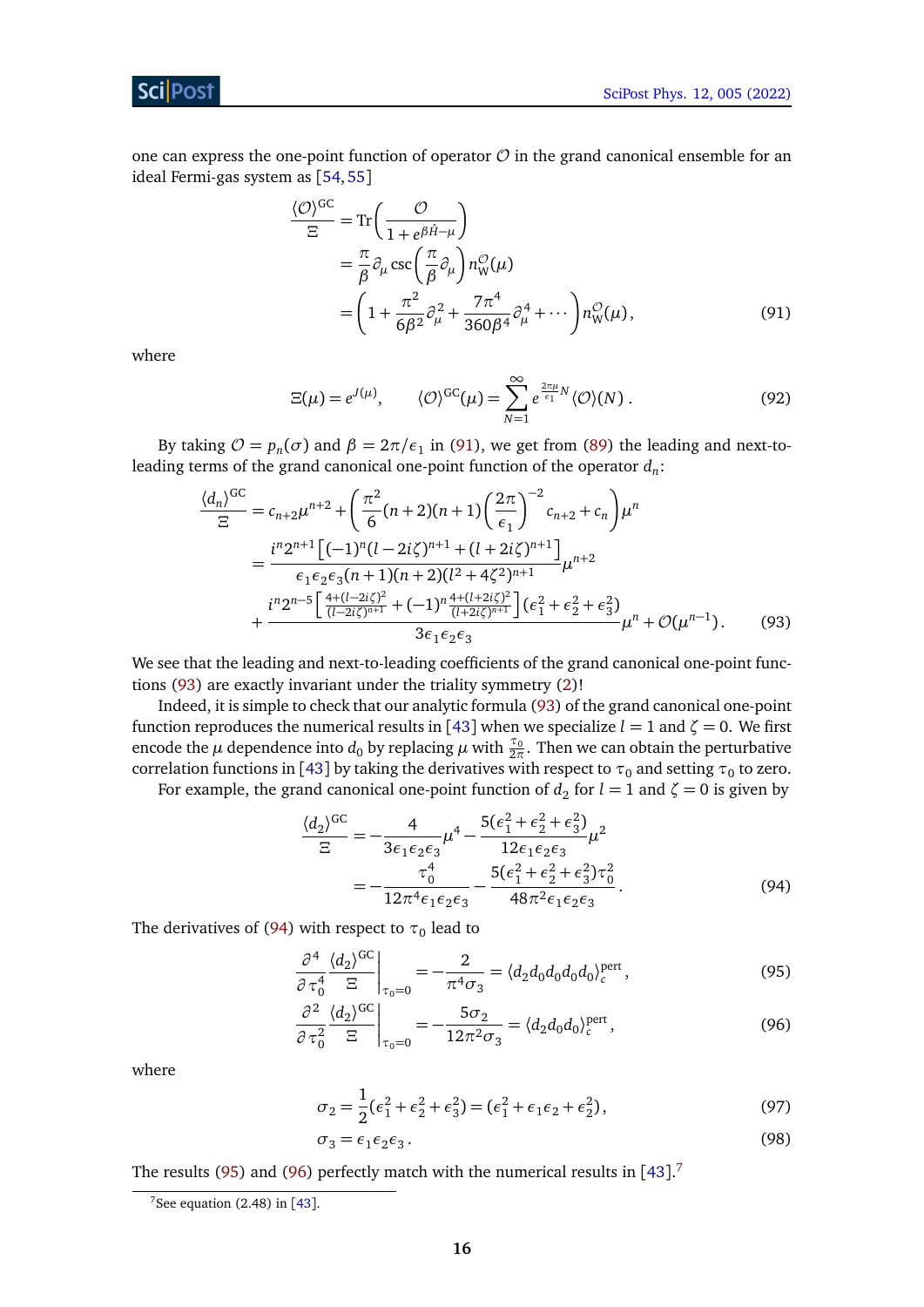one can express the one-point function of operator $\mathcal{O}$ in the grand canonical ensemble for an ideal Fermi-gas system as [54, 55]

$$
\begin{aligned}
\frac{\langle \mathcal{O}\rangle^{\mathrm{GC}}}{\Xi} &= \mathrm{Tr}\left(\frac{\mathcal{O}}{1+e^{\beta\hat{H}-\mu}}\right) \\
&= \frac{\pi}{\beta}\partial_\mu \csc\left(\frac{\pi}{\beta}\partial_\mu\right) n_{\mathrm{W}}^{\mathcal{O}}(\mu) \\
&= \left(1+\frac{\pi^2}{6\beta^2}\partial_\mu^2+\frac{7\pi^4}{360\beta^4}\partial_\mu^4+\cdots\right) n_{\mathrm{W}}^{\mathcal{O}}(\mu)\,,
\end{aligned}
\tag{91}
$$

where

$$
\Xi(\mu) = e^{J(\mu)}, \qquad \langle \mathcal{O}\rangle^{\mathrm{GC}}(\mu) = \sum_{N=1}^{\infty} e^{\frac{2\pi\mu}{\epsilon_1}N}\langle \mathcal{O}\rangle(N)\,. \tag{92}
$$

By taking $\mathcal{O} = p_n(\sigma)$ and $\beta = 2\pi/\epsilon_1$ in (91), we get from (89) the leading and next-to-leading terms of the grand canonical one-point function of the operator $d_n$:

$$
\begin{aligned}
\frac{\langle d_n\rangle^{\mathrm{GC}}}{\Xi} &= c_{n+2}\mu^{n+2} + \left(\frac{\pi^2}{6}(n+2)(n+1)\left(\frac{2\pi}{\epsilon_1}\right)^{-2} c_{n+2} + c_n\right)\mu^n \\
&= \frac{i^n 2^{n+1}\left[(-1)^n(l-2i\zeta)^{n+1}+(l+2i\zeta)^{n+1}\right]}{\epsilon_1\epsilon_2\epsilon_3(n+1)(n+2)(l^2+4\zeta^2)^{n+1}}\mu^{n+2} \\
&+ \frac{i^n 2^{n-5}\left[\frac{4+(l-2i\zeta)^2}{(l-2i\zeta)^{n+1}}+(-1)^n\frac{4+(l+2i\zeta)^2}{(l+2i\zeta)^{n+1}}\right](\epsilon_1^2+\epsilon_2^2+\epsilon_3^2)}{3\epsilon_1\epsilon_2\epsilon_3}\mu^n + \mathcal{O}(\mu^{n-1})\,.
\end{aligned}
\tag{93}
$$

We see that the leading and next-to-leading coefficients of the grand canonical one-point functions (93) are exactly invariant under the triality symmetry (2)!

Indeed, it is simple to check that our analytic formula (93) of the grand canonical one-point function reproduces the numerical results in [43] when we specialize $l = 1$ and $\zeta = 0$. We first encode the $\mu$ dependence into $d_0$ by replacing $\mu$ with $\frac{\tau_0}{2\pi}$. Then we can obtain the perturbative correlation functions in [43] by taking the derivatives with respect to $\tau_0$ and setting $\tau_0$ to zero.

For example, the grand canonical one-point function of $d_2$ for $l = 1$ and $\zeta = 0$ is given by

$$
\begin{aligned}
\frac{\langle d_2\rangle^{\mathrm{GC}}}{\Xi} &= -\frac{4}{3\epsilon_1\epsilon_2\epsilon_3}\mu^4 - \frac{5(\epsilon_1^2+\epsilon_2^2+\epsilon_3^2)}{12\epsilon_1\epsilon_2\epsilon_3}\mu^2 \\
&= -\frac{\tau_0^4}{12\pi^4\epsilon_1\epsilon_2\epsilon_3} - \frac{5(\epsilon_1^2+\epsilon_2^2+\epsilon_3^2)\tau_0^2}{48\pi^2\epsilon_1\epsilon_2\epsilon_3}\,.
\end{aligned}
\tag{94}
$$

The derivatives of (94) with respect to $\tau_0$ lead to

$$
\left.\frac{\partial^4}{\partial\tau_0^4}\frac{\langle d_2\rangle^{\mathrm{GC}}}{\Xi}\right|_{\tau_0=0} = -\frac{2}{\pi^4\sigma_3} = \langle d_2 d_0 d_0 d_0 d_0\rangle_c^{\mathrm{pert}}\,, \tag{95}
$$

$$
\left.\frac{\partial^2}{\partial\tau_0^2}\frac{\langle d_2\rangle^{\mathrm{GC}}}{\Xi}\right|_{\tau_0=0} = -\frac{5\sigma_2}{12\pi^2\sigma_3} = \langle d_2 d_0 d_0\rangle_c^{\mathrm{pert}}\,, \tag{96}
$$

where

$$
\sigma_2 = \frac{1}{2}(\epsilon_1^2+\epsilon_2^2+\epsilon_3^2) = (\epsilon_1^2+\epsilon_1\epsilon_2+\epsilon_2^2)\,, \tag{97}
$$

$$
\sigma_3 = \epsilon_1\epsilon_2\epsilon_3\,. \tag{98}
$$

The results (95) and (96) perfectly match with the numerical results in [43].[7]

[7] See equation (2.48) in [43].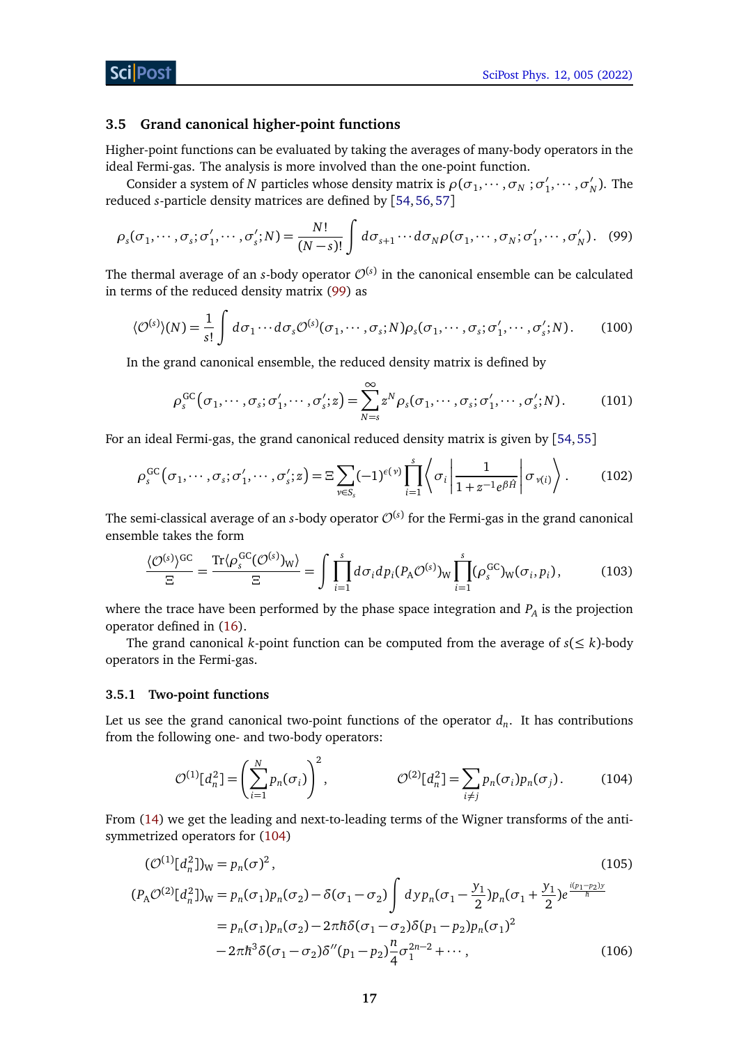### 3.5 Grand canonical higher-point functions

Higher-point functions can be evaluated by taking the averages of many-body operators in the ideal Fermi-gas. The analysis is more involved than the one-point function.

Consider a system of $N$ particles whose density matrix is $\rho(\sigma_1, \cdots, \sigma_N; \sigma'_1, \cdots, \sigma'_N)$. The reduced $s$-particle density matrices are defined by [54, 56, 57]

$$\rho_s(\sigma_1, \cdots, \sigma_s; \sigma'_1, \cdots, \sigma'_s; N) = \frac{N!}{(N-s)!} \int d\sigma_{s+1} \cdots d\sigma_N \rho(\sigma_1, \cdots, \sigma_N; \sigma'_1, \cdots, \sigma'_N). \quad (99)$$

The thermal average of an $s$-body operator $\mathcal{O}^{(s)}$ in the canonical ensemble can be calculated in terms of the reduced density matrix (99) as

$$\langle \mathcal{O}^{(s)} \rangle(N) = \frac{1}{s!} \int d\sigma_1 \cdots d\sigma_s \mathcal{O}^{(s)}(\sigma_1, \cdots, \sigma_s; N) \rho_s(\sigma_1, \cdots, \sigma_s; \sigma'_1, \cdots, \sigma'_s; N). \quad (100)$$

In the grand canonical ensemble, the reduced density matrix is defined by

$$\rho_s^{\mathrm{GC}}\left(\sigma_1, \cdots, \sigma_s; \sigma'_1, \cdots, \sigma'_s; z\right) = \sum_{N=s}^{\infty} z^N \rho_s(\sigma_1, \cdots, \sigma_s; \sigma'_1, \cdots, \sigma'_s; N). \quad (101)$$

For an ideal Fermi-gas, the grand canonical reduced density matrix is given by [54, 55]

$$\rho_s^{\mathrm{GC}}\left(\sigma_1, \cdots, \sigma_s; \sigma'_1, \cdots, \sigma'_s; z\right) = \Xi \sum_{\nu \in S_s} (-1)^{\epsilon(\nu)} \prod_{i=1}^{s} \left\langle \sigma_i \left| \frac{1}{1 + z^{-1} e^{\beta \hat{H}}} \right| \sigma_{\nu(i)} \right\rangle. \quad (102)$$

The semi-classical average of an $s$-body operator $\mathcal{O}^{(s)}$ for the Fermi-gas in the grand canonical ensemble takes the form

$$\frac{\langle \mathcal{O}^{(s)} \rangle^{\mathrm{GC}}}{\Xi} = \frac{\mathrm{Tr}\langle \rho_s^{\mathrm{GC}} (\mathcal{O}^{(s)})_{\mathrm{W}} \rangle}{\Xi} = \int \prod_{i=1}^{s} d\sigma_i dp_i (P_{\mathrm{A}} \mathcal{O}^{(s)})_{\mathrm{W}} \prod_{i=1}^{s} (\rho_s^{\mathrm{GC}})_{\mathrm{W}}(\sigma_i, p_i), \quad (103)$$

where the trace have been performed by the phase space integration and $P_A$ is the projection operator defined in (16).

The grand canonical $k$-point function can be computed from the average of $s(\leq k)$-body operators in the Fermi-gas.

#### 3.5.1 Two-point functions

Let us see the grand canonical two-point functions of the operator $d_n$. It has contributions from the following one- and two-body operators:

$$\mathcal{O}^{(1)}[d_n^2] = \left( \sum_{i=1}^{N} p_n(\sigma_i) \right)^2, \qquad \mathcal{O}^{(2)}[d_n^2] = \sum_{i \neq j} p_n(\sigma_i) p_n(\sigma_j). \quad (104)$$

From (14) we get the leading and next-to-leading terms of the Wigner transforms of the anti-symmetrized operators for (104)

$$(\mathcal{O}^{(1)}[d_n^2])_{\mathrm{W}} = p_n(\sigma)^2, \quad (105)$$

$$\begin{aligned}
(P_{\mathrm{A}} \mathcal{O}^{(2)}[d_n^2])_{\mathrm{W}} &= p_n(\sigma_1) p_n(\sigma_2) - \delta(\sigma_1 - \sigma_2) \int dy\, p_n(\sigma_1 - \frac{y_1}{2}) p_n(\sigma_1 + \frac{y_1}{2}) e^{\frac{i(p_1 - p_2)y}{\hbar}} \\
&= p_n(\sigma_1) p_n(\sigma_2) - 2\pi\hbar \delta(\sigma_1 - \sigma_2) \delta(p_1 - p_2) p_n(\sigma_1)^2 \\
&\quad - 2\pi\hbar^3 \delta(\sigma_1 - \sigma_2) \delta''(p_1 - p_2) \frac{n}{4} \sigma_1^{2n-2} + \cdots, \quad (106)
\end{aligned}$$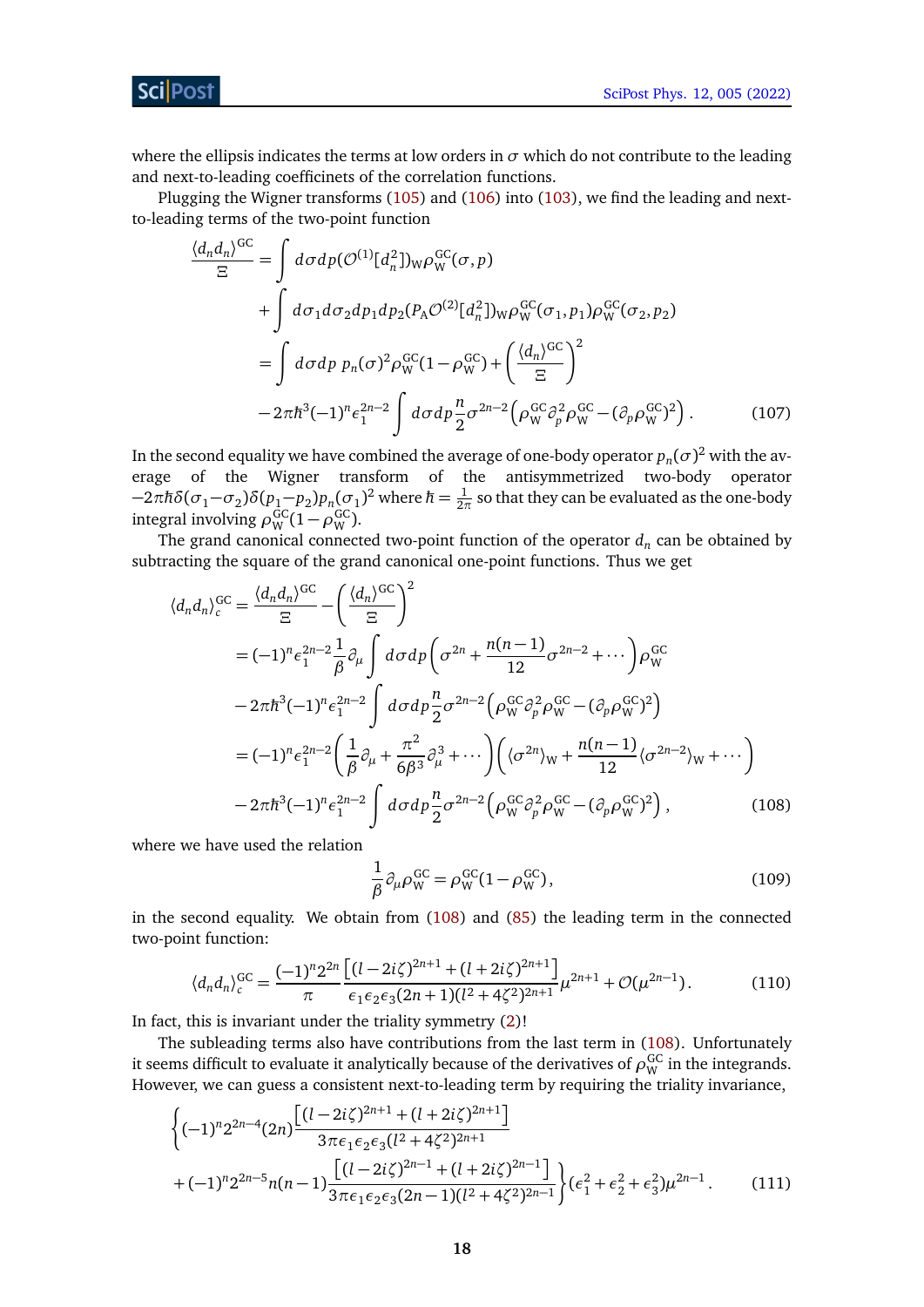where the ellipsis indicates the terms at low orders in $\sigma$ which do not contribute to the leading and next-to-leading coefficinets of the correlation functions.

Plugging the Wigner transforms (105) and (106) into (103), we find the leading and next-to-leading terms of the two-point function

$$
\begin{aligned}
\frac{\langle d_n d_n\rangle^{\mathrm{GC}}}{\Xi} &= \int d\sigma dp (\mathcal{O}^{(1)}[d_n^2])_{\mathrm{W}}\rho_{\mathrm{W}}^{\mathrm{GC}}(\sigma,p) \\
&\quad + \int d\sigma_1 d\sigma_2 dp_1 dp_2 (P_{\mathrm{A}}\mathcal{O}^{(2)}[d_n^2])_{\mathrm{W}}\rho_{\mathrm{W}}^{\mathrm{GC}}(\sigma_1,p_1)\rho_{\mathrm{W}}^{\mathrm{GC}}(\sigma_2,p_2) \\
&= \int d\sigma dp\ p_n(\sigma)^2\rho_{\mathrm{W}}^{\mathrm{GC}}(1-\rho_{\mathrm{W}}^{\mathrm{GC}}) + \left(\frac{\langle d_n\rangle^{\mathrm{GC}}}{\Xi}\right)^2 \\
&\quad - 2\pi\hbar^3(-1)^n\epsilon_1^{2n-2}\int d\sigma dp \frac{n}{2}\sigma^{2n-2}\left(\rho_{\mathrm{W}}^{\mathrm{GC}}\partial_p^2\rho_{\mathrm{W}}^{\mathrm{GC}} - (\partial_p\rho_{\mathrm{W}}^{\mathrm{GC}})^2\right). \qquad (107)
\end{aligned}
$$

In the second equality we have combined the average of one-body operator $p_n(\sigma)^2$ with the average of the Wigner transform of the antisymmetrized two-body operator $-2\pi\hbar\delta(\sigma_1-\sigma_2)\delta(p_1-p_2)p_n(\sigma_1)^2$ where $\hbar = \frac{1}{2\pi}$ so that they can be evaluated as the one-body integral involving $\rho_{\mathrm{W}}^{\mathrm{GC}}(1-\rho_{\mathrm{W}}^{\mathrm{GC}})$.

The grand canonical connected two-point function of the operator $d_n$ can be obtained by subtracting the square of the grand canonical one-point functions. Thus we get

$$
\begin{aligned}
\langle d_n d_n\rangle_c^{\mathrm{GC}} &= \frac{\langle d_n d_n\rangle^{\mathrm{GC}}}{\Xi} - \left(\frac{\langle d_n\rangle^{\mathrm{GC}}}{\Xi}\right)^2 \\
&= (-1)^n\epsilon_1^{2n-2}\frac{1}{\beta}\partial_\mu\int d\sigma dp\left(\sigma^{2n} + \frac{n(n-1)}{12}\sigma^{2n-2}+\cdots\right)\rho_{\mathrm{W}}^{\mathrm{GC}} \\
&\quad - 2\pi\hbar^3(-1)^n\epsilon_1^{2n-2}\int d\sigma dp\frac{n}{2}\sigma^{2n-2}\left(\rho_{\mathrm{W}}^{\mathrm{GC}}\partial_p^2\rho_{\mathrm{W}}^{\mathrm{GC}} - (\partial_p\rho_{\mathrm{W}}^{\mathrm{GC}})^2\right) \\
&= (-1)^n\epsilon_1^{2n-2}\left(\frac{1}{\beta}\partial_\mu + \frac{\pi^2}{6\beta^3}\partial_\mu^3+\cdots\right)\left(\langle\sigma^{2n}\rangle_{\mathrm{W}} + \frac{n(n-1)}{12}\langle\sigma^{2n-2}\rangle_{\mathrm{W}}+\cdots\right) \\
&\quad - 2\pi\hbar^3(-1)^n\epsilon_1^{2n-2}\int d\sigma dp\frac{n}{2}\sigma^{2n-2}\left(\rho_{\mathrm{W}}^{\mathrm{GC}}\partial_p^2\rho_{\mathrm{W}}^{\mathrm{GC}} - (\partial_p\rho_{\mathrm{W}}^{\mathrm{GC}})^2\right), \qquad (108)
\end{aligned}
$$

where we have used the relation

$$
\frac{1}{\beta}\partial_\mu\rho_{\mathrm{W}}^{\mathrm{GC}} = \rho_{\mathrm{W}}^{\mathrm{GC}}(1-\rho_{\mathrm{W}}^{\mathrm{GC}}), \qquad (109)
$$

in the second equality. We obtain from (108) and (85) the leading term in the connected two-point function:

$$
\langle d_n d_n\rangle_c^{\mathrm{GC}} = \frac{(-1)^n 2^{2n}}{\pi}\frac{\left[(l-2i\zeta)^{2n+1}+(l+2i\zeta)^{2n+1}\right]}{\epsilon_1\epsilon_2\epsilon_3(2n+1)(l^2+4\zeta^2)^{2n+1}}\mu^{2n+1} + \mathcal{O}(\mu^{2n-1}). \qquad (110)
$$

In fact, this is invariant under the triality symmetry (2)!

The subleading terms also have contributions from the last term in (108). Unfortunately it seems difficult to evaluate it analytically because of the derivatives of $\rho_{\mathrm{W}}^{\mathrm{GC}}$ in the integrands. However, we can guess a consistent next-to-leading term by requiring the triality invariance,

$$
\begin{aligned}
&\left\{(-1)^n 2^{2n-4}(2n)\frac{\left[(l-2i\zeta)^{2n+1}+(l+2i\zeta)^{2n+1}\right]}{3\pi\epsilon_1\epsilon_2\epsilon_3(l^2+4\zeta^2)^{2n+1}}\right. \\
&\left.+(-1)^n 2^{2n-5}n(n-1)\frac{\left[(l-2i\zeta)^{2n-1}+(l+2i\zeta)^{2n-1}\right]}{3\pi\epsilon_1\epsilon_2\epsilon_3(2n-1)(l^2+4\zeta^2)^{2n-1}}\right\}(\epsilon_1^2+\epsilon_2^2+\epsilon_3^2)\mu^{2n-1}. \qquad (111)
\end{aligned}
$$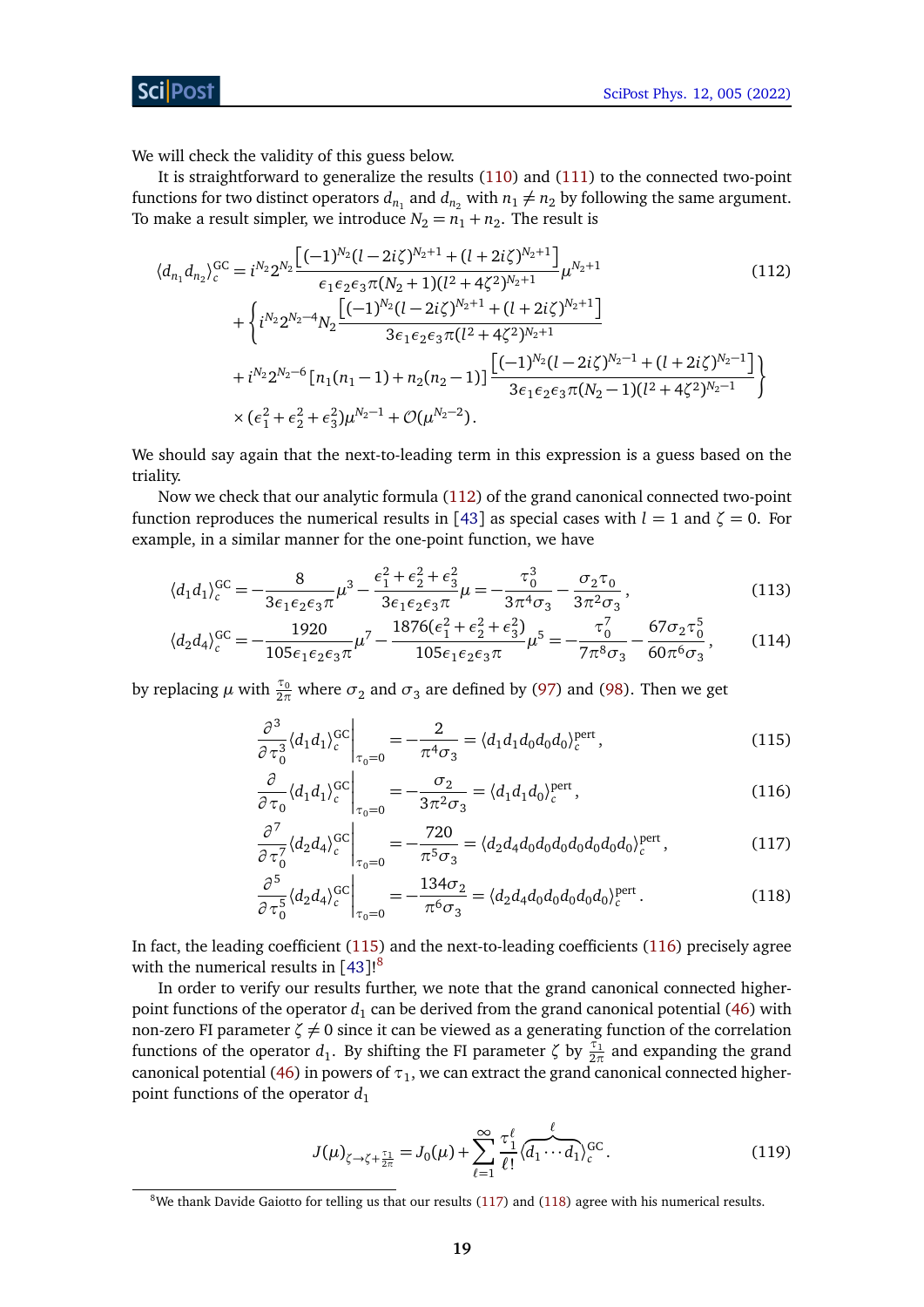We will check the validity of this guess below.

It is straightforward to generalize the results (110) and (111) to the connected two-point functions for two distinct operators $d_{n_1}$ and $d_{n_2}$ with $n_1 \neq n_2$ by following the same argument. To make a result simpler, we introduce $N_2 = n_1 + n_2$. The result is

$$
\begin{aligned}
\langle d_{n_1} d_{n_2} \rangle_c^{\mathrm{GC}} &= i^{N_2} 2^{N_2} \frac{\left[(-1)^{N_2}(l-2i\zeta)^{N_2+1} + (l+2i\zeta)^{N_2+1}\right]}{\epsilon_1\epsilon_2\epsilon_3 \pi (N_2+1)(l^2+4\zeta^2)^{N_2+1}} \mu^{N_2+1} \\
&+ \left\{ i^{N_2} 2^{N_2-4} N_2 \frac{\left[(-1)^{N_2}(l-2i\zeta)^{N_2+1} + (l+2i\zeta)^{N_2+1}\right]}{3\epsilon_1\epsilon_2\epsilon_3 \pi (l^2+4\zeta^2)^{N_2+1}} \right. \\
&+ \left. i^{N_2} 2^{N_2-6} [n_1(n_1-1) + n_2(n_2-1)] \frac{\left[(-1)^{N_2}(l-2i\zeta)^{N_2-1} + (l+2i\zeta)^{N_2-1}\right]}{3\epsilon_1\epsilon_2\epsilon_3 \pi (N_2-1)(l^2+4\zeta^2)^{N_2-1}} \right\} \\
&\times (\epsilon_1^2+\epsilon_2^2+\epsilon_3^2)\mu^{N_2-1} + \mathcal{O}(\mu^{N_2-2}) .
\end{aligned}
\tag{112}
$$

We should say again that the next-to-leading term in this expression is a guess based on the triality.

Now we check that our analytic formula (112) of the grand canonical connected two-point function reproduces the numerical results in [43] as special cases with $l = 1$ and $\zeta = 0$. For example, in a similar manner for the one-point function, we have

$$
\langle d_1 d_1 \rangle_c^{\mathrm{GC}} = -\frac{8}{3\epsilon_1\epsilon_2\epsilon_3\pi}\mu^3 - \frac{\epsilon_1^2+\epsilon_2^2+\epsilon_3^2}{3\epsilon_1\epsilon_2\epsilon_3\pi}\mu = -\frac{\tau_0^3}{3\pi^4\sigma_3} - \frac{\sigma_2\tau_0}{3\pi^2\sigma_3} , \tag{113}
$$

$$
\langle d_2 d_4 \rangle_c^{\mathrm{GC}} = -\frac{1920}{105\epsilon_1\epsilon_2\epsilon_3\pi}\mu^7 - \frac{1876(\epsilon_1^2+\epsilon_2^2+\epsilon_3^2)}{105\epsilon_1\epsilon_2\epsilon_3\pi}\mu^5 = -\frac{\tau_0^7}{7\pi^8\sigma_3} - \frac{67\sigma_2\tau_0^5}{60\pi^6\sigma_3} , \tag{114}
$$

by replacing $\mu$ with $\frac{\tau_0}{2\pi}$ where $\sigma_2$ and $\sigma_3$ are defined by (97) and (98). Then we get

$$
\left.\frac{\partial^3}{\partial \tau_0^3}\langle d_1 d_1 \rangle_c^{\mathrm{GC}}\right|_{\tau_0=0} = -\frac{2}{\pi^4\sigma_3} = \langle d_1 d_1 d_0 d_0 d_0 \rangle_c^{\mathrm{pert}} , \tag{115}
$$

$$
\left.\frac{\partial}{\partial \tau_0}\langle d_1 d_1 \rangle_c^{\mathrm{GC}}\right|_{\tau_0=0} = -\frac{\sigma_2}{3\pi^2\sigma_3} = \langle d_1 d_1 d_0 \rangle_c^{\mathrm{pert}} , \tag{116}
$$

$$
\left.\frac{\partial^7}{\partial \tau_0^7}\langle d_2 d_4 \rangle_c^{\mathrm{GC}}\right|_{\tau_0=0} = -\frac{720}{\pi^5\sigma_3} = \langle d_2 d_4 d_0 d_0 d_0 d_0 d_0 d_0 d_0 \rangle_c^{\mathrm{pert}} , \tag{117}
$$

$$
\left.\frac{\partial^5}{\partial \tau_0^5}\langle d_2 d_4 \rangle_c^{\mathrm{GC}}\right|_{\tau_0=0} = -\frac{134\sigma_2}{\pi^6\sigma_3} = \langle d_2 d_4 d_0 d_0 d_0 d_0 d_0 \rangle_c^{\mathrm{pert}} . \tag{118}
$$

In fact, the leading coefficient (115) and the next-to-leading coefficients (116) precisely agree with the numerical results in [43]![8]

In order to verify our results further, we note that the grand canonical connected higher-point functions of the operator $d_1$ can be derived from the grand canonical potential (46) with non-zero FI parameter $\zeta \neq 0$ since it can be viewed as a generating function of the correlation functions of the operator $d_1$. By shifting the FI parameter $\zeta$ by $\frac{\tau_1}{2\pi}$ and expanding the grand canonical potential (46) in powers of $\tau_1$, we can extract the grand canonical connected higher-point functions of the operator $d_1$

$$
J(\mu)_{\zeta \to \zeta + \frac{\tau_1}{2\pi}} = J_0(\mu) + \sum_{\ell=1}^{\infty} \frac{\tau_1^\ell}{\ell!} \langle \overbrace{d_1 \cdots d_1}^{\ell} \rangle_c^{\mathrm{GC}} . \tag{119}
$$

[8] We thank Davide Gaiotto for telling us that our results (117) and (118) agree with his numerical results.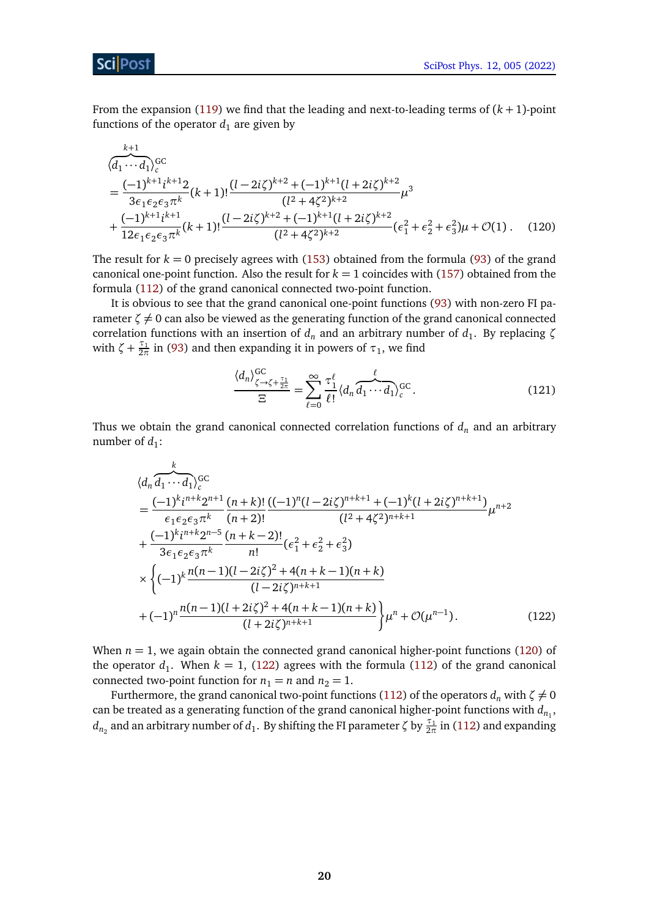From the expansion (119) we find that the leading and next-to-leading terms of $(k+1)$-point functions of the operator $d_1$ are given by

$$
\begin{aligned}
&\langle \overbrace{d_1 \cdots d_1}^{k+1} \rangle_c^{\mathrm{GC}} \\
&= \frac{(-1)^{k+1} i^{k+1} 2}{3\epsilon_1\epsilon_2\epsilon_3 \pi^k} (k+1)! \frac{(l-2i\zeta)^{k+2} + (-1)^{k+1}(l+2i\zeta)^{k+2}}{(l^2+4\zeta^2)^{k+2}} \mu^3 \\
&+ \frac{(-1)^{k+1} i^{k+1}}{12\epsilon_1\epsilon_2\epsilon_3 \pi^k} (k+1)! \frac{(l-2i\zeta)^{k+2} + (-1)^{k+1}(l+2i\zeta)^{k+2}}{(l^2+4\zeta^2)^{k+2}} (\epsilon_1^2+\epsilon_2^2+\epsilon_3^2)\mu + \mathcal{O}(1) \,. \qquad (120)
\end{aligned}
$$

The result for $k=0$ precisely agrees with (153) obtained from the formula (93) of the grand canonical one-point function. Also the result for $k=1$ coincides with (157) obtained from the formula (112) of the grand canonical connected two-point function.

It is obvious to see that the grand canonical one-point functions (93) with non-zero FI parameter $\zeta \neq 0$ can also be viewed as the generating function of the grand canonical connected correlation functions with an insertion of $d_n$ and an arbitrary number of $d_1$. By replacing $\zeta$ with $\zeta + \frac{\tau_1}{2\pi}$ in (93) and then expanding it in powers of $\tau_1$, we find

$$
\frac{\langle d_n \rangle^{\mathrm{GC}}_{\zeta \to \zeta + \frac{\tau_1}{2\pi}}}{\Xi} = \sum_{\ell=0}^{\infty} \frac{\tau_1^\ell}{\ell!} \langle d_n \overbrace{d_1 \cdots d_1}^{\ell} \rangle_c^{\mathrm{GC}} \,. \qquad (121)
$$

Thus we obtain the grand canonical connected correlation functions of $d_n$ and an arbitrary number of $d_1$:

$$
\begin{aligned}
&\langle d_n \overbrace{d_1 \cdots d_1}^{k} \rangle_c^{\mathrm{GC}} \\
&= \frac{(-1)^k i^{n+k} 2^{n+1}}{\epsilon_1\epsilon_2\epsilon_3 \pi^k} \frac{(n+k)!}{(n+2)!} \frac{\left((-1)^n (l-2i\zeta)^{n+k+1} + (-1)^k (l+2i\zeta)^{n+k+1}\right)}{(l^2+4\zeta^2)^{n+k+1}} \mu^{n+2} \\
&+ \frac{(-1)^k i^{n+k} 2^{n-5}}{3\epsilon_1\epsilon_2\epsilon_3 \pi^k} \frac{(n+k-2)!}{n!} (\epsilon_1^2+\epsilon_2^2+\epsilon_3^2) \\
&\times \left\{ (-1)^k \frac{n(n-1)(l-2i\zeta)^2 + 4(n+k-1)(n+k)}{(l-2i\zeta)^{n+k+1}} \right. \\
&\left. + (-1)^n \frac{n(n-1)(l+2i\zeta)^2 + 4(n+k-1)(n+k)}{(l+2i\zeta)^{n+k+1}} \right\} \mu^n + \mathcal{O}(\mu^{n-1}) \,. \qquad (122)
\end{aligned}
$$

When $n=1$, we again obtain the connected grand canonical higher-point functions (120) of the operator $d_1$. When $k=1$, (122) agrees with the formula (112) of the grand canonical connected two-point function for $n_1 = n$ and $n_2 = 1$.

Furthermore, the grand canonical two-point functions (112) of the operators $d_n$ with $\zeta \neq 0$ can be treated as a generating function of the grand canonical higher-point functions with $d_{n_1}$, $d_{n_2}$ and an arbitrary number of $d_1$. By shifting the FI parameter $\zeta$ by $\frac{\tau_1}{2\pi}$ in (112) and expanding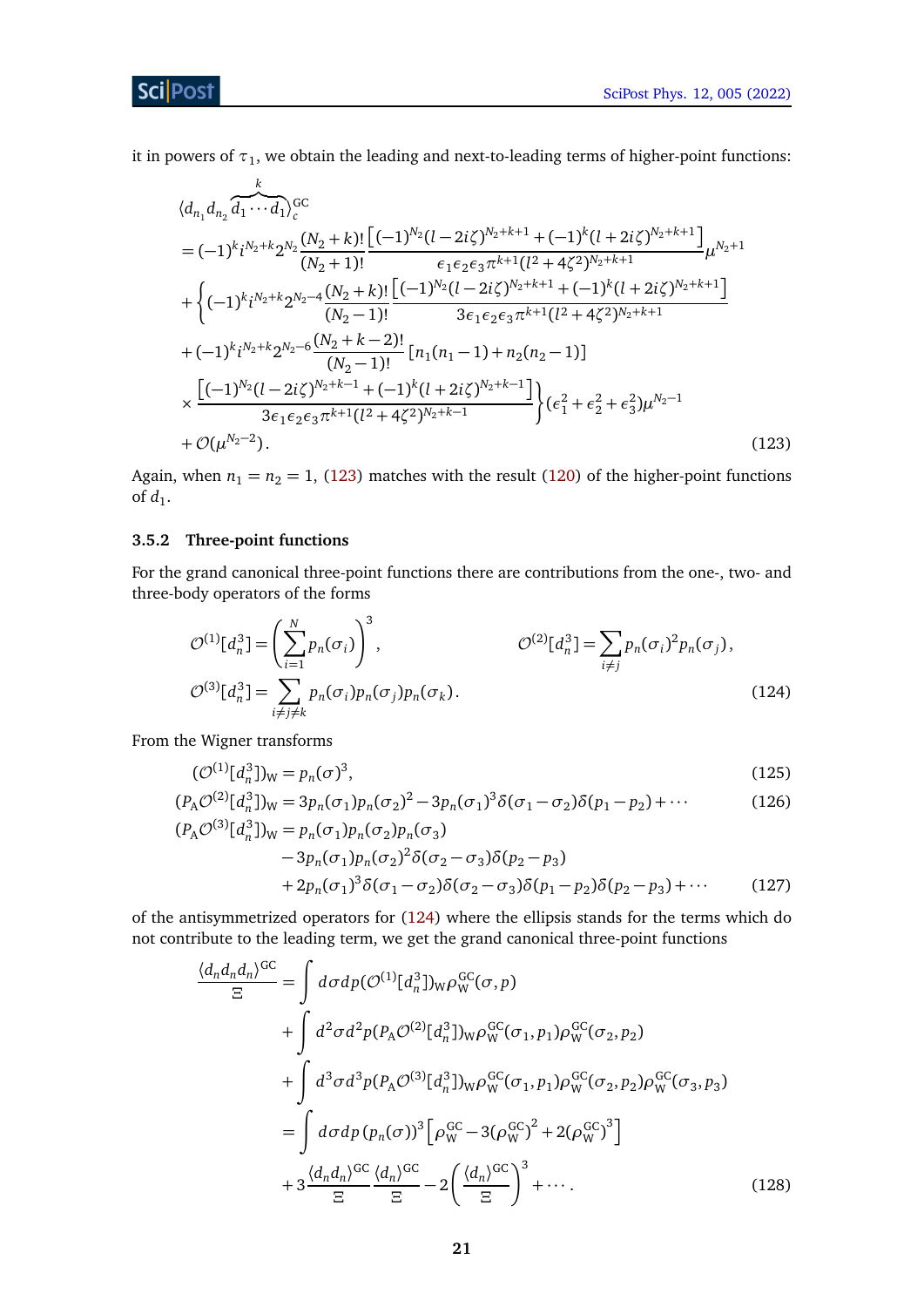it in powers of $\tau_1$, we obtain the leading and next-to-leading terms of higher-point functions:

$$
\begin{aligned}
&\langle d_{n_1} d_{n_2} \overbrace{d_1 \cdots d_1}^{k} \rangle_c^{\rm GC} \\
&= (-1)^k i^{N_2+k} 2^{N_2} \frac{(N_2+k)!}{(N_2+1)!} \frac{\left[(-1)^{N_2}(l-2i\zeta)^{N_2+k+1} + (-1)^k (l+2i\zeta)^{N_2+k+1}\right]}{\epsilon_1\epsilon_2\epsilon_3 \pi^{k+1}(l^2+4\zeta^2)^{N_2+k+1}} \mu^{N_2+1} \\
&+ \Bigg\{ (-1)^k i^{N_2+k} 2^{N_2-4} \frac{(N_2+k)!}{(N_2-1)!} \frac{\left[(-1)^{N_2}(l-2i\zeta)^{N_2+k+1} + (-1)^k (l+2i\zeta)^{N_2+k+1}\right]}{3\epsilon_1\epsilon_2\epsilon_3 \pi^{k+1}(l^2+4\zeta^2)^{N_2+k+1}} \\
&+ (-1)^k i^{N_2+k} 2^{N_2-6} \frac{(N_2+k-2)!}{(N_2-1)!} \left[n_1(n_1-1) + n_2(n_2-1)\right] \\
&\times \frac{\left[(-1)^{N_2}(l-2i\zeta)^{N_2+k-1} + (-1)^k (l+2i\zeta)^{N_2+k-1}\right]}{3\epsilon_1\epsilon_2\epsilon_3 \pi^{k+1}(l^2+4\zeta^2)^{N_2+k-1}} \Bigg\} (\epsilon_1^2+\epsilon_2^2+\epsilon_3^2) \mu^{N_2-1} \\
&+ \mathcal{O}(\mu^{N_2-2}) .
\end{aligned}
\tag{123}
$$

Again, when $n_1 = n_2 = 1$, (123) matches with the result (120) of the higher-point functions of $d_1$.

### 3.5.2 Three-point functions

For the grand canonical three-point functions there are contributions from the one-, two- and three-body operators of the forms

$$
\mathcal{O}^{(1)}[d_n^3] = \left( \sum_{i=1}^{N} p_n(\sigma_i) \right)^3, \qquad \mathcal{O}^{(2)}[d_n^3] = \sum_{i \neq j} p_n(\sigma_i)^2 p_n(\sigma_j),
$$
$$
\mathcal{O}^{(3)}[d_n^3] = \sum_{i \neq j \neq k} p_n(\sigma_i) p_n(\sigma_j) p_n(\sigma_k). \tag{124}
$$

From the Wigner transforms

$$
(\mathcal{O}^{(1)}[d_n^3])_{\rm W} = p_n(\sigma)^3, \tag{125}
$$
$$
(P_{\rm A}\mathcal{O}^{(2)}[d_n^3])_{\rm W} = 3p_n(\sigma_1)p_n(\sigma_2)^2 - 3p_n(\sigma_1)^3 \delta(\sigma_1-\sigma_2)\delta(p_1-p_2) + \cdots \tag{126}
$$
$$
\begin{aligned}
(P_{\rm A}\mathcal{O}^{(3)}[d_n^3])_{\rm W} &= p_n(\sigma_1)p_n(\sigma_2)p_n(\sigma_3) \\
&\quad - 3p_n(\sigma_1)p_n(\sigma_2)^2 \delta(\sigma_2-\sigma_3)\delta(p_2-p_3) \\
&\quad + 2p_n(\sigma_1)^3 \delta(\sigma_1-\sigma_2)\delta(\sigma_2-\sigma_3)\delta(p_1-p_2)\delta(p_2-p_3) + \cdots
\end{aligned}
\tag{127}
$$

of the antisymmetrized operators for (124) where the ellipsis stands for the terms which do not contribute to the leading term, we get the grand canonical three-point functions

$$
\begin{aligned}
\frac{\langle d_n d_n d_n \rangle^{\rm GC}}{\Xi} &= \int d\sigma dp (\mathcal{O}^{(1)}[d_n^3])_{\rm W} \rho_{\rm W}^{\rm GC}(\sigma, p) \\
&+ \int d^2\sigma d^2p (P_{\rm A}\mathcal{O}^{(2)}[d_n^3])_{\rm W} \rho_{\rm W}^{\rm GC}(\sigma_1, p_1) \rho_{\rm W}^{\rm GC}(\sigma_2, p_2) \\
&+ \int d^3\sigma d^3p (P_{\rm A}\mathcal{O}^{(3)}[d_n^3])_{\rm W} \rho_{\rm W}^{\rm GC}(\sigma_1, p_1) \rho_{\rm W}^{\rm GC}(\sigma_2, p_2) \rho_{\rm W}^{\rm GC}(\sigma_3, p_3) \\
&= \int d\sigma dp\, (p_n(\sigma))^3 \left[ \rho_{\rm W}^{\rm GC} - 3(\rho_{\rm W}^{\rm GC})^2 + 2(\rho_{\rm W}^{\rm GC})^3 \right] \\
&+ 3 \frac{\langle d_n d_n \rangle^{\rm GC}}{\Xi} \frac{\langle d_n \rangle^{\rm GC}}{\Xi} - 2 \left( \frac{\langle d_n \rangle^{\rm GC}}{\Xi} \right)^3 + \cdots .
\end{aligned}
\tag{128}
$$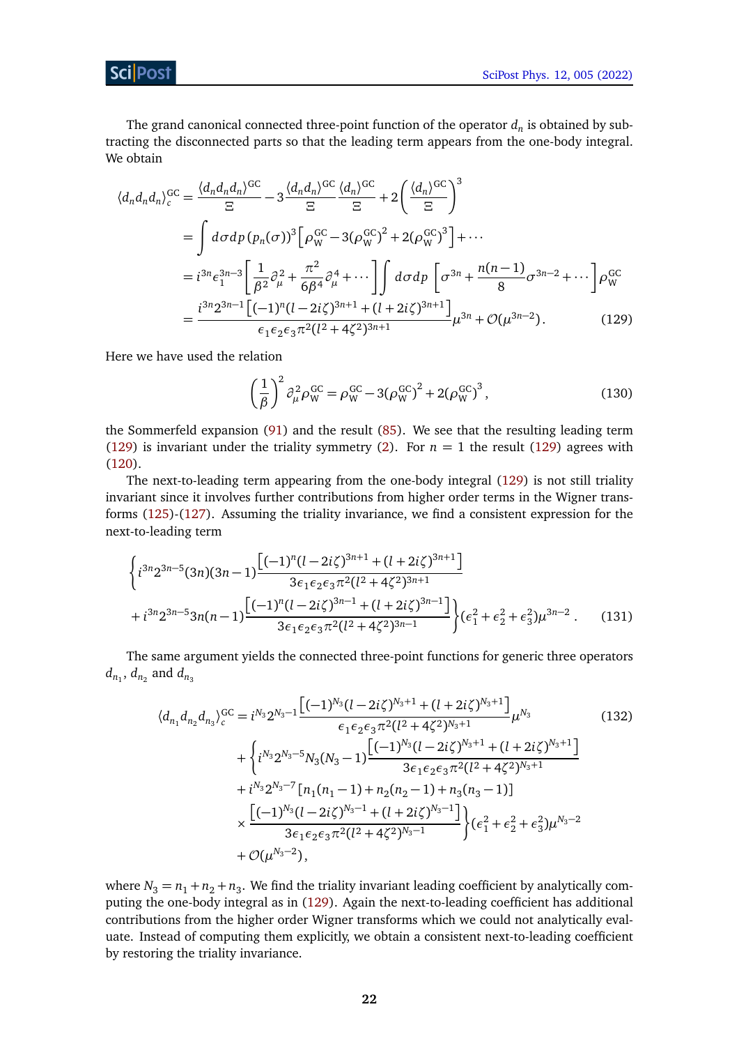The grand canonical connected three-point function of the operator $d_n$ is obtained by subtracting the disconnected parts so that the leading term appears from the one-body integral. We obtain

$$
\begin{aligned}
\langle d_n d_n d_n \rangle_c^{\rm GC} &= \frac{\langle d_n d_n d_n \rangle^{\rm GC}}{\Xi} - 3\frac{\langle d_n d_n \rangle^{\rm GC}}{\Xi}\frac{\langle d_n \rangle^{\rm GC}}{\Xi} + 2\left(\frac{\langle d_n \rangle^{\rm GC}}{\Xi}\right)^3 \\
&= \int d\sigma dp \, (p_n(\sigma))^3 \Big[\rho_{\rm W}^{\rm GC} - 3(\rho_{\rm W}^{\rm GC})^2 + 2(\rho_{\rm W}^{\rm GC})^3\Big] + \cdots \\
&= i^{3n}\epsilon_1^{3n-3}\left[\frac{1}{\beta^2}\partial_\mu^2 + \frac{\pi^2}{6\beta^4}\partial_\mu^4 + \cdots\right]\int d\sigma dp \left[\sigma^{3n} + \frac{n(n-1)}{8}\sigma^{3n-2} + \cdots\right]\rho_{\rm W}^{\rm GC} \\
&= \frac{i^{3n}2^{3n-1}\left[(-1)^n(l-2i\zeta)^{3n+1} + (l+2i\zeta)^{3n+1}\right]}{\epsilon_1\epsilon_2\epsilon_3\pi^2(l^2+4\zeta^2)^{3n+1}}\mu^{3n} + \mathcal{O}(\mu^{3n-2}) \,. 
\end{aligned}
\tag{129}
$$

Here we have used the relation

$$
\left(\frac{1}{\beta}\right)^2 \partial_\mu^2 \rho_{\rm W}^{\rm GC} = \rho_{\rm W}^{\rm GC} - 3(\rho_{\rm W}^{\rm GC})^2 + 2(\rho_{\rm W}^{\rm GC})^3 \,, \tag{130}
$$

the Sommerfeld expansion (91) and the result (85). We see that the resulting leading term (129) is invariant under the triality symmetry (2). For $n = 1$ the result (129) agrees with (120).

The next-to-leading term appearing from the one-body integral (129) is not still triality invariant since it involves further contributions from higher order terms in the Wigner transforms (125)-(127). Assuming the triality invariance, we find a consistent expression for the next-to-leading term

$$
\begin{aligned}
&\Bigg\{ i^{3n}2^{3n-5}(3n)(3n-1)\frac{\left[(-1)^n(l-2i\zeta)^{3n+1} + (l+2i\zeta)^{3n+1}\right]}{3\epsilon_1\epsilon_2\epsilon_3\pi^2(l^2+4\zeta^2)^{3n+1}} \\
&+ i^{3n}2^{3n-5}3n(n-1)\frac{\left[(-1)^n(l-2i\zeta)^{3n-1} + (l+2i\zeta)^{3n-1}\right]}{3\epsilon_1\epsilon_2\epsilon_3\pi^2(l^2+4\zeta^2)^{3n-1}}\Bigg\}(\epsilon_1^2+\epsilon_2^2+\epsilon_3^2)\mu^{3n-2} \,.
\end{aligned}
\tag{131}
$$

The same argument yields the connected three-point functions for generic three operators $d_{n_1}$, $d_{n_2}$ and $d_{n_3}$

$$
\begin{aligned}
\langle d_{n_1} d_{n_2} d_{n_3} \rangle_c^{\rm GC} &= i^{N_3}2^{N_3-1}\frac{\left[(-1)^{N_3}(l-2i\zeta)^{N_3+1} + (l+2i\zeta)^{N_3+1}\right]}{\epsilon_1\epsilon_2\epsilon_3\pi^2(l^2+4\zeta^2)^{N_3+1}}\mu^{N_3} \\
&+ \Bigg\{ i^{N_3}2^{N_3-5}N_3(N_3-1)\frac{\left[(-1)^{N_3}(l-2i\zeta)^{N_3+1} + (l+2i\zeta)^{N_3+1}\right]}{3\epsilon_1\epsilon_2\epsilon_3\pi^2(l^2+4\zeta^2)^{N_3+1}} \\
&+ i^{N_3}2^{N_3-7}\left[n_1(n_1-1) + n_2(n_2-1) + n_3(n_3-1)\right] \\
&\times \frac{\left[(-1)^{N_3}(l-2i\zeta)^{N_3-1} + (l+2i\zeta)^{N_3-1}\right]}{3\epsilon_1\epsilon_2\epsilon_3\pi^2(l^2+4\zeta^2)^{N_3-1}}\Bigg\}(\epsilon_1^2+\epsilon_2^2+\epsilon_3^2)\mu^{N_3-2} \\
&+ \mathcal{O}(\mu^{N_3-2}) \,,
\end{aligned}
\tag{132}
$$

where $N_3 = n_1 + n_2 + n_3$. We find the triality invariant leading coefficient by analytically computing the one-body integral as in (129). Again the next-to-leading coefficient has additional contributions from the higher order Wigner transforms which we could not analytically evaluate. Instead of computing them explicitly, we obtain a consistent next-to-leading coefficient by restoring the triality invariance.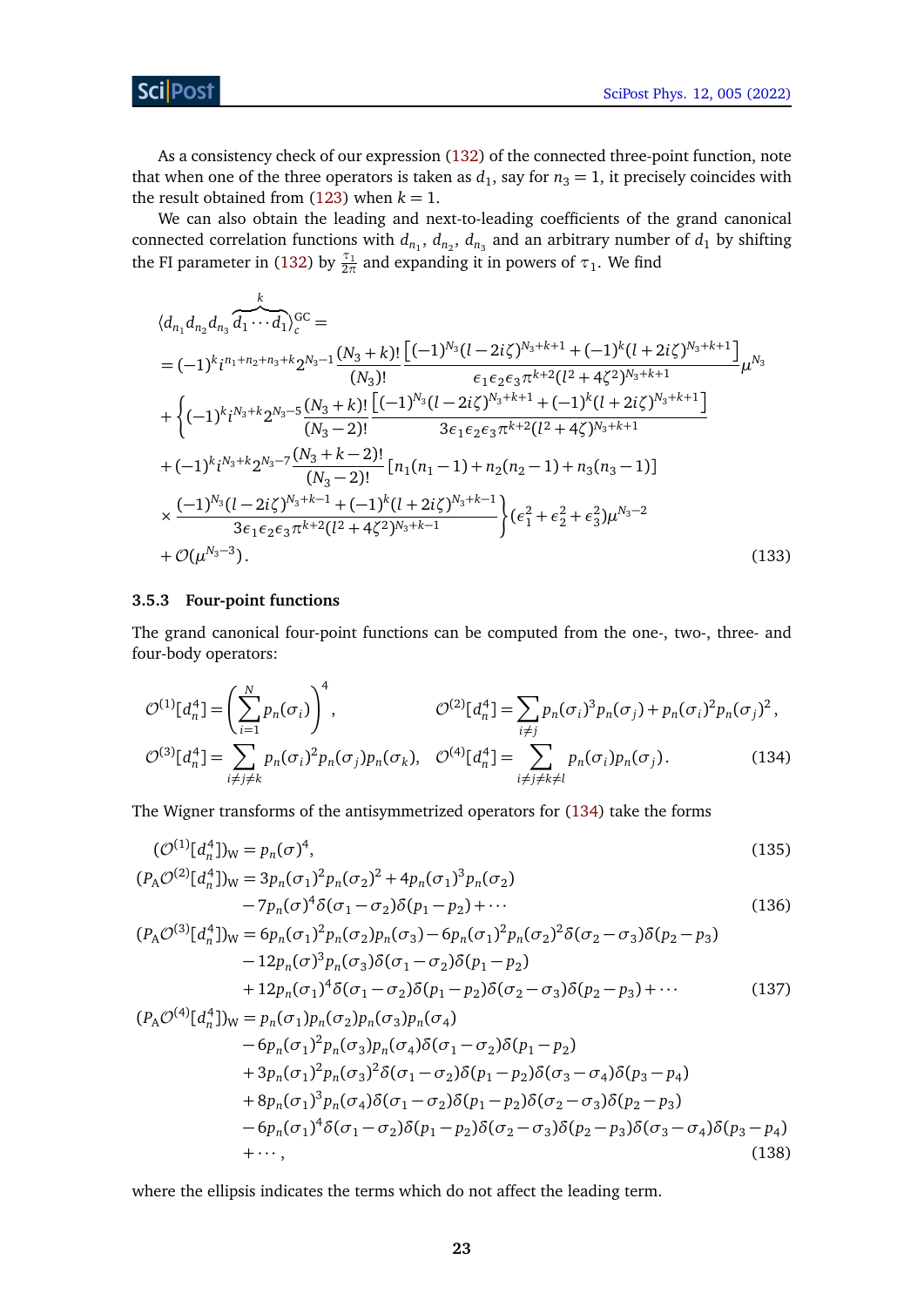As a consistency check of our expression (132) of the connected three-point function, note that when one of the three operators is taken as $d_1$, say for $n_3 = 1$, it precisely coincides with the result obtained from (123) when $k = 1$.

We can also obtain the leading and next-to-leading coefficients of the grand canonical connected correlation functions with $d_{n_1}$, $d_{n_2}$, $d_{n_3}$ and an arbitrary number of $d_1$ by shifting the FI parameter in (132) by $\frac{\tau_1}{2\pi}$ and expanding it in powers of $\tau_1$. We find

$$
\begin{aligned}
&\langle d_{n_1} d_{n_2} d_{n_3} \overbrace{d_1 \cdots d_1}^{k} \rangle_c^{\rm GC} = \\
&= (-1)^k i^{n_1+n_2+n_3+k} 2^{N_3-1} \frac{(N_3+k)!}{(N_3)!} \frac{\left[(-1)^{N_3}(l-2i\zeta)^{N_3+k+1} + (-1)^k (l+2i\zeta)^{N_3+k+1}\right]}{\epsilon_1\epsilon_2\epsilon_3 \pi^{k+2}(l^2+4\zeta^2)^{N_3+k+1}} \mu^{N_3} \\
&+ \Bigg\{ (-1)^k i^{N_3+k} 2^{N_3-5} \frac{(N_3+k)!}{(N_3-2)!} \frac{\left[(-1)^{N_3}(l-2i\zeta)^{N_3+k+1} + (-1)^k (l+2i\zeta)^{N_3+k+1}\right]}{3\epsilon_1\epsilon_2\epsilon_3 \pi^{k+2}(l^2+4\zeta^2)^{N_3+k+1}} \\
&+ (-1)^k i^{N_3+k} 2^{N_3-7} \frac{(N_3+k-2)!}{(N_3-2)!} \left[n_1(n_1-1) + n_2(n_2-1) + n_3(n_3-1)\right] \\
&\times \frac{(-1)^{N_3}(l-2i\zeta)^{N_3+k-1} + (-1)^k (l+2i\zeta)^{N_3+k-1}}{3\epsilon_1\epsilon_2\epsilon_3 \pi^{k+2}(l^2+4\zeta^2)^{N_3+k-1}} \Bigg\} (\epsilon_1^2+\epsilon_2^2+\epsilon_3^2) \mu^{N_3-2} \\
&+ \mathcal{O}(\mu^{N_3-3}) \,. 
\end{aligned} \tag{133}
$$

### 3.5.3 Four-point functions

The grand canonical four-point functions can be computed from the one-, two-, three- and four-body operators:

$$
\mathcal{O}^{(1)}[d_n^4] = \left( \sum_{i=1}^{N} p_n(\sigma_i) \right)^4 , \qquad \mathcal{O}^{(2)}[d_n^4] = \sum_{i \neq j} p_n(\sigma_i)^3 p_n(\sigma_j) + p_n(\sigma_i)^2 p_n(\sigma_j)^2 ,
$$
$$
\mathcal{O}^{(3)}[d_n^4] = \sum_{i \neq j \neq k} p_n(\sigma_i)^2 p_n(\sigma_j) p_n(\sigma_k), \quad \mathcal{O}^{(4)}[d_n^4] = \sum_{i \neq j \neq k \neq l} p_n(\sigma_i) p_n(\sigma_j) . \tag{134}
$$

The Wigner transforms of the antisymmetrized operators for (134) take the forms

$$
(\mathcal{O}^{(1)}[d_n^4])_{\rm W} = p_n(\sigma)^4, \tag{135}
$$
$$
\begin{aligned}
(P_{\rm A}\mathcal{O}^{(2)}[d_n^4])_{\rm W} &= 3p_n(\sigma_1)^2 p_n(\sigma_2)^2 + 4p_n(\sigma_1)^3 p_n(\sigma_2) \\
&\quad - 7p_n(\sigma)^4 \delta(\sigma_1-\sigma_2)\delta(p_1-p_2) + \cdots
\end{aligned} \tag{136}
$$
$$
\begin{aligned}
(P_{\rm A}\mathcal{O}^{(3)}[d_n^4])_{\rm W} &= 6p_n(\sigma_1)^2 p_n(\sigma_2) p_n(\sigma_3) - 6p_n(\sigma_1)^2 p_n(\sigma_2)^2 \delta(\sigma_2-\sigma_3)\delta(p_2-p_3) \\
&\quad - 12p_n(\sigma)^3 p_n(\sigma_3) \delta(\sigma_1-\sigma_2)\delta(p_1-p_2) \\
&\quad + 12p_n(\sigma_1)^4 \delta(\sigma_1-\sigma_2)\delta(p_1-p_2)\delta(\sigma_2-\sigma_3)\delta(p_2-p_3) + \cdots
\end{aligned} \tag{137}
$$
$$
\begin{aligned}
(P_{\rm A}\mathcal{O}^{(4)}[d_n^4])_{\rm W} &= p_n(\sigma_1) p_n(\sigma_2) p_n(\sigma_3) p_n(\sigma_4) \\
&\quad - 6p_n(\sigma_1)^2 p_n(\sigma_3) p_n(\sigma_4) \delta(\sigma_1-\sigma_2)\delta(p_1-p_2) \\
&\quad + 3p_n(\sigma_1)^2 p_n(\sigma_3)^2 \delta(\sigma_1-\sigma_2)\delta(p_1-p_2)\delta(\sigma_3-\sigma_4)\delta(p_3-p_4) \\
&\quad + 8p_n(\sigma_1)^3 p_n(\sigma_4) \delta(\sigma_1-\sigma_2)\delta(p_1-p_2)\delta(\sigma_2-\sigma_3)\delta(p_2-p_3) \\
&\quad - 6p_n(\sigma_1)^4 \delta(\sigma_1-\sigma_2)\delta(p_1-p_2)\delta(\sigma_2-\sigma_3)\delta(p_2-p_3)\delta(\sigma_3-\sigma_4)\delta(p_3-p_4) \\
&\quad + \cdots ,
\end{aligned} \tag{138}
$$

where the ellipsis indicates the terms which do not affect the leading term.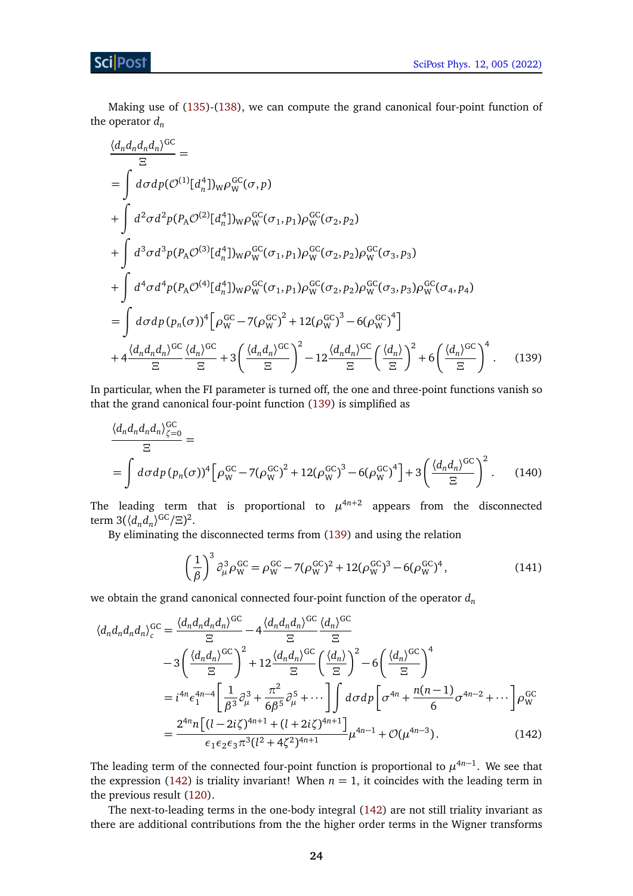Making use of (135)-(138), we can compute the grand canonical four-point function of the operator $d_n$

$$
\begin{aligned}
&\frac{\langle d_n d_n d_n d_n\rangle^{\rm GC}}{\Xi} = \\
&= \int d\sigma dp (\mathcal{O}^{(1)}[d_n^4])_{\rm W} \rho_{\rm W}^{\rm GC}(\sigma,p) \\
&+ \int d^2\sigma d^2 p (P_{\rm A}\mathcal{O}^{(2)}[d_n^4])_{\rm W} \rho_{\rm W}^{\rm GC}(\sigma_1,p_1)\rho_{\rm W}^{\rm GC}(\sigma_2,p_2) \\
&+ \int d^3\sigma d^3 p (P_{\rm A}\mathcal{O}^{(3)}[d_n^4])_{\rm W} \rho_{\rm W}^{\rm GC}(\sigma_1,p_1)\rho_{\rm W}^{\rm GC}(\sigma_2,p_2)\rho_{\rm W}^{\rm GC}(\sigma_3,p_3) \\
&+ \int d^4\sigma d^4 p (P_{\rm A}\mathcal{O}^{(4)}[d_n^4])_{\rm W} \rho_{\rm W}^{\rm GC}(\sigma_1,p_1)\rho_{\rm W}^{\rm GC}(\sigma_2,p_2)\rho_{\rm W}^{\rm GC}(\sigma_3,p_3)\rho_{\rm W}^{\rm GC}(\sigma_4,p_4) \\
&= \int d\sigma dp\, (p_n(\sigma))^4 \left[\rho_{\rm W}^{\rm GC} - 7(\rho_{\rm W}^{\rm GC})^2 + 12(\rho_{\rm W}^{\rm GC})^3 - 6(\rho_{\rm W}^{\rm GC})^4\right] \\
&+ 4\frac{\langle d_n d_n d_n\rangle^{\rm GC}}{\Xi}\frac{\langle d_n\rangle^{\rm GC}}{\Xi} + 3\left(\frac{\langle d_n d_n\rangle^{\rm GC}}{\Xi}\right)^2 - 12\frac{\langle d_n d_n\rangle^{\rm GC}}{\Xi}\left(\frac{\langle d_n\rangle}{\Xi}\right)^2 + 6\left(\frac{\langle d_n\rangle^{\rm GC}}{\Xi}\right)^4 .
\end{aligned} \tag{139}
$$

In particular, when the FI parameter is turned off, the one and three-point functions vanish so that the grand canonical four-point function (139) is simplified as

$$
\begin{aligned}
&\frac{\langle d_n d_n d_n d_n\rangle^{\rm GC}_{\zeta=0}}{\Xi} = \\
&= \int d\sigma dp\, (p_n(\sigma))^4 \left[\rho_{\rm W}^{\rm GC} - 7(\rho_{\rm W}^{\rm GC})^2 + 12(\rho_{\rm W}^{\rm GC})^3 - 6(\rho_{\rm W}^{\rm GC})^4\right] + 3\left(\frac{\langle d_n d_n\rangle^{\rm GC}}{\Xi}\right)^2 .
\end{aligned} \tag{140}
$$

The leading term that is proportional to $\mu^{4n+2}$ appears from the disconnected term $3(\langle d_n d_n\rangle^{\rm GC}/\Xi)^2$.

By eliminating the disconnected terms from (139) and using the relation

$$
\left(\frac{1}{\beta}\right)^3 \partial_\mu^3 \rho_{\rm W}^{\rm GC} = \rho_{\rm W}^{\rm GC} - 7(\rho_{\rm W}^{\rm GC})^2 + 12(\rho_{\rm W}^{\rm GC})^3 - 6(\rho_{\rm W}^{\rm GC})^4 , \tag{141}
$$

we obtain the grand canonical connected four-point function of the operator $d_n$

$$
\begin{aligned}
\langle d_n d_n d_n d_n\rangle_c^{\rm GC} &= \frac{\langle d_n d_n d_n d_n\rangle^{\rm GC}}{\Xi} - 4\frac{\langle d_n d_n d_n\rangle^{\rm GC}}{\Xi}\frac{\langle d_n\rangle^{\rm GC}}{\Xi} \\
&\quad - 3\left(\frac{\langle d_n d_n\rangle^{\rm GC}}{\Xi}\right)^2 + 12\frac{\langle d_n d_n\rangle^{\rm GC}}{\Xi}\left(\frac{\langle d_n\rangle}{\Xi}\right)^2 - 6\left(\frac{\langle d_n\rangle^{\rm GC}}{\Xi}\right)^4 \\
&= i^{4n}\epsilon_1^{4n-4}\left[\frac{1}{\beta^3}\partial_\mu^3 + \frac{\pi^2}{6\beta^5}\partial_\mu^5 + \cdots\right]\int d\sigma dp \left[\sigma^{4n} + \frac{n(n-1)}{6}\sigma^{4n-2} + \cdots\right]\rho_{\rm W}^{\rm GC} \\
&= \frac{2^{4n} n\left[(l-2i\zeta)^{4n+1} + (l+2i\zeta)^{4n+1}\right]}{\epsilon_1\epsilon_2\epsilon_3\pi^3(l^2+4\zeta^2)^{4n+1}}\mu^{4n-1} + \mathcal{O}(\mu^{4n-3}) .
\end{aligned} \tag{142}
$$

The leading term of the connected four-point function is proportional to $\mu^{4n-1}$. We see that the expression (142) is triality invariant! When $n = 1$, it coincides with the leading term in the previous result (120).

The next-to-leading terms in the one-body integral (142) are not still triality invariant as there are additional contributions from the the higher order terms in the Wigner transforms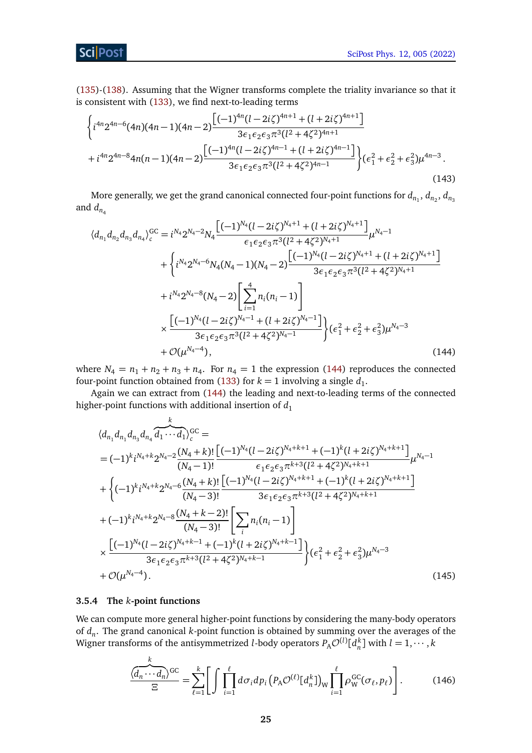(135)-(138). Assuming that the Wigner transforms complete the triality invariance so that it is consistent with (133), we find next-to-leading terms

$$
\begin{aligned}
&\left\{ i^{4n} 2^{4n-6} (4n)(4n-1)(4n-2) \frac{\left[(-1)^{4n}(l-2i\zeta)^{4n+1} + (l+2i\zeta)^{4n+1}\right]}{3\epsilon_1\epsilon_2\epsilon_3\pi^3(l^2+4\zeta^2)^{4n+1}} \right. \\
&\left. + i^{4n} 2^{4n-8} 4n(n-1)(4n-2) \frac{\left[(-1)^{4n}(l-2i\zeta)^{4n-1} + (l+2i\zeta)^{4n-1}\right]}{3\epsilon_1\epsilon_2\epsilon_3\pi^3(l^2+4\zeta^2)^{4n-1}} \right\} (\epsilon_1^2+\epsilon_2^2+\epsilon_3^2)\mu^{4n-3} \,.
\end{aligned} \tag{143}
$$

More generally, we get the grand canonical connected four-point functions for $d_{n_1}$, $d_{n_2}$, $d_{n_3}$ and $d_{n_4}$

$$
\begin{aligned}
\langle d_{n_1} d_{n_2} d_{n_3} d_{n_4} \rangle_c^{\mathrm{GC}} &= i^{N_4} 2^{N_4-2} N_4 \frac{\left[(-1)^{N_4}(l-2i\zeta)^{N_4+1} + (l+2i\zeta)^{N_4+1}\right]}{\epsilon_1\epsilon_2\epsilon_3\pi^3(l^2+4\zeta^2)^{N_4+1}} \mu^{N_4-1} \\
&+ \left\{ i^{N_4} 2^{N_4-6} N_4(N_4-1)(N_4-2) \frac{\left[(-1)^{N_4}(l-2i\zeta)^{N_4+1} + (l+2i\zeta)^{N_4+1}\right]}{3\epsilon_1\epsilon_2\epsilon_3\pi^3(l^2+4\zeta^2)^{N_4+1}} \right. \\
&+ i^{N_4} 2^{N_4-8} (N_4-2) \left[\sum_{i=1}^{4} n_i(n_i-1)\right] \\
&\left. \times \frac{\left[(-1)^{N_4}(l-2i\zeta)^{N_4-1} + (l+2i\zeta)^{N_4-1}\right]}{3\epsilon_1\epsilon_2\epsilon_3\pi^3(l^2+4\zeta^2)^{N_4-1}} \right\} (\epsilon_1^2+\epsilon_2^2+\epsilon_3^2)\mu^{N_4-3} \\
&+ \mathcal{O}(\mu^{N_4-4}) \,,
\end{aligned} \tag{144}
$$

where $N_4 = n_1 + n_2 + n_3 + n_4$. For $n_4 = 1$ the expression (144) reproduces the connected four-point function obtained from (133) for $k = 1$ involving a single $d_1$.

Again we can extract from (144) the leading and next-to-leading terms of the connected higher-point functions with additional insertion of $d_1$

$$
\begin{aligned}
&\langle d_{n_1} d_{n_1} d_{n_3} d_{n_4} \overbrace{d_1 \cdots d_1}^{k} \rangle_c^{\mathrm{GC}} = \\
&= (-1)^k i^{N_4+k} 2^{N_4-2} \frac{(N_4+k)!}{(N_4-1)!} \frac{\left[(-1)^{N_4}(l-2i\zeta)^{N_4+k+1} + (-1)^k (l+2i\zeta)^{N_4+k+1}\right]}{\epsilon_1\epsilon_2\epsilon_3\pi^{k+3}(l^2+4\zeta^2)^{N_4+k+1}} \mu^{N_4-1} \\
&+ \left\{ (-1)^k i^{N_4+k} 2^{N_4-6} \frac{(N_4+k)!}{(N_4-3)!} \frac{\left[(-1)^{N_4}(l-2i\zeta)^{N_4+k+1} + (-1)^k (l+2i\zeta)^{N_4+k+1}\right]}{3\epsilon_1\epsilon_2\epsilon_3\pi^{k+3}(l^2+4\zeta^2)^{N_4+k+1}} \right. \\
&+ (-1)^k i^{N_4+k} 2^{N_4-8} \frac{(N_4+k-2)!}{(N_4-3)!} \left[\sum_i n_i(n_i-1)\right] \\
&\left. \times \frac{\left[(-1)^{N_4}(l-2i\zeta)^{N_4+k-1} + (-1)^k (l+2i\zeta)^{N_4+k-1}\right]}{3\epsilon_1\epsilon_2\epsilon_3\pi^{k+3}(l^2+4\zeta^2)^{N_4+k-1}} \right\} (\epsilon_1^2+\epsilon_2^2+\epsilon_3^2)\mu^{N_4-3} \\
&+ \mathcal{O}(\mu^{N_4-4}) \,.
\end{aligned} \tag{145}
$$

#### 3.5.4 The $k$-point functions

We can compute more general higher-point functions by considering the many-body operators of $d_n$. The grand canonical $k$-point function is obtained by summing over the averages of the Wigner transforms of the antisymmetrized $l$-body operators $P_{\mathrm{A}}\mathcal{O}^{(l)}[d_n^k]$ with $l = 1, \cdots, k$

$$
\frac{\langle \overbrace{d_n \cdots d_n}^{k} \rangle^{\mathrm{GC}}}{\Xi} = \sum_{\ell=1}^{k} \left[ \int \prod_{i=1}^{\ell} d\sigma_i dp_i \left( P_{\mathrm{A}} \mathcal{O}^{(\ell)}[d_n^k] \right)_{\mathrm{W}} \prod_{i=1}^{\ell} \rho_{\mathrm{W}}^{\mathrm{GC}}(\sigma_\ell, p_\ell) \right] . \tag{146}
$$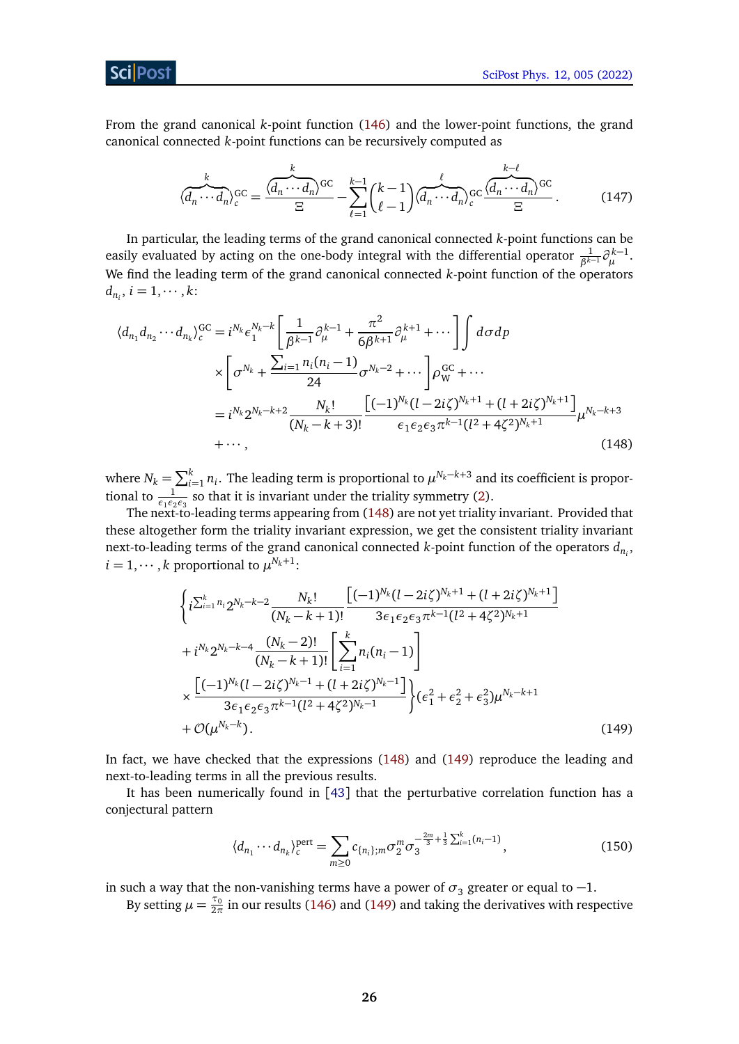From the grand canonical $k$-point function (146) and the lower-point functions, the grand canonical connected $k$-point functions can be recursively computed as

$$
\langle \overbrace{d_n \cdots d_n}^{k} \rangle_c^{\mathrm{GC}} = \frac{\langle \overbrace{d_n \cdots d_n}^{k} \rangle^{\mathrm{GC}}}{\Xi} - \sum_{\ell=1}^{k-1} \binom{k-1}{\ell-1} \langle \overbrace{d_n \cdots d_n}^{\ell} \rangle_c^{\mathrm{GC}} \frac{\langle \overbrace{d_n \cdots d_n}^{k-\ell} \rangle^{\mathrm{GC}}}{\Xi} . \tag{147}
$$

In particular, the leading terms of the grand canonical connected $k$-point functions can be easily evaluated by acting on the one-body integral with the differential operator $\frac{1}{\beta^{k-1}}\partial_\mu^{k-1}$. We find the leading term of the grand canonical connected $k$-point function of the operators $d_{n_i}$, $i = 1, \cdots, k$:

$$
\begin{aligned}
\langle d_{n_1} d_{n_2} \cdots d_{n_k} \rangle_c^{\mathrm{GC}} &= i^{N_k} \epsilon_1^{N_k - k} \left[ \frac{1}{\beta^{k-1}} \partial_\mu^{k-1} + \frac{\pi^2}{6\beta^{k+1}} \partial_\mu^{k+1} + \cdots \right] \int d\sigma dp \\
&\quad \times \left[ \sigma^{N_k} + \frac{\sum_{i=1} n_i(n_i - 1)}{24} \sigma^{N_k - 2} + \cdots \right] \rho_{\mathrm{W}}^{\mathrm{GC}} + \cdots \\
&= i^{N_k} 2^{N_k - k + 2} \frac{N_k!}{(N_k - k + 3)!} \frac{\left[ (-1)^{N_k} (l - 2i\zeta)^{N_k+1} + (l + 2i\zeta)^{N_k+1} \right]}{\epsilon_1 \epsilon_2 \epsilon_3 \pi^{k-1} (l^2 + 4\zeta^2)^{N_k+1}} \mu^{N_k - k + 3} \\
&\quad + \cdots ,
\end{aligned} \tag{148}
$$

where $N_k = \sum_{i=1}^k n_i$. The leading term is proportional to $\mu^{N_k - k + 3}$ and its coefficient is proportional to $\frac{1}{\epsilon_1 \epsilon_2 \epsilon_3}$ so that it is invariant under the triality symmetry (2).

The next-to-leading terms appearing from (148) are not yet triality invariant. Provided that these altogether form the triality invariant expression, we get the consistent triality invariant next-to-leading terms of the grand canonical connected $k$-point function of the operators $d_{n_i}$, $i = 1, \cdots, k$ proportional to $\mu^{N_k+1}$:

$$
\begin{aligned}
&\left\{ i^{\sum_{i=1}^k n_i} 2^{N_k - k - 2} \frac{N_k!}{(N_k - k + 1)!} \frac{\left[ (-1)^{N_k} (l - 2i\zeta)^{N_k+1} + (l + 2i\zeta)^{N_k+1} \right]}{3\epsilon_1 \epsilon_2 \epsilon_3 \pi^{k-1} (l^2 + 4\zeta^2)^{N_k+1}} \right. \\
&+ i^{N_k} 2^{N_k - k - 4} \frac{(N_k - 2)!}{(N_k - k + 1)!} \left[ \sum_{i=1}^k n_i(n_i - 1) \right] \\
&\times \left. \frac{\left[ (-1)^{N_k} (l - 2i\zeta)^{N_k - 1} + (l + 2i\zeta)^{N_k - 1} \right]}{3\epsilon_1 \epsilon_2 \epsilon_3 \pi^{k-1} (l^2 + 4\zeta^2)^{N_k - 1}} \right\} (\epsilon_1^2 + \epsilon_2^2 + \epsilon_3^2) \mu^{N_k - k + 1} \\
&+ \mathcal{O}(\mu^{N_k - k}) .
\end{aligned} \tag{149}
$$

In fact, we have checked that the expressions (148) and (149) reproduce the leading and next-to-leading terms in all the previous results.

It has been numerically found in [43] that the perturbative correlation function has a conjectural pattern

$$
\langle d_{n_1} \cdots d_{n_k} \rangle_c^{\mathrm{pert}} = \sum_{m \geq 0} c_{\{n_i\};m} \sigma_2^m \sigma_3^{-\frac{2m}{3} + \frac{1}{3} \sum_{i=1}^k (n_i - 1)} , \tag{150}
$$

in such a way that the non-vanishing terms have a power of $\sigma_3$ greater or equal to $-1$.

By setting $\mu = \frac{\tau_0}{2\pi}$ in our results (146) and (149) and taking the derivatives with respective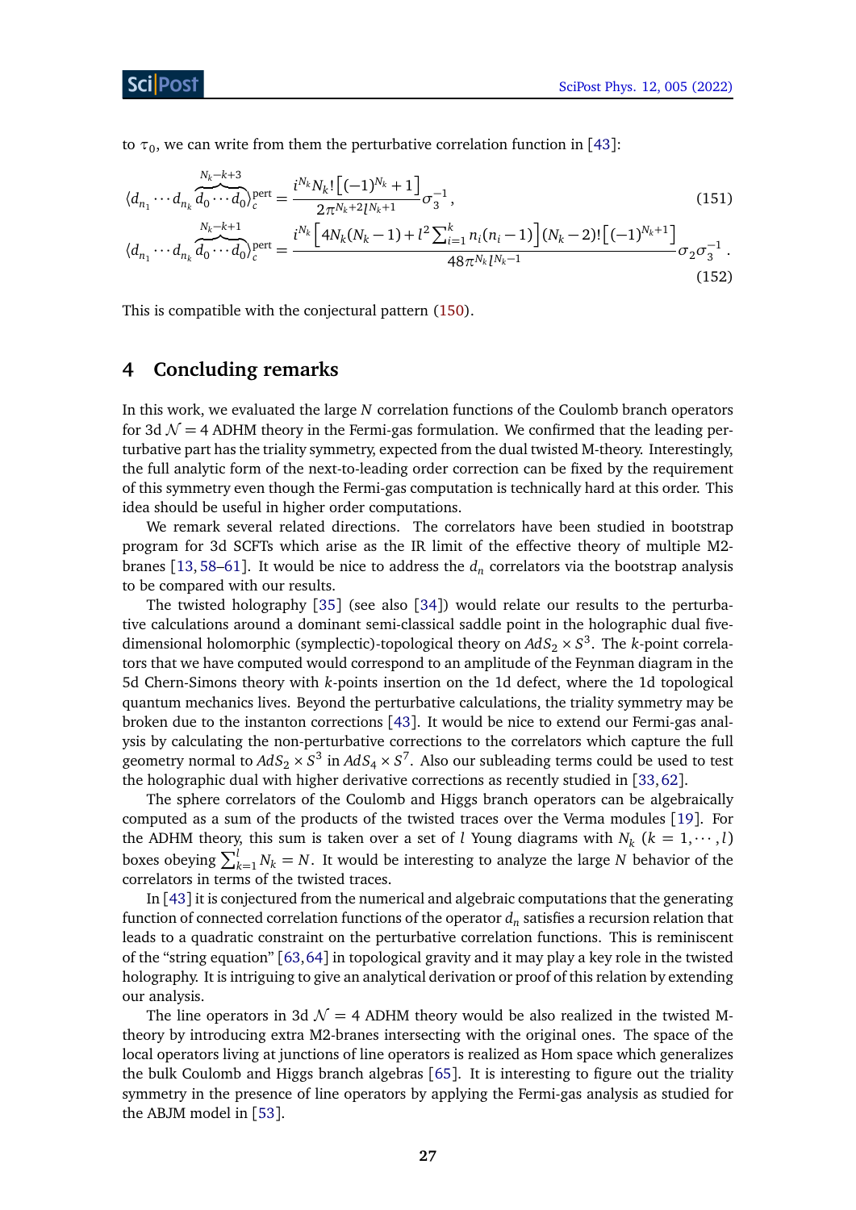to $\tau_0$, we can write from them the perturbative correlation function in [43]:

$$\langle d_{n_1} \cdots d_{n_k} \overbrace{d_0 \cdots d_0}^{N_k-k+3} \rangle_c^{\text{pert}} = \frac{i^{N_k} N_k! \left[ (-1)^{N_k} + 1 \right]}{2\pi^{N_k+2} l^{N_k+1}} \sigma_3^{-1}, \tag{151}$$

$$\langle d_{n_1} \cdots d_{n_k} \overbrace{d_0 \cdots d_0}^{N_k-k+1} \rangle_c^{\text{pert}} = \frac{i^{N_k} \left[ 4N_k(N_k-1) + l^2 \sum_{i=1}^{k} n_i(n_i-1) \right] (N_k-2)! \left[ (-1)^{N_k+1} \right]}{48\pi^{N_k} l^{N_k-1}} \sigma_2 \sigma_3^{-1}. \tag{152}$$

This is compatible with the conjectural pattern (150).

# 4 Concluding remarks

In this work, we evaluated the large $N$ correlation functions of the Coulomb branch operators for 3d $\mathcal{N}=4$ ADHM theory in the Fermi-gas formulation. We confirmed that the leading perturbative part has the triality symmetry, expected from the dual twisted M-theory. Interestingly, the full analytic form of the next-to-leading order correction can be fixed by the requirement of this symmetry even though the Fermi-gas computation is technically hard at this order. This idea should be useful in higher order computations.

We remark several related directions. The correlators have been studied in bootstrap program for 3d SCFTs which arise as the IR limit of the effective theory of multiple M2-branes [13, 58–61]. It would be nice to address the $d_n$ correlators via the bootstrap analysis to be compared with our results.

The twisted holography [35] (see also [34]) would relate our results to the perturbative calculations around a dominant semi-classical saddle point in the holographic dual five-dimensional holomorphic (symplectic)-topological theory on $AdS_2 \times S^3$. The $k$-point correlators that we have computed would correspond to an amplitude of the Feynman diagram in the 5d Chern-Simons theory with $k$-points insertion on the 1d defect, where the 1d topological quantum mechanics lives. Beyond the perturbative calculations, the triality symmetry may be broken due to the instanton corrections [43]. It would be nice to extend our Fermi-gas analysis by calculating the non-perturbative corrections to the correlators which capture the full geometry normal to $AdS_2 \times S^3$ in $AdS_4 \times S^7$. Also our subleading terms could be used to test the holographic dual with higher derivative corrections as recently studied in [33, 62].

The sphere correlators of the Coulomb and Higgs branch operators can be algebraically computed as a sum of the products of the twisted traces over the Verma modules [19]. For the ADHM theory, this sum is taken over a set of $l$ Young diagrams with $N_k$ ($k = 1, \cdots, l$) boxes obeying $\sum_{k=1}^{l} N_k = N$. It would be interesting to analyze the large $N$ behavior of the correlators in terms of the twisted traces.

In [43] it is conjectured from the numerical and algebraic computations that the generating function of connected correlation functions of the operator $d_n$ satisfies a recursion relation that leads to a quadratic constraint on the perturbative correlation functions. This is reminiscent of the "string equation" [63, 64] in topological gravity and it may play a key role in the twisted holography. It is intriguing to give an analytical derivation or proof of this relation by extending our analysis.

The line operators in 3d $\mathcal{N}=4$ ADHM theory would be also realized in the twisted M-theory by introducing extra M2-branes intersecting with the original ones. The space of the local operators living at junctions of line operators is realized as Hom space which generalizes the bulk Coulomb and Higgs branch algebras [65]. It is interesting to figure out the triality symmetry in the presence of line operators by applying the Fermi-gas analysis as studied for the ABJM model in [53].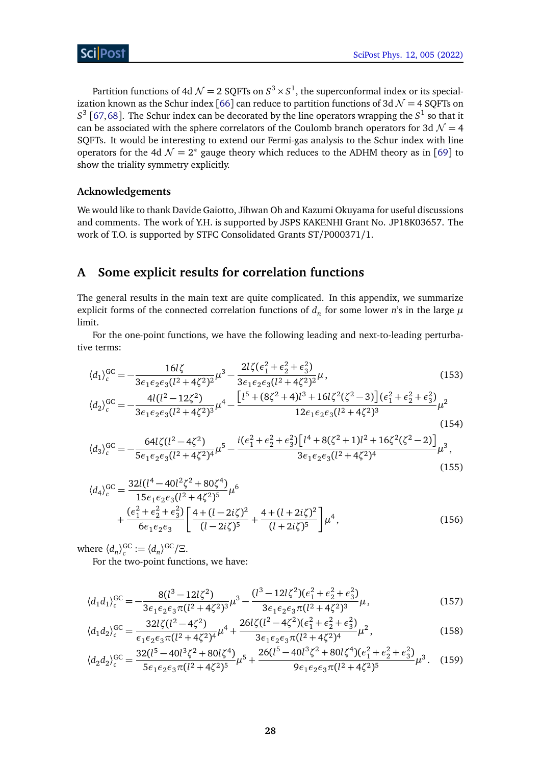Partition functions of 4d $\mathcal{N}=2$ SQFTs on $S^3 \times S^1$, the superconformal index or its specialization known as the Schur index [66] can reduce to partition functions of 3d $\mathcal{N}=4$ SQFTs on $S^3$ [67, 68]. The Schur index can be decorated by the line operators wrapping the $S^1$ so that it can be associated with the sphere correlators of the Coulomb branch operators for 3d $\mathcal{N}=4$ SQFTs. It would be interesting to extend our Fermi-gas analysis to the Schur index with line operators for the 4d $\mathcal{N}=2^*$ gauge theory which reduces to the ADHM theory as in [69] to show the triality symmetry explicitly.

### Acknowledgements

We would like to thank Davide Gaiotto, Jihwan Oh and Kazumi Okuyama for useful discussions and comments. The work of Y.H. is supported by JSPS KAKENHI Grant No. JP18K03657. The work of T.O. is supported by STFC Consolidated Grants ST/P000371/1.

## A Some explicit results for correlation functions

The general results in the main text are quite complicated. In this appendix, we summarize explicit forms of the connected correlation functions of $d_n$ for some lower $n$'s in the large $\mu$ limit.

For the one-point functions, we have the following leading and next-to-leading perturbative terms:

$$\langle d_1 \rangle_c^{\text{GC}} = -\frac{16 l \zeta}{3\epsilon_1\epsilon_2\epsilon_3(l^2+4\zeta^2)^2}\mu^3 - \frac{2l\zeta(\epsilon_1^2+\epsilon_2^2+\epsilon_3^2)}{3\epsilon_1\epsilon_2\epsilon_3(l^2+4\zeta^2)^2}\mu\,, \tag{153}$$

$$\langle d_2 \rangle_c^{\text{GC}} = -\frac{4l(l^2-12\zeta^2)}{3\epsilon_1\epsilon_2\epsilon_3(l^2+4\zeta^2)^3}\mu^4 - \frac{\left[l^5+(8\zeta^2+4)l^3+16l\zeta^2(\zeta^2-3)\right](\epsilon_1^2+\epsilon_2^2+\epsilon_3^2)}{12\epsilon_1\epsilon_2\epsilon_3(l^2+4\zeta^2)^3}\mu^2 \tag{154}$$

$$\langle d_3 \rangle_c^{\text{GC}} = -\frac{64 l\zeta(l^2-4\zeta^2)}{5\epsilon_1\epsilon_2\epsilon_3(l^2+4\zeta^2)^4}\mu^5 - \frac{i(\epsilon_1^2+\epsilon_2^2+\epsilon_3^2)\left[l^4+8(\zeta^2+1)l^2+16\zeta^2(\zeta^2-2)\right]}{3\epsilon_1\epsilon_2\epsilon_3(l^2+4\zeta^2)^4}\mu^3\,, \tag{155}$$

$$\begin{aligned}\langle d_4 \rangle_c^{\text{GC}} &= \frac{32l(l^4-40l^2\zeta^2+80\zeta^4)}{15\epsilon_1\epsilon_2\epsilon_3(l^2+4\zeta^2)^5}\mu^6 \\ &\quad + \frac{(\epsilon_1^2+\epsilon_2^2+\epsilon_3^2)}{6\epsilon_1\epsilon_2\epsilon_3}\left[\frac{4+(l-2i\zeta)^2}{(l-2i\zeta)^5} + \frac{4+(l+2i\zeta)^2}{(l+2i\zeta)^5}\right]\mu^4\,,\end{aligned} \tag{156}$$

where $\langle d_n \rangle_c^{\text{GC}} := \langle d_n \rangle^{\text{GC}}/\Xi$.

For the two-point functions, we have:

$$\langle d_1 d_1 \rangle_c^{\text{GC}} = -\frac{8(l^3-12l\zeta^2)}{3\epsilon_1\epsilon_2\epsilon_3\pi(l^2+4\zeta^2)^3}\mu^3 - \frac{(l^3-12l\zeta^2)(\epsilon_1^2+\epsilon_2^2+\epsilon_3^2)}{3\epsilon_1\epsilon_2\epsilon_3\pi(l^2+4\zeta^2)^3}\mu\,, \tag{157}$$

$$\langle d_1 d_2 \rangle_c^{\text{GC}} = \frac{32l\zeta(l^2-4\zeta^2)}{\epsilon_1\epsilon_2\epsilon_3\pi(l^2+4\zeta^2)^4}\mu^4 + \frac{26l\zeta(l^2-4\zeta^2)(\epsilon_1^2+\epsilon_2^2+\epsilon_3^2)}{3\epsilon_1\epsilon_2\epsilon_3\pi(l^2+4\zeta^2)^4}\mu^2\,, \tag{158}$$

$$\langle d_2 d_2 \rangle_c^{\text{GC}} = \frac{32(l^5-40l^3\zeta^2+80l\zeta^4)}{5\epsilon_1\epsilon_2\epsilon_3\pi(l^2+4\zeta^2)^5}\mu^5 + \frac{26(l^5-40l^3\zeta^2+80l\zeta^4)(\epsilon_1^2+\epsilon_2^2+\epsilon_3^2)}{9\epsilon_1\epsilon_2\epsilon_3\pi(l^2+4\zeta^2)^5}\mu^3\,. \tag{159}$$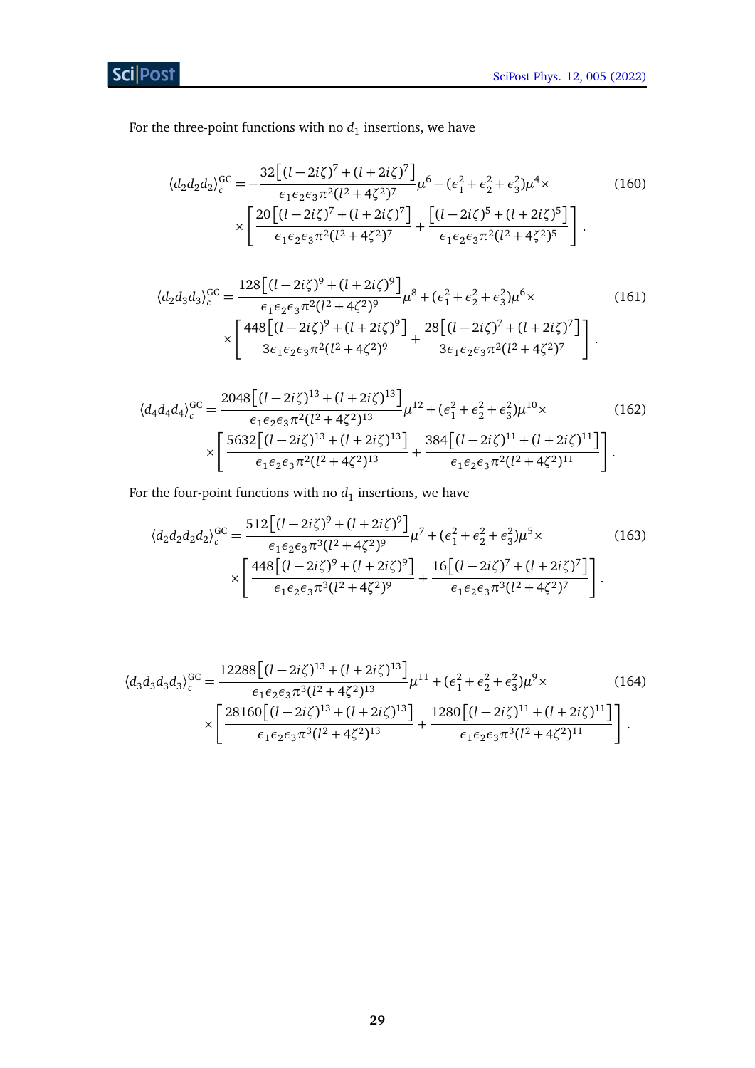For the three-point functions with no $d_1$ insertions, we have

$$\langle d_2 d_2 d_2\rangle_c^{\rm GC} = -\frac{32\left[(l-2i\zeta)^7+(l+2i\zeta)^7\right]}{\epsilon_1\epsilon_2\epsilon_3\pi^2(l^2+4\zeta^2)^7}\mu^6 - (\epsilon_1^2+\epsilon_2^2+\epsilon_3^2)\mu^4\times \\ \times\left[\frac{20\left[(l-2i\zeta)^7+(l+2i\zeta)^7\right]}{\epsilon_1\epsilon_2\epsilon_3\pi^2(l^2+4\zeta^2)^7}+\frac{\left[(l-2i\zeta)^5+(l+2i\zeta)^5\right]}{\epsilon_1\epsilon_2\epsilon_3\pi^2(l^2+4\zeta^2)^5}\right]. \tag{160}$$

$$\langle d_2 d_3 d_3\rangle_c^{\rm GC} = \frac{128\left[(l-2i\zeta)^9+(l+2i\zeta)^9\right]}{\epsilon_1\epsilon_2\epsilon_3\pi^2(l^2+4\zeta^2)^9}\mu^8 + (\epsilon_1^2+\epsilon_2^2+\epsilon_3^2)\mu^6\times \\ \times\left[\frac{448\left[(l-2i\zeta)^9+(l+2i\zeta)^9\right]}{3\epsilon_1\epsilon_2\epsilon_3\pi^2(l^2+4\zeta^2)^9}+\frac{28\left[(l-2i\zeta)^7+(l+2i\zeta)^7\right]}{3\epsilon_1\epsilon_2\epsilon_3\pi^2(l^2+4\zeta^2)^7}\right]. \tag{161}$$

$$\langle d_4 d_4 d_4\rangle_c^{\rm GC} = \frac{2048\left[(l-2i\zeta)^{13}+(l+2i\zeta)^{13}\right]}{\epsilon_1\epsilon_2\epsilon_3\pi^2(l^2+4\zeta^2)^{13}}\mu^{12} + (\epsilon_1^2+\epsilon_2^2+\epsilon_3^2)\mu^{10}\times \\ \times\left[\frac{5632\left[(l-2i\zeta)^{13}+(l+2i\zeta)^{13}\right]}{\epsilon_1\epsilon_2\epsilon_3\pi^2(l^2+4\zeta^2)^{13}}+\frac{384\left[(l-2i\zeta)^{11}+(l+2i\zeta)^{11}\right]}{\epsilon_1\epsilon_2\epsilon_3\pi^2(l^2+4\zeta^2)^{11}}\right]. \tag{162}$$

For the four-point functions with no $d_1$ insertions, we have

$$\langle d_2 d_2 d_2 d_2\rangle_c^{\rm GC} = \frac{512\left[(l-2i\zeta)^9+(l+2i\zeta)^9\right]}{\epsilon_1\epsilon_2\epsilon_3\pi^3(l^2+4\zeta^2)^9}\mu^7 + (\epsilon_1^2+\epsilon_2^2+\epsilon_3^2)\mu^5\times \\ \times\left[\frac{448\left[(l-2i\zeta)^9+(l+2i\zeta)^9\right]}{\epsilon_1\epsilon_2\epsilon_3\pi^3(l^2+4\zeta^2)^9}+\frac{16\left[(l-2i\zeta)^7+(l+2i\zeta)^7\right]}{\epsilon_1\epsilon_2\epsilon_3\pi^3(l^2+4\zeta^2)^7}\right]. \tag{163}$$

$$\langle d_3 d_3 d_3 d_3\rangle_c^{\rm GC} = \frac{12288\left[(l-2i\zeta)^{13}+(l+2i\zeta)^{13}\right]}{\epsilon_1\epsilon_2\epsilon_3\pi^3(l^2+4\zeta^2)^{13}}\mu^{11} + (\epsilon_1^2+\epsilon_2^2+\epsilon_3^2)\mu^9\times \\ \times\left[\frac{28160\left[(l-2i\zeta)^{13}+(l+2i\zeta)^{13}\right]}{\epsilon_1\epsilon_2\epsilon_3\pi^3(l^2+4\zeta^2)^{13}}+\frac{1280\left[(l-2i\zeta)^{11}+(l+2i\zeta)^{11}\right]}{\epsilon_1\epsilon_2\epsilon_3\pi^3(l^2+4\zeta^2)^{11}}\right]. \tag{164}$$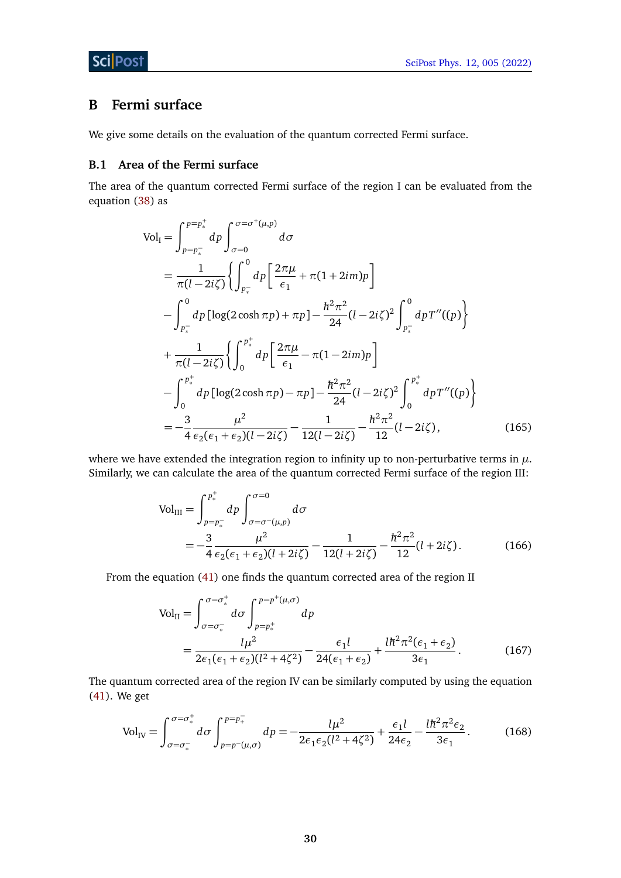## B Fermi surface

We give some details on the evaluation of the quantum corrected Fermi surface.

### B.1 Area of the Fermi surface

The area of the quantum corrected Fermi surface of the region I can be evaluated from the equation (38) as

$$
\begin{aligned}
\mathrm{Vol}_{\mathrm{I}} &= \int_{p=p_*^-}^{p=p_*^+} dp \int_{\sigma=0}^{\sigma=\sigma^+(\mu,p)} d\sigma \\
&= \frac{1}{\pi(l-2i\zeta)} \Bigg\{ \int_{p_*^-}^{0} dp \left[ \frac{2\pi\mu}{\epsilon_1} + \pi(1+2im)p \right] \\
&\quad - \int_{p_*^-}^{0} dp \left[ \log(2\cosh \pi p) + \pi p \right] - \frac{\hbar^2\pi^2}{24}(l-2i\zeta)^2 \int_{p_*^-}^{0} dp T''((p) \Bigg\} \\
&\quad + \frac{1}{\pi(l-2i\zeta)} \Bigg\{ \int_{0}^{p_*^+} dp \left[ \frac{2\pi\mu}{\epsilon_1} - \pi(1-2im)p \right] \\
&\quad - \int_{0}^{p_*^+} dp \left[ \log(2\cosh \pi p) - \pi p \right] - \frac{\hbar^2\pi^2}{24}(l-2i\zeta)^2 \int_{0}^{p_*^+} dp T''((p) \Bigg\} \\
&= -\frac{3}{4} \frac{\mu^2}{\epsilon_2(\epsilon_1+\epsilon_2)(l-2i\zeta)} - \frac{1}{12(l-2i\zeta)} - \frac{\hbar^2\pi^2}{12}(l-2i\zeta),
\end{aligned} \tag{165}
$$

where we have extended the integration region to infinity up to non-perturbative terms in $\mu$. Similarly, we can calculate the area of the quantum corrected Fermi surface of the region III:

$$
\begin{aligned}
\mathrm{Vol}_{\mathrm{III}} &= \int_{p=p_*^-}^{p_*^+} dp \int_{\sigma=\sigma^-(\mu,p)}^{\sigma=0} d\sigma \\
&= -\frac{3}{4} \frac{\mu^2}{\epsilon_2(\epsilon_1+\epsilon_2)(l+2i\zeta)} - \frac{1}{12(l+2i\zeta)} - \frac{\hbar^2\pi^2}{12}(l+2i\zeta).
\end{aligned} \tag{166}
$$

From the equation (41) one finds the quantum corrected area of the region II

$$
\begin{aligned}
\mathrm{Vol}_{\mathrm{II}} &= \int_{\sigma=\sigma_*^-}^{\sigma=\sigma_*^+} d\sigma \int_{p=p_*^+}^{p=p^+(\mu,\sigma)} dp \\
&= \frac{l\mu^2}{2\epsilon_1(\epsilon_1+\epsilon_2)(l^2+4\zeta^2)} - \frac{\epsilon_1 l}{24(\epsilon_1+\epsilon_2)} + \frac{l\hbar^2\pi^2(\epsilon_1+\epsilon_2)}{3\epsilon_1}.
\end{aligned} \tag{167}
$$

The quantum corrected area of the region IV can be similarly computed by using the equation (41). We get

$$
\mathrm{Vol}_{\mathrm{IV}} = \int_{\sigma=\sigma_*^-}^{\sigma=\sigma_*^+} d\sigma \int_{p=p^-(\mu,\sigma)}^{p=p_+^-} dp = -\frac{l\mu^2}{2\epsilon_1\epsilon_2(l^2+4\zeta^2)} + \frac{\epsilon_1 l}{24\epsilon_2} - \frac{l\hbar^2\pi^2\epsilon_2}{3\epsilon_1}. \tag{168}
$$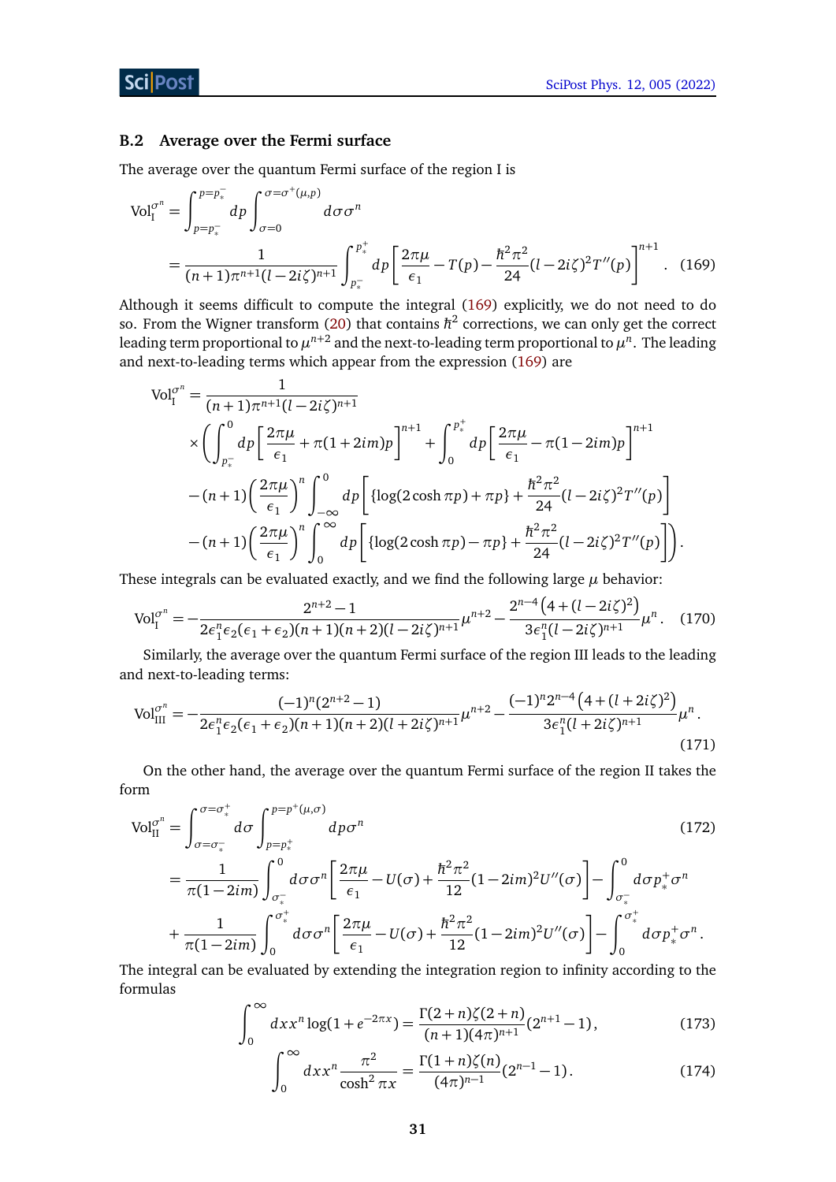### B.2 Average over the Fermi surface

The average over the quantum Fermi surface of the region I is

$$
\begin{aligned}
\mathrm{Vol}_{\mathrm{I}}^{\sigma^n} &= \int_{p=p_*^-}^{p=p_*^-} dp \int_{\sigma=0}^{\sigma=\sigma^+(\mu,p)} d\sigma \sigma^n \\
&= \frac{1}{(n+1)\pi^{n+1}(l-2i\zeta)^{n+1}} \int_{p_*^-}^{p_*^+} dp \left[ \frac{2\pi\mu}{\epsilon_1} - T(p) - \frac{\hbar^2\pi^2}{24}(l-2i\zeta)^2 T''(p) \right]^{n+1}. \quad (169)
\end{aligned}
$$

Although it seems difficult to compute the integral (169) explicitly, we do not need to do so. From the Wigner transform (20) that contains $\hbar^2$ corrections, we can only get the correct leading term proportional to $\mu^{n+2}$ and the next-to-leading term proportional to $\mu^n$. The leading and next-to-leading terms which appear from the expression (169) are

$$
\begin{aligned}
\mathrm{Vol}_{\mathrm{I}}^{\sigma^n} &= \frac{1}{(n+1)\pi^{n+1}(l-2i\zeta)^{n+1}} \\
&\times \Bigg( \int_{p_*^-}^{0} dp \left[ \frac{2\pi\mu}{\epsilon_1} + \pi(1+2im)p \right]^{n+1} + \int_0^{p_*^+} dp \left[ \frac{2\pi\mu}{\epsilon_1} - \pi(1-2im)p \right]^{n+1} \\
&- (n+1)\left(\frac{2\pi\mu}{\epsilon_1}\right)^n \int_{-\infty}^{0} dp \left[ \{\log(2\cosh\pi p) + \pi p\} + \frac{\hbar^2\pi^2}{24}(l-2i\zeta)^2 T''(p) \right] \\
&- (n+1)\left(\frac{2\pi\mu}{\epsilon_1}\right)^n \int_0^{\infty} dp \left[ \{\log(2\cosh\pi p) - \pi p\} + \frac{\hbar^2\pi^2}{24}(l-2i\zeta)^2 T''(p) \right] \Bigg).
\end{aligned}
$$

These integrals can be evaluated exactly, and we find the following large $\mu$ behavior:

$$
\mathrm{Vol}_{\mathrm{I}}^{\sigma^n} = -\frac{2^{n+2}-1}{2\epsilon_1^n \epsilon_2(\epsilon_1+\epsilon_2)(n+1)(n+2)(l-2i\zeta)^{n+1}}\mu^{n+2} - \frac{2^{n-4}\left(4+(l-2i\zeta)^2\right)}{3\epsilon_1^n (l-2i\zeta)^{n+1}}\mu^n. \quad (170)
$$

Similarly, the average over the quantum Fermi surface of the region III leads to the leading and next-to-leading terms:

$$
\mathrm{Vol}_{\mathrm{III}}^{\sigma^n} = -\frac{(-1)^n(2^{n+2}-1)}{2\epsilon_1^n \epsilon_2(\epsilon_1+\epsilon_2)(n+1)(n+2)(l+2i\zeta)^{n+1}}\mu^{n+2} - \frac{(-1)^n 2^{n-4}\left(4+(l+2i\zeta)^2\right)}{3\epsilon_1^n (l+2i\zeta)^{n+1}}\mu^n. \quad (171)
$$

On the other hand, the average over the quantum Fermi surface of the region II takes the form

$$
\begin{aligned}
\mathrm{Vol}_{\mathrm{II}}^{\sigma^n} &= \int_{\sigma=\sigma_*^-}^{\sigma=\sigma_*^+} d\sigma \int_{p=p_*^+}^{p=p^+(\mu,\sigma)} dp \sigma^n \qquad (172) \\
&= \frac{1}{\pi(1-2im)} \int_{\sigma_*^-}^{0} d\sigma \sigma^n \left[ \frac{2\pi\mu}{\epsilon_1} - U(\sigma) + \frac{\hbar^2\pi^2}{12}(1-2im)^2 U''(\sigma) \right] - \int_{\sigma_*^-}^{0} d\sigma p_*^+ \sigma^n \\
&+ \frac{1}{\pi(1-2im)} \int_0^{\sigma_*^+} d\sigma \sigma^n \left[ \frac{2\pi\mu}{\epsilon_1} - U(\sigma) + \frac{\hbar^2\pi^2}{12}(1-2im)^2 U''(\sigma) \right] - \int_0^{\sigma_*^+} d\sigma p_*^+ \sigma^n.
\end{aligned}
$$

The integral can be evaluated by extending the integration region to infinity according to the formulas

$$
\int_0^{\infty} dx x^n \log(1+e^{-2\pi x}) = \frac{\Gamma(2+n)\zeta(2+n)}{(n+1)(4\pi)^{n+1}}(2^{n+1}-1), \quad (173)
$$

$$
\int_0^{\infty} dx x^n \frac{\pi^2}{\cosh^2 \pi x} = \frac{\Gamma(1+n)\zeta(n)}{(4\pi)^{n-1}}(2^{n-1}-1). \quad (174)
$$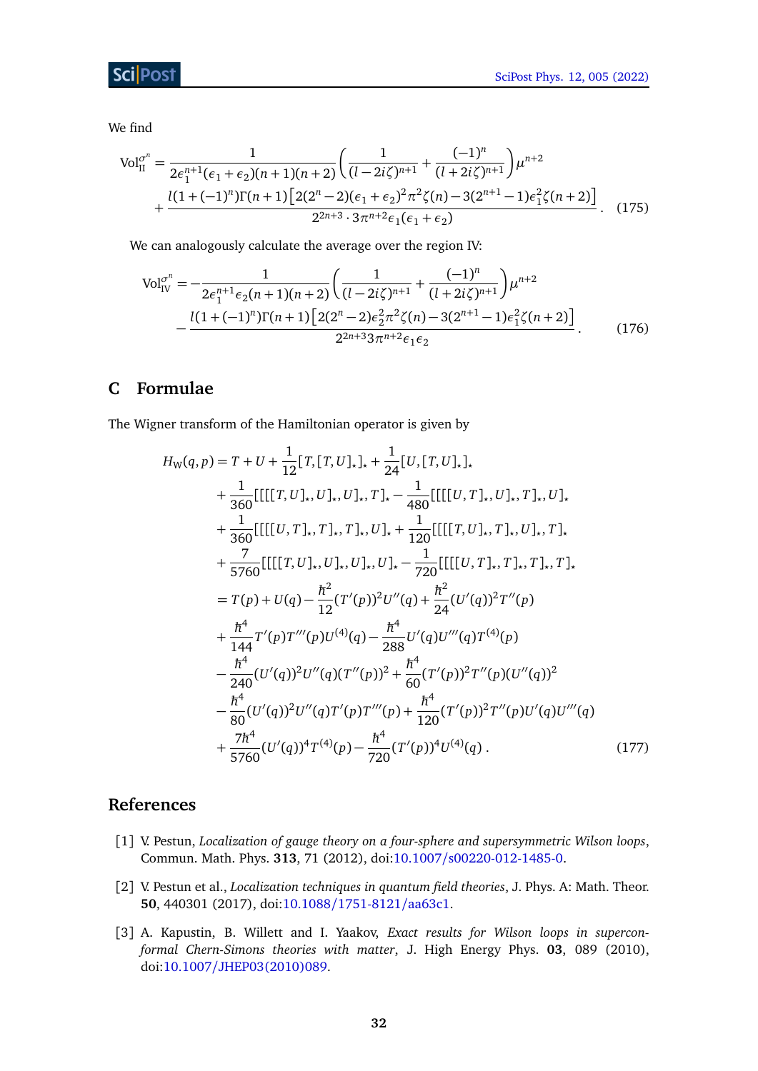We find

$$
\begin{aligned}
\mathrm{Vol}_{\mathrm{II}}^{\sigma^n} = {} & \frac{1}{2\epsilon_1^{n+1}(\epsilon_1+\epsilon_2)(n+1)(n+2)}\left(\frac{1}{(l-2i\zeta)^{n+1}}+\frac{(-1)^n}{(l+2i\zeta)^{n+1}}\right)\mu^{n+2} \\
& + \frac{l(1+(-1)^n)\Gamma(n+1)\left[2(2^n-2)(\epsilon_1+\epsilon_2)^2\pi^2\zeta(n)-3(2^{n+1}-1)\epsilon_1^2\zeta(n+2)\right]}{2^{2n+3}\cdot 3\pi^{n+2}\epsilon_1(\epsilon_1+\epsilon_2)}\,. \qquad (175)
\end{aligned}
$$

We can analogously calculate the average over the region IV:

$$
\begin{aligned}
\mathrm{Vol}_{\mathrm{IV}}^{\sigma^n} = {} & -\frac{1}{2\epsilon_1^{n+1}\epsilon_2(n+1)(n+2)}\left(\frac{1}{(l-2i\zeta)^{n+1}}+\frac{(-1)^n}{(l+2i\zeta)^{n+1}}\right)\mu^{n+2} \\
& - \frac{l(1+(-1)^n)\Gamma(n+1)\left[2(2^n-2)\epsilon_2^2\pi^2\zeta(n)-3(2^{n+1}-1)\epsilon_1^2\zeta(n+2)\right]}{2^{2n+3}3\pi^{n+2}\epsilon_1\epsilon_2}\,. \qquad (176)
\end{aligned}
$$

## C Formulae

The Wigner transform of the Hamiltonian operator is given by

$$
\begin{aligned}
H_{\mathrm{W}}(q,p) = {} & T + U + \frac{1}{12}[T,[T,U]_\star]_\star + \frac{1}{24}[U,[T,U]_\star]_\star \\
& + \frac{1}{360}[[[[T,U]_\star,U]_\star,U]_\star,T]_\star - \frac{1}{480}[[[[U,T]_\star,U]_\star,T]_\star,U]_\star \\
& + \frac{1}{360}[[[[U,T]_\star,T]_\star,T]_\star,U]_\star + \frac{1}{120}[[[[T,U]_\star,T]_\star,U]_\star,T]_\star \\
& + \frac{7}{5760}[[[[T,U]_\star,U]_\star,U]_\star,U]_\star - \frac{1}{720}[[[[U,T]_\star,T]_\star,T]_\star,T]_\star \\
= {} & T(p) + U(q) - \frac{\hbar^2}{12}(T'(p))^2U''(q) + \frac{\hbar^2}{24}(U'(q))^2T''(p) \\
& + \frac{\hbar^4}{144}T'(p)T'''(p)U^{(4)}(q) - \frac{\hbar^4}{288}U'(q)U'''(q)T^{(4)}(p) \\
& - \frac{\hbar^4}{240}(U'(q))^2U''(q)(T''(p))^2 + \frac{\hbar^4}{60}(T'(p))^2T''(p)(U''(q))^2 \\
& - \frac{\hbar^4}{80}(U'(q))^2U''(q)T'(p)T'''(p) + \frac{\hbar^4}{120}(T'(p))^2T''(p)U'(q)U'''(q) \\
& + \frac{7\hbar^4}{5760}(U'(q))^4T^{(4)}(p) - \frac{\hbar^4}{720}(T'(p))^4U^{(4)}(q)\,. \qquad (177)
\end{aligned}
$$

## References

[1] V. Pestun, *Localization of gauge theory on a four-sphere and supersymmetric Wilson loops*, Commun. Math. Phys. **313**, 71 (2012), doi:10.1007/s00220-012-1485-0.

[2] V. Pestun et al., *Localization techniques in quantum field theories*, J. Phys. A: Math. Theor. **50**, 440301 (2017), doi:10.1088/1751-8121/aa63c1.

[3] A. Kapustin, B. Willett and I. Yaakov, *Exact results for Wilson loops in superconformal Chern-Simons theories with matter*, J. High Energy Phys. **03**, 089 (2010), doi:10.1007/JHEP03(2010)089.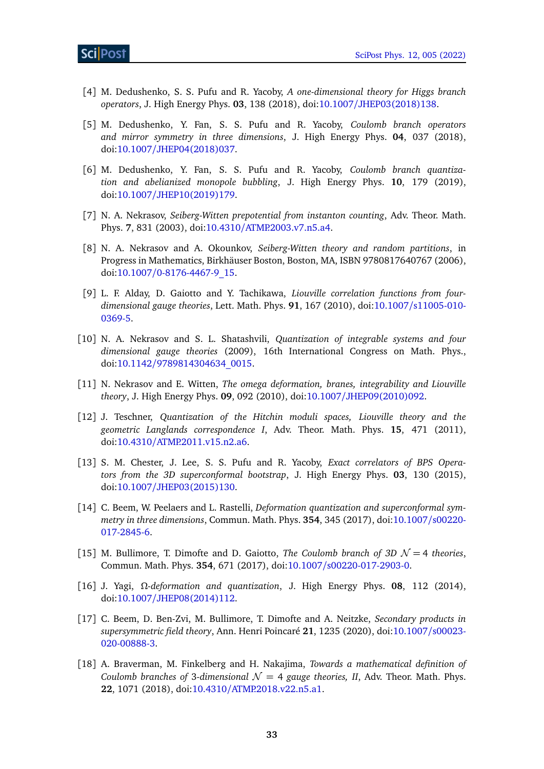[4] M. Dedushenko, S. S. Pufu and R. Yacoby, *A one-dimensional theory for Higgs branch operators*, J. High Energy Phys. **03**, 138 (2018), doi:10.1007/JHEP03(2018)138.

[5] M. Dedushenko, Y. Fan, S. S. Pufu and R. Yacoby, *Coulomb branch operators and mirror symmetry in three dimensions*, J. High Energy Phys. **04**, 037 (2018), doi:10.1007/JHEP04(2018)037.

[6] M. Dedushenko, Y. Fan, S. S. Pufu and R. Yacoby, *Coulomb branch quantization and abelianized monopole bubbling*, J. High Energy Phys. **10**, 179 (2019), doi:10.1007/JHEP10(2019)179.

[7] N. A. Nekrasov, *Seiberg-Witten prepotential from instanton counting*, Adv. Theor. Math. Phys. **7**, 831 (2003), doi:10.4310/ATMP.2003.v7.n5.a4.

[8] N. A. Nekrasov and A. Okounkov, *Seiberg-Witten theory and random partitions*, in Progress in Mathematics, Birkhäuser Boston, Boston, MA, ISBN 9780817640767 (2006), doi:10.1007/0-8176-4467-9_15.

[9] L. F. Alday, D. Gaiotto and Y. Tachikawa, *Liouville correlation functions from four-dimensional gauge theories*, Lett. Math. Phys. **91**, 167 (2010), doi:10.1007/s11005-010-0369-5.

[10] N. A. Nekrasov and S. L. Shatashvili, *Quantization of integrable systems and four dimensional gauge theories* (2009), 16th International Congress on Math. Phys., doi:10.1142/9789814304634_0015.

[11] N. Nekrasov and E. Witten, *The omega deformation, branes, integrability and Liouville theory*, J. High Energy Phys. **09**, 092 (2010), doi:10.1007/JHEP09(2010)092.

[12] J. Teschner, *Quantization of the Hitchin moduli spaces, Liouville theory and the geometric Langlands correspondence I*, Adv. Theor. Math. Phys. **15**, 471 (2011), doi:10.4310/ATMP.2011.v15.n2.a6.

[13] S. M. Chester, J. Lee, S. S. Pufu and R. Yacoby, *Exact correlators of BPS Operators from the 3D superconformal bootstrap*, J. High Energy Phys. **03**, 130 (2015), doi:10.1007/JHEP03(2015)130.

[14] C. Beem, W. Peelaers and L. Rastelli, *Deformation quantization and superconformal symmetry in three dimensions*, Commun. Math. Phys. **354**, 345 (2017), doi:10.1007/s00220-017-2845-6.

[15] M. Bullimore, T. Dimofte and D. Gaiotto, *The Coulomb branch of 3D $\mathcal{N} = 4$ theories*, Commun. Math. Phys. **354**, 671 (2017), doi:10.1007/s00220-017-2903-0.

[16] J. Yagi, *$\Omega$-deformation and quantization*, J. High Energy Phys. **08**, 112 (2014), doi:10.1007/JHEP08(2014)112.

[17] C. Beem, D. Ben-Zvi, M. Bullimore, T. Dimofte and A. Neitzke, *Secondary products in supersymmetric field theory*, Ann. Henri Poincaré **21**, 1235 (2020), doi:10.1007/s00023-020-00888-3.

[18] A. Braverman, M. Finkelberg and H. Nakajima, *Towards a mathematical definition of Coulomb branches of 3-dimensional $\mathcal{N} = 4$ gauge theories, II*, Adv. Theor. Math. Phys. **22**, 1071 (2018), doi:10.4310/ATMP.2018.v22.n5.a1.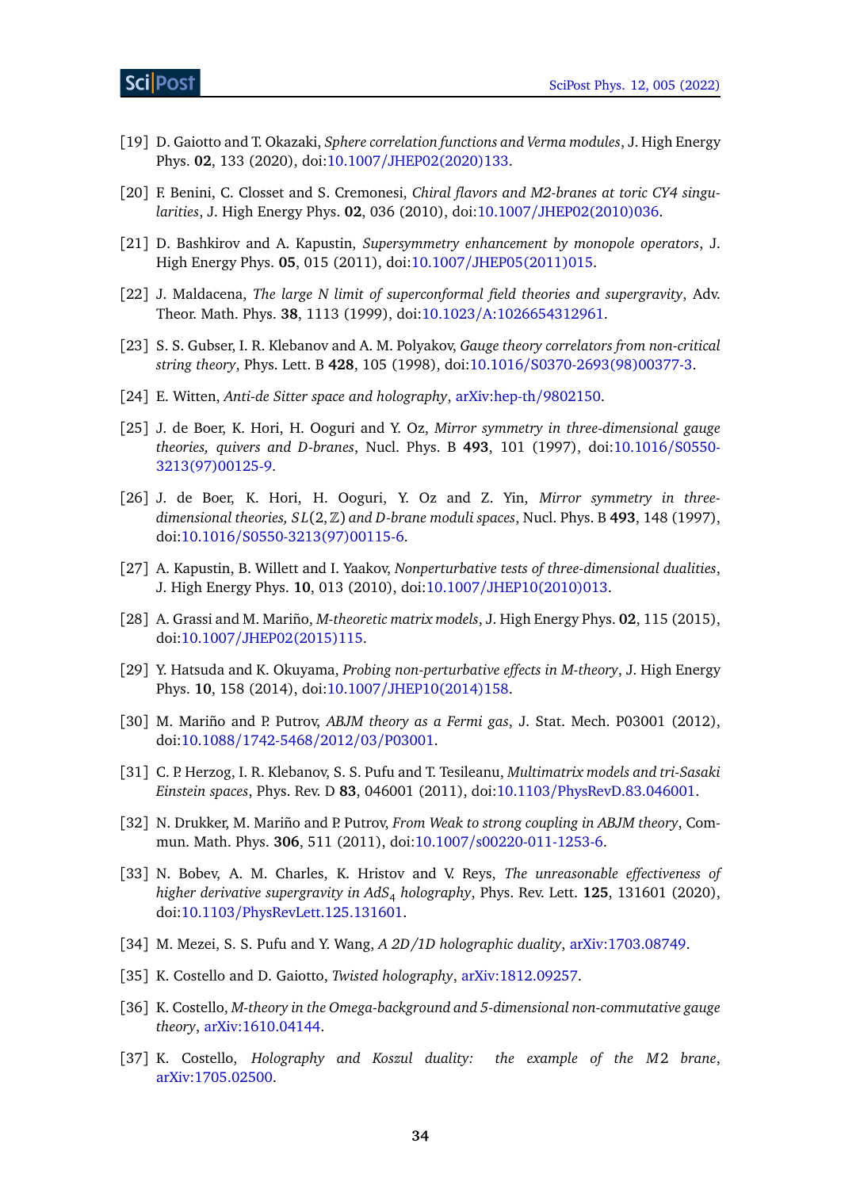[19] D. Gaiotto and T. Okazaki, *Sphere correlation functions and Verma modules*, J. High Energy Phys. **02**, 133 (2020), doi:10.1007/JHEP02(2020)133.

[20] F. Benini, C. Closset and S. Cremonesi, *Chiral flavors and M2-branes at toric CY4 singularities*, J. High Energy Phys. **02**, 036 (2010), doi:10.1007/JHEP02(2010)036.

[21] D. Bashkirov and A. Kapustin, *Supersymmetry enhancement by monopole operators*, J. High Energy Phys. **05**, 015 (2011), doi:10.1007/JHEP05(2011)015.

[22] J. Maldacena, *The large N limit of superconformal field theories and supergravity*, Adv. Theor. Math. Phys. **38**, 1113 (1999), doi:10.1023/A:1026654312961.

[23] S. S. Gubser, I. R. Klebanov and A. M. Polyakov, *Gauge theory correlators from non-critical string theory*, Phys. Lett. B **428**, 105 (1998), doi:10.1016/S0370-2693(98)00377-3.

[24] E. Witten, *Anti-de Sitter space and holography*, arXiv:hep-th/9802150.

[25] J. de Boer, K. Hori, H. Ooguri and Y. Oz, *Mirror symmetry in three-dimensional gauge theories, quivers and D-branes*, Nucl. Phys. B **493**, 101 (1997), doi:10.1016/S0550-3213(97)00125-9.

[26] J. de Boer, K. Hori, H. Ooguri, Y. Oz and Z. Yin, *Mirror symmetry in three-dimensional theories, $SL(2,\mathbb{Z})$ and D-brane moduli spaces*, Nucl. Phys. B **493**, 148 (1997), doi:10.1016/S0550-3213(97)00115-6.

[27] A. Kapustin, B. Willett and I. Yaakov, *Nonperturbative tests of three-dimensional dualities*, J. High Energy Phys. **10**, 013 (2010), doi:10.1007/JHEP10(2010)013.

[28] A. Grassi and M. Mariño, *M-theoretic matrix models*, J. High Energy Phys. **02**, 115 (2015), doi:10.1007/JHEP02(2015)115.

[29] Y. Hatsuda and K. Okuyama, *Probing non-perturbative effects in M-theory*, J. High Energy Phys. **10**, 158 (2014), doi:10.1007/JHEP10(2014)158.

[30] M. Mariño and P. Putrov, *ABJM theory as a Fermi gas*, J. Stat. Mech. P03001 (2012), doi:10.1088/1742-5468/2012/03/P03001.

[31] C. P. Herzog, I. R. Klebanov, S. S. Pufu and T. Tesileanu, *Multimatrix models and tri-Sasaki Einstein spaces*, Phys. Rev. D **83**, 046001 (2011), doi:10.1103/PhysRevD.83.046001.

[32] N. Drukker, M. Mariño and P. Putrov, *From Weak to strong coupling in ABJM theory*, Commun. Math. Phys. **306**, 511 (2011), doi:10.1007/s00220-011-1253-6.

[33] N. Bobev, A. M. Charles, K. Hristov and V. Reys, *The unreasonable effectiveness of higher derivative supergravity in $AdS_4$ holography*, Phys. Rev. Lett. **125**, 131601 (2020), doi:10.1103/PhysRevLett.125.131601.

[34] M. Mezei, S. S. Pufu and Y. Wang, *A 2D/1D holographic duality*, arXiv:1703.08749.

[35] K. Costello and D. Gaiotto, *Twisted holography*, arXiv:1812.09257.

[36] K. Costello, *M-theory in the Omega-background and 5-dimensional non-commutative gauge theory*, arXiv:1610.04144.

[37] K. Costello, *Holography and Koszul duality: the example of the M2 brane*, arXiv:1705.02500.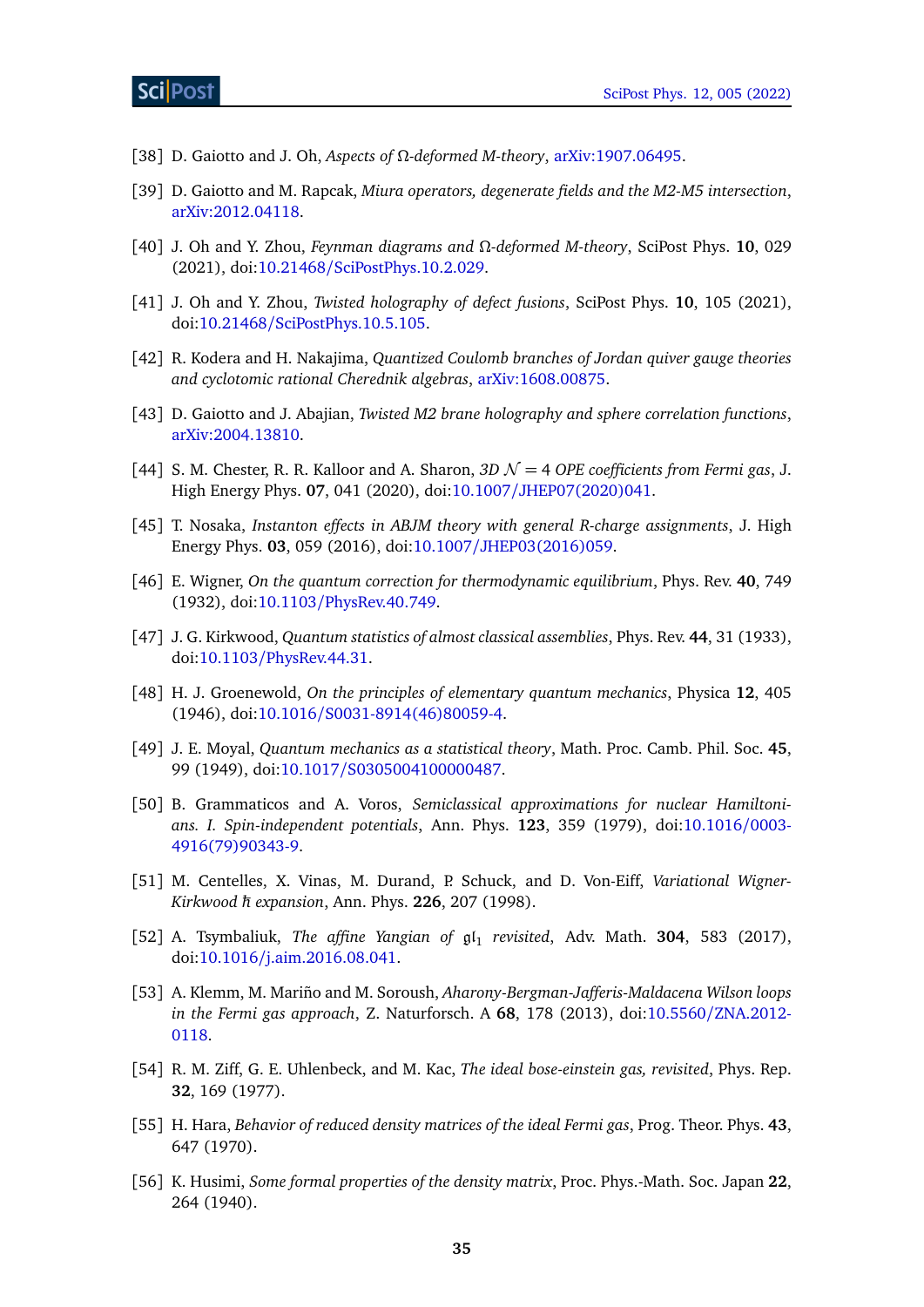[38] D. Gaiotto and J. Oh, *Aspects of Ω-deformed M-theory*, arXiv:1907.06495.

[39] D. Gaiotto and M. Rapcak, *Miura operators, degenerate fields and the M2-M5 intersection*, arXiv:2012.04118.

[40] J. Oh and Y. Zhou, *Feynman diagrams and Ω-deformed M-theory*, SciPost Phys. **10**, 029 (2021), doi:10.21468/SciPostPhys.10.2.029.

[41] J. Oh and Y. Zhou, *Twisted holography of defect fusions*, SciPost Phys. **10**, 105 (2021), doi:10.21468/SciPostPhys.10.5.105.

[42] R. Kodera and H. Nakajima, *Quantized Coulomb branches of Jordan quiver gauge theories and cyclotomic rational Cherednik algebras*, arXiv:1608.00875.

[43] D. Gaiotto and J. Abajian, *Twisted M2 brane holography and sphere correlation functions*, arXiv:2004.13810.

[44] S. M. Chester, R. R. Kalloor and A. Sharon, *3D $\mathcal{N} = 4$ OPE coefficients from Fermi gas*, J. High Energy Phys. **07**, 041 (2020), doi:10.1007/JHEP07(2020)041.

[45] T. Nosaka, *Instanton effects in ABJM theory with general R-charge assignments*, J. High Energy Phys. **03**, 059 (2016), doi:10.1007/JHEP03(2016)059.

[46] E. Wigner, *On the quantum correction for thermodynamic equilibrium*, Phys. Rev. **40**, 749 (1932), doi:10.1103/PhysRev.40.749.

[47] J. G. Kirkwood, *Quantum statistics of almost classical assemblies*, Phys. Rev. **44**, 31 (1933), doi:10.1103/PhysRev.44.31.

[48] H. J. Groenewold, *On the principles of elementary quantum mechanics*, Physica **12**, 405 (1946), doi:10.1016/S0031-8914(46)80059-4.

[49] J. E. Moyal, *Quantum mechanics as a statistical theory*, Math. Proc. Camb. Phil. Soc. **45**, 99 (1949), doi:10.1017/S0305004100000487.

[50] B. Grammaticos and A. Voros, *Semiclassical approximations for nuclear Hamiltonians. I. Spin-independent potentials*, Ann. Phys. **123**, 359 (1979), doi:10.1016/0003-4916(79)90343-9.

[51] M. Centelles, X. Vinas, M. Durand, P. Schuck, and D. Von-Eiff, *Variational Wigner-Kirkwood ħ expansion*, Ann. Phys. **226**, 207 (1998).

[52] A. Tsymbaliuk, *The affine Yangian of $\mathfrak{gl}_1$ revisited*, Adv. Math. **304**, 583 (2017), doi:10.1016/j.aim.2016.08.041.

[53] A. Klemm, M. Mariño and M. Soroush, *Aharony-Bergman-Jafferis-Maldacena Wilson loops in the Fermi gas approach*, Z. Naturforsch. A **68**, 178 (2013), doi:10.5560/ZNA.2012-0118.

[54] R. M. Ziff, G. E. Uhlenbeck, and M. Kac, *The ideal bose-einstein gas, revisited*, Phys. Rep. **32**, 169 (1977).

[55] H. Hara, *Behavior of reduced density matrices of the ideal Fermi gas*, Prog. Theor. Phys. **43**, 647 (1970).

[56] K. Husimi, *Some formal properties of the density matrix*, Proc. Phys.-Math. Soc. Japan **22**, 264 (1940).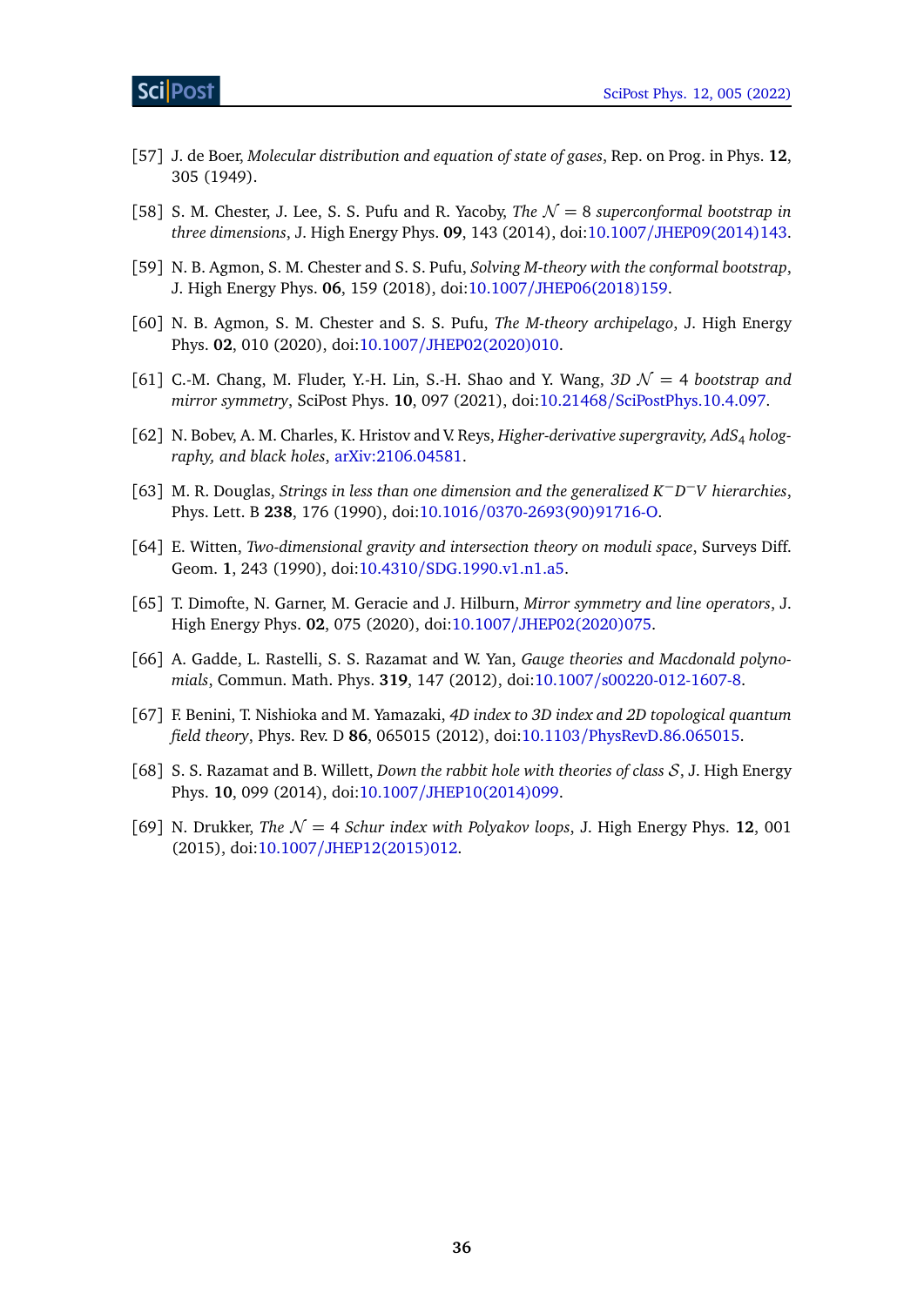[57] J. de Boer, *Molecular distribution and equation of state of gases*, Rep. on Prog. in Phys. **12**, 305 (1949).

[58] S. M. Chester, J. Lee, S. S. Pufu and R. Yacoby, *The $\mathcal{N} = 8$ superconformal bootstrap in three dimensions*, J. High Energy Phys. **09**, 143 (2014), doi:10.1007/JHEP09(2014)143.

[59] N. B. Agmon, S. M. Chester and S. S. Pufu, *Solving M-theory with the conformal bootstrap*, J. High Energy Phys. **06**, 159 (2018), doi:10.1007/JHEP06(2018)159.

[60] N. B. Agmon, S. M. Chester and S. S. Pufu, *The M-theory archipelago*, J. High Energy Phys. **02**, 010 (2020), doi:10.1007/JHEP02(2020)010.

[61] C.-M. Chang, M. Fluder, Y.-H. Lin, S.-H. Shao and Y. Wang, *3D $\mathcal{N} = 4$ bootstrap and mirror symmetry*, SciPost Phys. **10**, 097 (2021), doi:10.21468/SciPostPhys.10.4.097.

[62] N. Bobev, A. M. Charles, K. Hristov and V. Reys, *Higher-derivative supergravity, $AdS_4$ holography, and black holes*, arXiv:2106.04581.

[63] M. R. Douglas, *Strings in less than one dimension and the generalized $K^-D^-V$ hierarchies*, Phys. Lett. B **238**, 176 (1990), doi:10.1016/0370-2693(90)91716-O.

[64] E. Witten, *Two-dimensional gravity and intersection theory on moduli space*, Surveys Diff. Geom. **1**, 243 (1990), doi:10.4310/SDG.1990.v1.n1.a5.

[65] T. Dimofte, N. Garner, M. Geracie and J. Hilburn, *Mirror symmetry and line operators*, J. High Energy Phys. **02**, 075 (2020), doi:10.1007/JHEP02(2020)075.

[66] A. Gadde, L. Rastelli, S. S. Razamat and W. Yan, *Gauge theories and Macdonald polynomials*, Commun. Math. Phys. **319**, 147 (2012), doi:10.1007/s00220-012-1607-8.

[67] F. Benini, T. Nishioka and M. Yamazaki, *4D index to 3D index and 2D topological quantum field theory*, Phys. Rev. D **86**, 065015 (2012), doi:10.1103/PhysRevD.86.065015.

[68] S. S. Razamat and B. Willett, *Down the rabbit hole with theories of class $\mathcal{S}$*, J. High Energy Phys. **10**, 099 (2014), doi:10.1007/JHEP10(2014)099.

[69] N. Drukker, *The $\mathcal{N} = 4$ Schur index with Polyakov loops*, J. High Energy Phys. **12**, 001 (2015), doi:10.1007/JHEP12(2015)012.